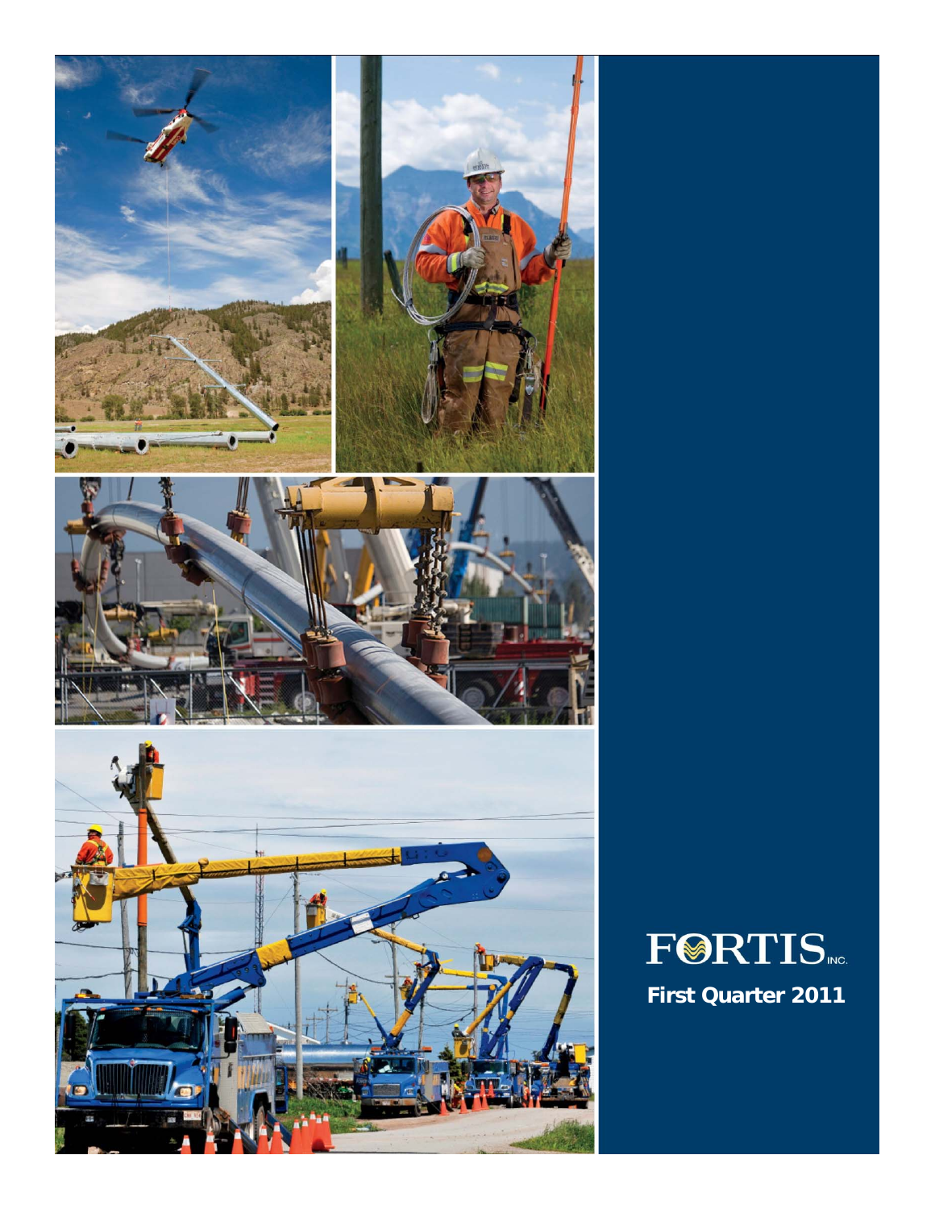FORTIS INC.

**First Quarter 2011**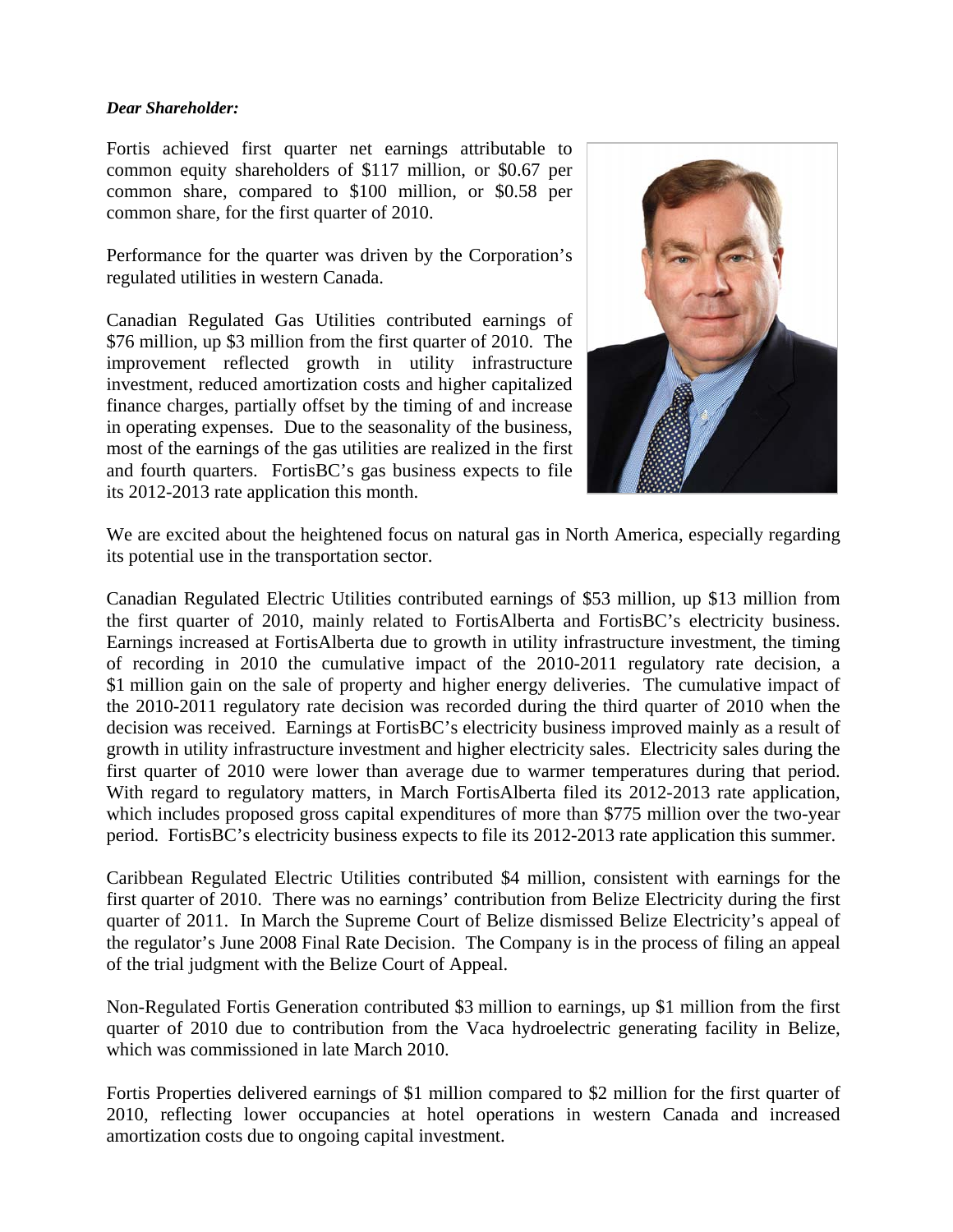***Dear Shareholder:***

Fortis achieved first quarter net earnings attributable to common equity shareholders of $117 million, or $0.67 per common share, compared to $100 million, or $0.58 per common share, for the first quarter of 2010.

Performance for the quarter was driven by the Corporation's regulated utilities in western Canada.

Canadian Regulated Gas Utilities contributed earnings of $76 million, up $3 million from the first quarter of 2010. The improvement reflected growth in utility infrastructure investment, reduced amortization costs and higher capitalized finance charges, partially offset by the timing of and increase in operating expenses. Due to the seasonality of the business, most of the earnings of the gas utilities are realized in the first and fourth quarters. FortisBC's gas business expects to file its 2012-2013 rate application this month.

We are excited about the heightened focus on natural gas in North America, especially regarding its potential use in the transportation sector.

Canadian Regulated Electric Utilities contributed earnings of $53 million, up $13 million from the first quarter of 2010, mainly related to FortisAlberta and FortisBC's electricity business. Earnings increased at FortisAlberta due to growth in utility infrastructure investment, the timing of recording in 2010 the cumulative impact of the 2010-2011 regulatory rate decision, a $1 million gain on the sale of property and higher energy deliveries. The cumulative impact of the 2010-2011 regulatory rate decision was recorded during the third quarter of 2010 when the decision was received. Earnings at FortisBC's electricity business improved mainly as a result of growth in utility infrastructure investment and higher electricity sales. Electricity sales during the first quarter of 2010 were lower than average due to warmer temperatures during that period. With regard to regulatory matters, in March FortisAlberta filed its 2012-2013 rate application, which includes proposed gross capital expenditures of more than $775 million over the two-year period. FortisBC's electricity business expects to file its 2012-2013 rate application this summer.

Caribbean Regulated Electric Utilities contributed $4 million, consistent with earnings for the first quarter of 2010. There was no earnings' contribution from Belize Electricity during the first quarter of 2011. In March the Supreme Court of Belize dismissed Belize Electricity's appeal of the regulator's June 2008 Final Rate Decision. The Company is in the process of filing an appeal of the trial judgment with the Belize Court of Appeal.

Non-Regulated Fortis Generation contributed $3 million to earnings, up $1 million from the first quarter of 2010 due to contribution from the Vaca hydroelectric generating facility in Belize, which was commissioned in late March 2010.

Fortis Properties delivered earnings of $1 million compared to $2 million for the first quarter of 2010, reflecting lower occupancies at hotel operations in western Canada and increased amortization costs due to ongoing capital investment.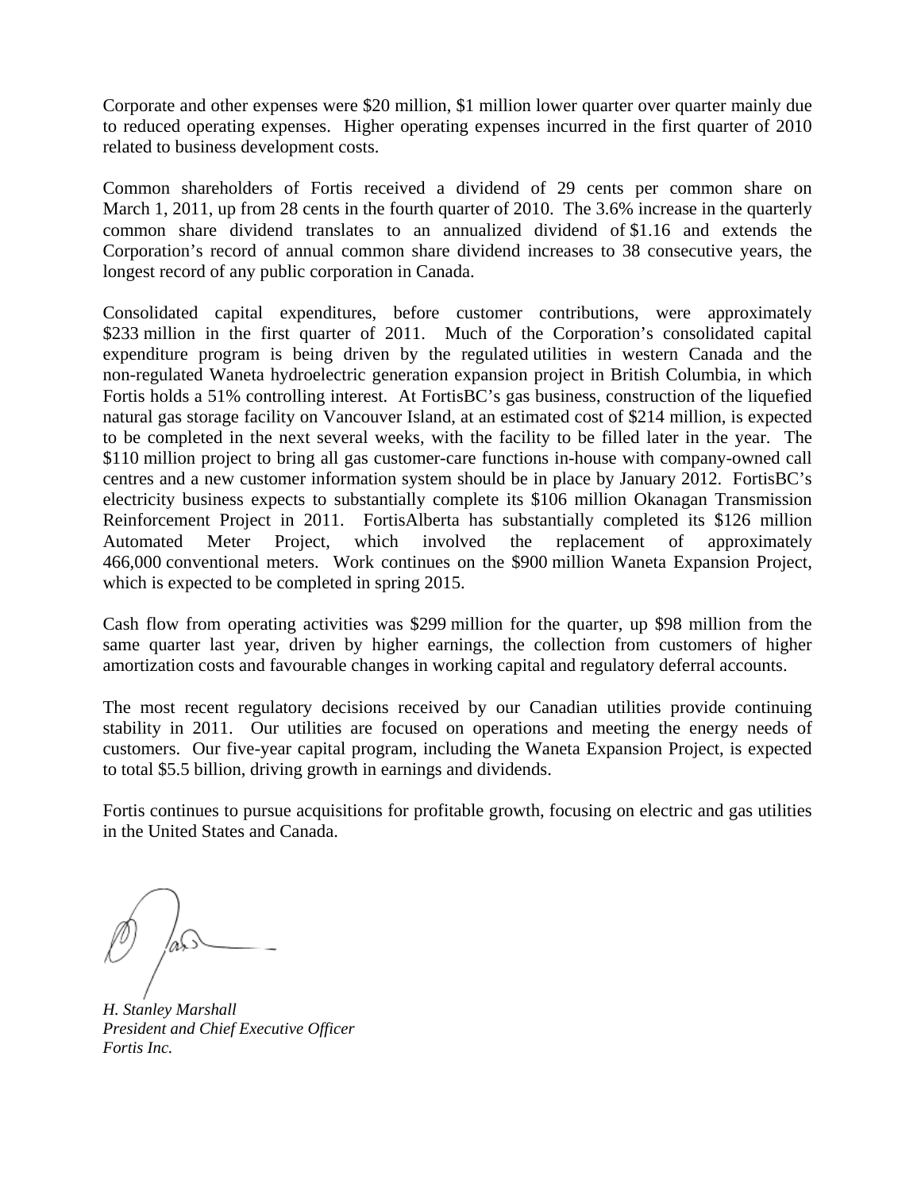Corporate and other expenses were $20 million, $1 million lower quarter over quarter mainly due to reduced operating expenses. Higher operating expenses incurred in the first quarter of 2010 related to business development costs.

Common shareholders of Fortis received a dividend of 29 cents per common share on March 1, 2011, up from 28 cents in the fourth quarter of 2010. The 3.6% increase in the quarterly common share dividend translates to an annualized dividend of $1.16 and extends the Corporation's record of annual common share dividend increases to 38 consecutive years, the longest record of any public corporation in Canada.

Consolidated capital expenditures, before customer contributions, were approximately $233 million in the first quarter of 2011. Much of the Corporation's consolidated capital expenditure program is being driven by the regulated utilities in western Canada and the non-regulated Waneta hydroelectric generation expansion project in British Columbia, in which Fortis holds a 51% controlling interest. At FortisBC's gas business, construction of the liquefied natural gas storage facility on Vancouver Island, at an estimated cost of $214 million, is expected to be completed in the next several weeks, with the facility to be filled later in the year. The $110 million project to bring all gas customer-care functions in-house with company-owned call centres and a new customer information system should be in place by January 2012. FortisBC's electricity business expects to substantially complete its $106 million Okanagan Transmission Reinforcement Project in 2011. FortisAlberta has substantially completed its $126 million Automated Meter Project, which involved the replacement of approximately 466,000 conventional meters. Work continues on the $900 million Waneta Expansion Project, which is expected to be completed in spring 2015.

Cash flow from operating activities was $299 million for the quarter, up $98 million from the same quarter last year, driven by higher earnings, the collection from customers of higher amortization costs and favourable changes in working capital and regulatory deferral accounts.

The most recent regulatory decisions received by our Canadian utilities provide continuing stability in 2011. Our utilities are focused on operations and meeting the energy needs of customers. Our five-year capital program, including the Waneta Expansion Project, is expected to total $5.5 billion, driving growth in earnings and dividends.

Fortis continues to pursue acquisitions for profitable growth, focusing on electric and gas utilities in the United States and Canada.

*H. Stanley Marshall*
*President and Chief Executive Officer*
*Fortis Inc.*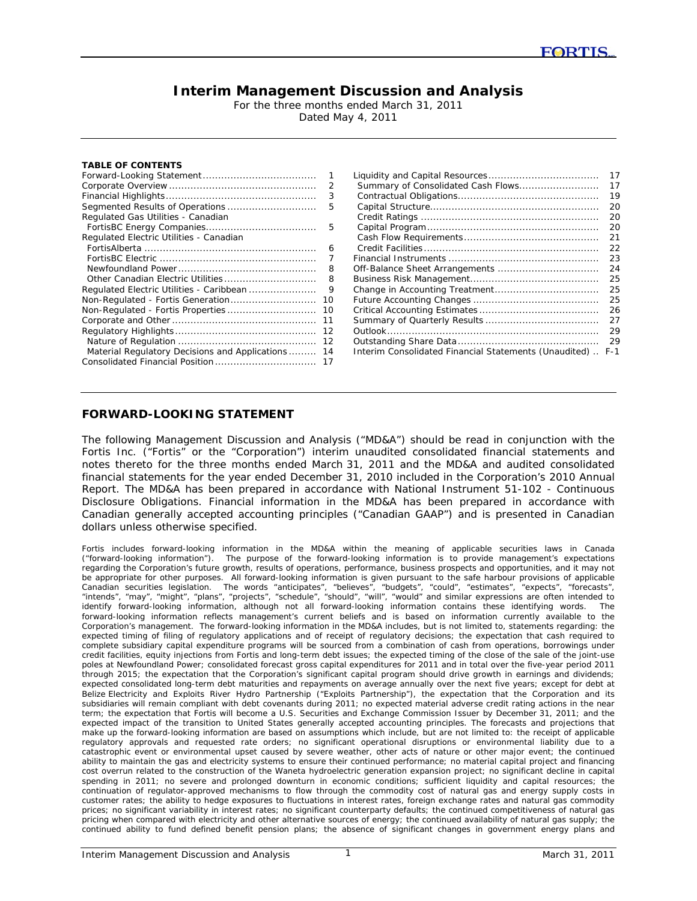# Interim Management Discussion and Analysis

For the three months ended March 31, 2011

Dated May 4, 2011

**TABLE OF CONTENTS**

| | |
|---|---|
| Forward-Looking Statement | 1 |
| Corporate Overview | 2 |
| Financial Highlights | 3 |
| Segmented Results of Operations | 5 |
| Regulated Gas Utilities - Canadian | |
| FortisBC Energy Companies | 5 |
| Regulated Electric Utilities - Canadian | |
| FortisAlberta | 6 |
| FortisBC Electric | 7 |
| Newfoundland Power | 8 |
| Other Canadian Electric Utilities | 8 |
| Regulated Electric Utilities - Caribbean | 9 |
| Non-Regulated - Fortis Generation | 10 |
| Non-Regulated - Fortis Properties | 10 |
| Corporate and Other | 11 |
| Regulatory Highlights | 12 |
| Nature of Regulation | 12 |
| Material Regulatory Decisions and Applications | 14 |
| Consolidated Financial Position | 17 |
| Liquidity and Capital Resources | 17 |
| Summary of Consolidated Cash Flows | 17 |
| Contractual Obligations | 19 |
| Capital Structure | 20 |
| Credit Ratings | 20 |
| Capital Program | 20 |
| Cash Flow Requirements | 21 |
| Credit Facilities | 22 |
| Financial Instruments | 23 |
| Off-Balance Sheet Arrangements | 24 |
| Business Risk Management | 25 |
| Change in Accounting Treatment | 25 |
| Future Accounting Changes | 25 |
| Critical Accounting Estimates | 26 |
| Summary of Quarterly Results | 27 |
| Outlook | 29 |
| Outstanding Share Data | 29 |
| Interim Consolidated Financial Statements (Unaudited) | F-1 |

## FORWARD-LOOKING STATEMENT

The following Management Discussion and Analysis ("MD&A") should be read in conjunction with the Fortis Inc. ("Fortis" or the "Corporation") interim unaudited consolidated financial statements and notes thereto for the three months ended March 31, 2011 and the MD&A and audited consolidated financial statements for the year ended December 31, 2010 included in the Corporation's 2010 Annual Report. The MD&A has been prepared in accordance with National Instrument 51-102 - Continuous Disclosure Obligations. Financial information in the MD&A has been prepared in accordance with Canadian generally accepted accounting principles ("Canadian GAAP") and is presented in Canadian dollars unless otherwise specified.

Fortis includes forward-looking information in the MD&A within the meaning of applicable securities laws in Canada ("forward-looking information"). The purpose of the forward-looking information is to provide management's expectations regarding the Corporation's future growth, results of operations, performance, business prospects and opportunities, and it may not be appropriate for other purposes. All forward-looking information is given pursuant to the safe harbour provisions of applicable Canadian securities legislation. The words "anticipates", "believes", "budgets", "could", "estimates", "expects", "forecasts", "intends", "may", "might", "plans", "projects", "schedule", "should", "will", "would" and similar expressions are often intended to identify forward-looking information, although not all forward-looking information contains these identifying words. The forward-looking information reflects management's current beliefs and is based on information currently available to the Corporation's management. The forward-looking information in the MD&A includes, but is not limited to, statements regarding: the expected timing of filing of regulatory applications and of receipt of regulatory decisions; the expectation that cash required to complete subsidiary capital expenditure programs will be sourced from a combination of cash from operations, borrowings under credit facilities, equity injections from Fortis and long-term debt issues; the expected timing of the close of the sale of the joint-use poles at Newfoundland Power; consolidated forecast gross capital expenditures for 2011 and in total over the five-year period 2011 through 2015; the expectation that the Corporation's significant capital program should drive growth in earnings and dividends; expected consolidated long-term debt maturities and repayments on average annually over the next five years; except for debt at Belize Electricity and Exploits River Hydro Partnership ("Exploits Partnership"), the expectation that the Corporation and its subsidiaries will remain compliant with debt covenants during 2011; no expected material adverse credit rating actions in the near term; the expectation that Fortis will become a U.S. Securities and Exchange Commission Issuer by December 31, 2011; and the expected impact of the transition to United States generally accepted accounting principles. The forecasts and projections that make up the forward-looking information are based on assumptions which include, but are not limited to: the receipt of applicable regulatory approvals and requested rate orders; no significant operational disruptions or environmental liability due to a catastrophic event or environmental upset caused by severe weather, other acts of nature or other major event; the continued ability to maintain the gas and electricity systems to ensure their continued performance; no material capital project and financing cost overrun related to the construction of the Waneta hydroelectric generation expansion project; no significant decline in capital spending in 2011; no severe and prolonged downturn in economic conditions; sufficient liquidity and capital resources; the continuation of regulator-approved mechanisms to flow through the commodity cost of natural gas and energy supply costs in customer rates; the ability to hedge exposures to fluctuations in interest rates, foreign exchange rates and natural gas commodity prices; no significant variability in interest rates; no significant counterparty defaults; the continued competitiveness of natural gas pricing when compared with electricity and other alternative sources of energy; the continued availability of natural gas supply; the continued ability to fund defined benefit pension plans; the absence of significant changes in government energy plans and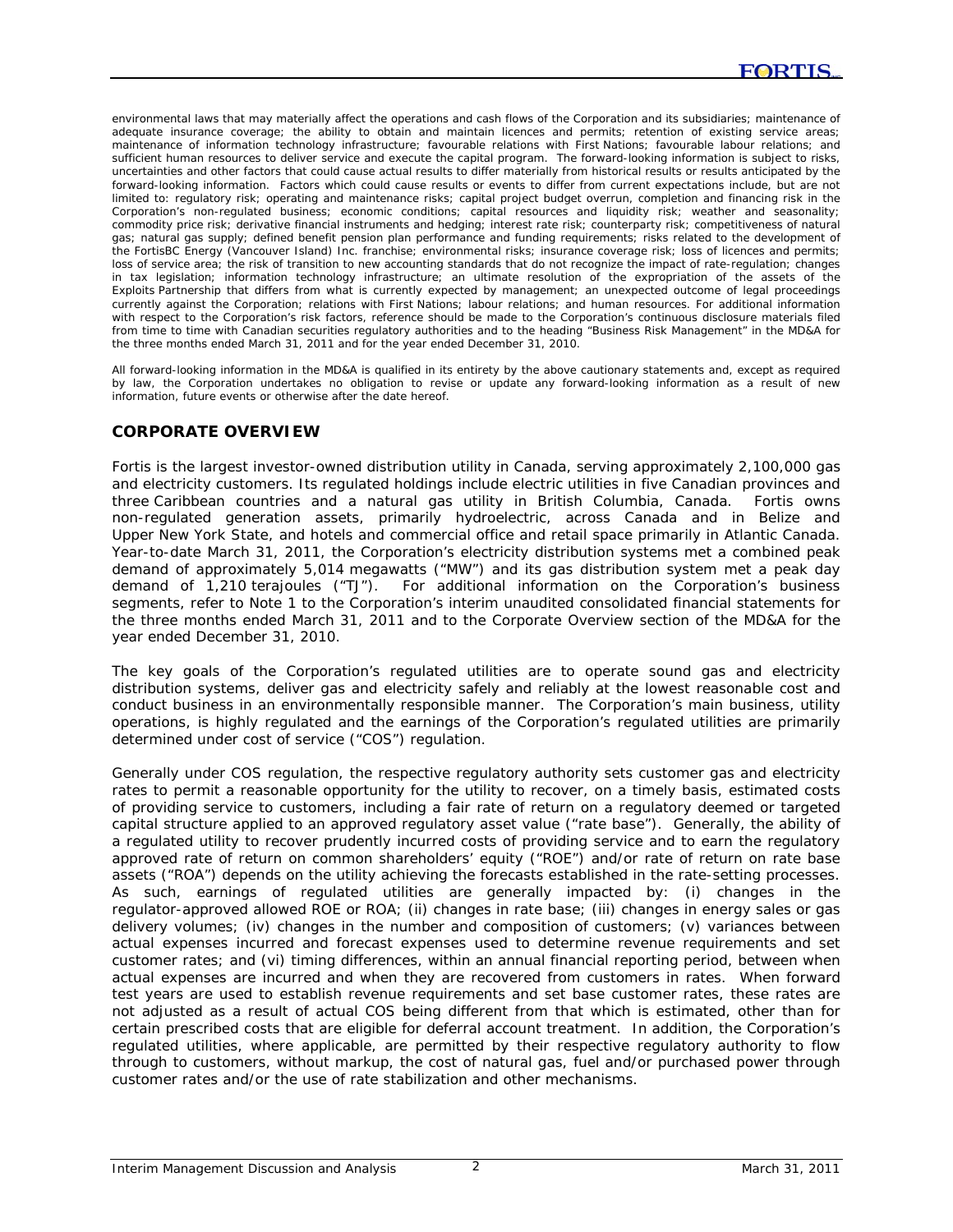environmental laws that may materially affect the operations and cash flows of the Corporation and its subsidiaries; maintenance of adequate insurance coverage; the ability to obtain and maintain licences and permits; retention of existing service areas; maintenance of information technology infrastructure; favourable relations with First Nations; favourable labour relations; and sufficient human resources to deliver service and execute the capital program. The forward-looking information is subject to risks, uncertainties and other factors that could cause actual results to differ materially from historical results or results anticipated by the forward-looking information. Factors which could cause results or events to differ from current expectations include, but are not limited to: regulatory risk; operating and maintenance risks; capital project budget overrun, completion and financing risk in the Corporation's non-regulated business; economic conditions; capital resources and liquidity risk; weather and seasonality; commodity price risk; derivative financial instruments and hedging; interest rate risk; counterparty risk; competitiveness of natural gas; natural gas supply; defined benefit pension plan performance and funding requirements; risks related to the development of the FortisBC Energy (Vancouver Island) Inc. franchise; environmental risks; insurance coverage risk; loss of licences and permits; loss of service area; the risk of transition to new accounting standards that do not recognize the impact of rate-regulation; changes in tax legislation; information technology infrastructure; an ultimate resolution of the expropriation of the assets of the Exploits Partnership that differs from what is currently expected by management; an unexpected outcome of legal proceedings currently against the Corporation; relations with First Nations; labour relations; and human resources. For additional information with respect to the Corporation's risk factors, reference should be made to the Corporation's continuous disclosure materials filed from time to time with Canadian securities regulatory authorities and to the heading "Business Risk Management" in the MD&A for the three months ended March 31, 2011 and for the year ended December 31, 2010.

All forward-looking information in the MD&A is qualified in its entirety by the above cautionary statements and, except as required by law, the Corporation undertakes no obligation to revise or update any forward-looking information as a result of new information, future events or otherwise after the date hereof.

## CORPORATE OVERVIEW

Fortis is the largest investor-owned distribution utility in Canada, serving approximately 2,100,000 gas and electricity customers. Its regulated holdings include electric utilities in five Canadian provinces and three Caribbean countries and a natural gas utility in British Columbia, Canada. Fortis owns non-regulated generation assets, primarily hydroelectric, across Canada and in Belize and Upper New York State, and hotels and commercial office and retail space primarily in Atlantic Canada. Year-to-date March 31, 2011, the Corporation's electricity distribution systems met a combined peak demand of approximately 5,014 megawatts ("MW") and its gas distribution system met a peak day demand of 1,210 terajoules ("TJ"). For additional information on the Corporation's business segments, refer to Note 1 to the Corporation's interim unaudited consolidated financial statements for the three months ended March 31, 2011 and to the Corporate Overview section of the MD&A for the year ended December 31, 2010.

The key goals of the Corporation's regulated utilities are to operate sound gas and electricity distribution systems, deliver gas and electricity safely and reliably at the lowest reasonable cost and conduct business in an environmentally responsible manner. The Corporation's main business, utility operations, is highly regulated and the earnings of the Corporation's regulated utilities are primarily determined under cost of service ("COS") regulation.

Generally under COS regulation, the respective regulatory authority sets customer gas and electricity rates to permit a reasonable opportunity for the utility to recover, on a timely basis, estimated costs of providing service to customers, including a fair rate of return on a regulatory deemed or targeted capital structure applied to an approved regulatory asset value ("rate base"). Generally, the ability of a regulated utility to recover prudently incurred costs of providing service and to earn the regulatory approved rate of return on common shareholders' equity ("ROE") and/or rate of return on rate base assets ("ROA") depends on the utility achieving the forecasts established in the rate-setting processes. As such, earnings of regulated utilities are generally impacted by: (i) changes in the regulator-approved allowed ROE or ROA; (ii) changes in rate base; (iii) changes in energy sales or gas delivery volumes; (iv) changes in the number and composition of customers; (v) variances between actual expenses incurred and forecast expenses used to determine revenue requirements and set customer rates; and (vi) timing differences, within an annual financial reporting period, between when actual expenses are incurred and when they are recovered from customers in rates. When forward test years are used to establish revenue requirements and set base customer rates, these rates are not adjusted as a result of actual COS being different from that which is estimated, other than for certain prescribed costs that are eligible for deferral account treatment. In addition, the Corporation's regulated utilities, where applicable, are permitted by their respective regulatory authority to flow through to customers, without markup, the cost of natural gas, fuel and/or purchased power through customer rates and/or the use of rate stabilization and other mechanisms.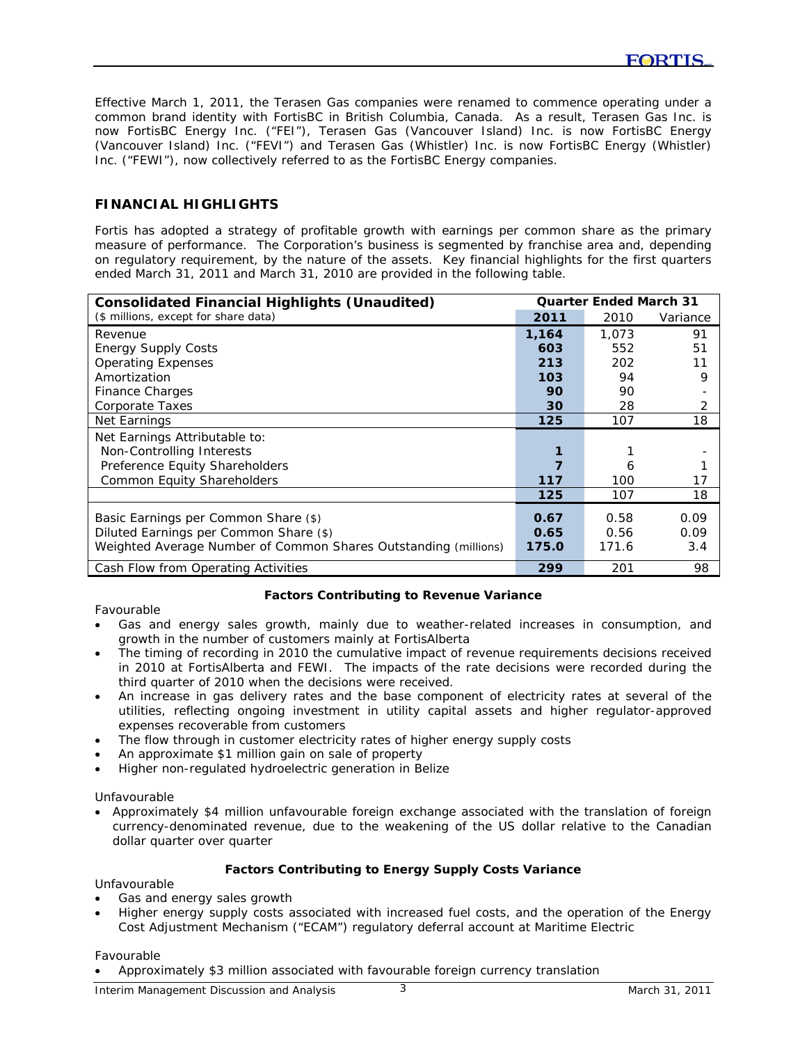Effective March 1, 2011, the Terasen Gas companies were renamed to commence operating under a common brand identity with FortisBC in British Columbia, Canada. As a result, Terasen Gas Inc. is now FortisBC Energy Inc. ("FEI"), Terasen Gas (Vancouver Island) Inc. is now FortisBC Energy (Vancouver Island) Inc. ("FEVI") and Terasen Gas (Whistler) Inc. is now FortisBC Energy (Whistler) Inc. ("FEWI"), now collectively referred to as the FortisBC Energy companies.

## FINANCIAL HIGHLIGHTS

Fortis has adopted a strategy of profitable growth with earnings per common share as the primary measure of performance. The Corporation's business is segmented by franchise area and, depending on regulatory requirement, by the nature of the assets. Key financial highlights for the first quarters ended March 31, 2011 and March 31, 2010 are provided in the following table.

| **Consolidated Financial Highlights (Unaudited)** | **Quarter Ended March 31** | | |
|---|---|---|---|
| ($ millions, except for share data) | **2011** | 2010 | Variance |
| Revenue | **1,164** | 1,073 | 91 |
| Energy Supply Costs | **603** | 552 | 51 |
| Operating Expenses | **213** | 202 | 11 |
| Amortization | **103** | 94 | 9 |
| Finance Charges | **90** | 90 | - |
| Corporate Taxes | **30** | 28 | 2 |
| Net Earnings | **125** | 107 | 18 |
| Net Earnings Attributable to: | | | |
| Non-Controlling Interests | **1** | 1 | - |
| Preference Equity Shareholders | **7** | 6 | 1 |
| Common Equity Shareholders | **117** | 100 | 17 |
| | **125** | 107 | 18 |
| Basic Earnings per Common Share ($) | **0.67** | 0.58 | 0.09 |
| Diluted Earnings per Common Share ($) | **0.65** | 0.56 | 0.09 |
| Weighted Average Number of Common Shares Outstanding (millions) | **175.0** | 171.6 | 3.4 |
| Cash Flow from Operating Activities | **299** | 201 | 98 |

**Factors Contributing to Revenue Variance**

Favourable

- Gas and energy sales growth, mainly due to weather-related increases in consumption, and growth in the number of customers mainly at FortisAlberta
- The timing of recording in 2010 the cumulative impact of revenue requirements decisions received in 2010 at FortisAlberta and FEWI. The impacts of the rate decisions were recorded during the third quarter of 2010 when the decisions were received.
- An increase in gas delivery rates and the base component of electricity rates at several of the utilities, reflecting ongoing investment in utility capital assets and higher regulator-approved expenses recoverable from customers
- The flow through in customer electricity rates of higher energy supply costs
- An approximate $1 million gain on sale of property
- Higher non-regulated hydroelectric generation in Belize

Unfavourable

- Approximately $4 million unfavourable foreign exchange associated with the translation of foreign currency-denominated revenue, due to the weakening of the US dollar relative to the Canadian dollar quarter over quarter

**Factors Contributing to Energy Supply Costs Variance**

Unfavourable

- Gas and energy sales growth
- Higher energy supply costs associated with increased fuel costs, and the operation of the Energy Cost Adjustment Mechanism ("ECAM") regulatory deferral account at Maritime Electric

Favourable

- Approximately $3 million associated with favourable foreign currency translation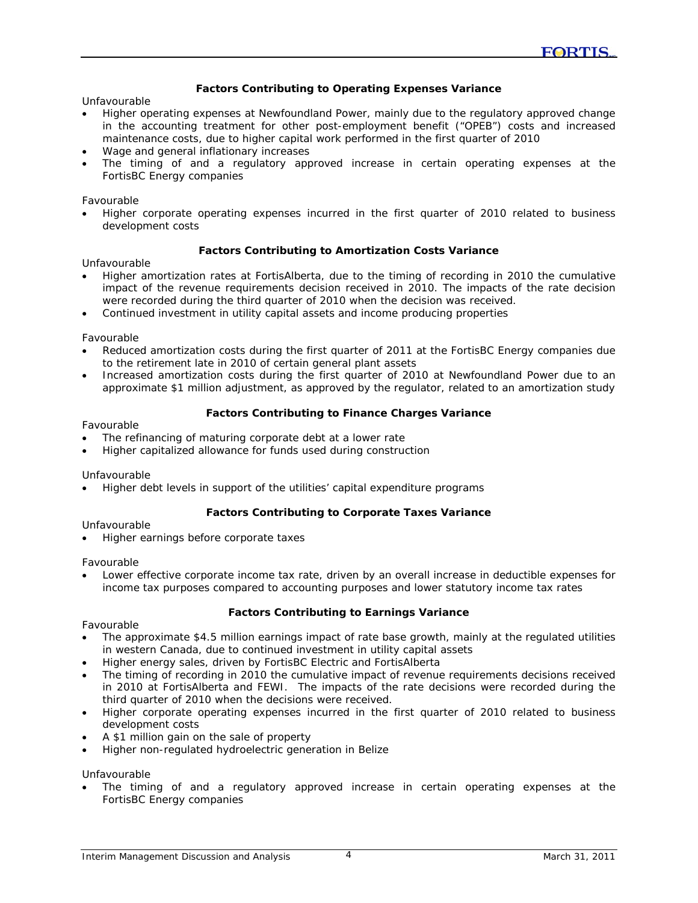### Factors Contributing to Operating Expenses Variance

Unfavourable

- Higher operating expenses at Newfoundland Power, mainly due to the regulatory approved change in the accounting treatment for other post-employment benefit ("OPEB") costs and increased maintenance costs, due to higher capital work performed in the first quarter of 2010
- Wage and general inflationary increases
- The timing of and a regulatory approved increase in certain operating expenses at the FortisBC Energy companies

Favourable

- Higher corporate operating expenses incurred in the first quarter of 2010 related to business development costs

### Factors Contributing to Amortization Costs Variance

Unfavourable

- Higher amortization rates at FortisAlberta, due to the timing of recording in 2010 the cumulative impact of the revenue requirements decision received in 2010. The impacts of the rate decision were recorded during the third quarter of 2010 when the decision was received.
- Continued investment in utility capital assets and income producing properties

Favourable

- Reduced amortization costs during the first quarter of 2011 at the FortisBC Energy companies due to the retirement late in 2010 of certain general plant assets
- Increased amortization costs during the first quarter of 2010 at Newfoundland Power due to an approximate $1 million adjustment, as approved by the regulator, related to an amortization study

### Factors Contributing to Finance Charges Variance

Favourable

- The refinancing of maturing corporate debt at a lower rate
- Higher capitalized allowance for funds used during construction

Unfavourable

- Higher debt levels in support of the utilities' capital expenditure programs

### Factors Contributing to Corporate Taxes Variance

Unfavourable

- Higher earnings before corporate taxes

Favourable

- Lower effective corporate income tax rate, driven by an overall increase in deductible expenses for income tax purposes compared to accounting purposes and lower statutory income tax rates

### Factors Contributing to Earnings Variance

Favourable

- The approximate $4.5 million earnings impact of rate base growth, mainly at the regulated utilities in western Canada, due to continued investment in utility capital assets
- Higher energy sales, driven by FortisBC Electric and FortisAlberta
- The timing of recording in 2010 the cumulative impact of revenue requirements decisions received in 2010 at FortisAlberta and FEWI. The impacts of the rate decisions were recorded during the third quarter of 2010 when the decisions were received.
- Higher corporate operating expenses incurred in the first quarter of 2010 related to business development costs
- A $1 million gain on the sale of property
- Higher non-regulated hydroelectric generation in Belize

Unfavourable

- The timing of and a regulatory approved increase in certain operating expenses at the FortisBC Energy companies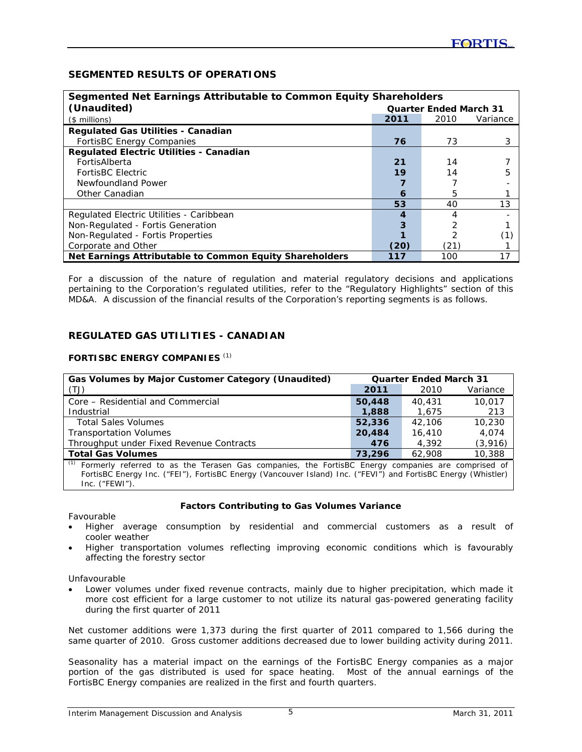## SEGMENTED RESULTS OF OPERATIONS

| Segmented Net Earnings Attributable to Common Equity Shareholders (Unaudited) | Quarter Ended March 31 | | |
|---|---|---|---|
| ($ millions) | **2011** | 2010 | Variance |
| **Regulated Gas Utilities - Canadian** | | | |
| FortisBC Energy Companies | **76** | 73 | 3 |
| **Regulated Electric Utilities - Canadian** | | | |
| FortisAlberta | **21** | 14 | 7 |
| FortisBC Electric | **19** | 14 | 5 |
| Newfoundland Power | **7** | 7 | - |
| Other Canadian | **6** | 5 | 1 |
| | **53** | 40 | 13 |
| Regulated Electric Utilities - Caribbean | **4** | 4 | - |
| Non-Regulated - Fortis Generation | **3** | 2 | 1 |
| Non-Regulated - Fortis Properties | **1** | 2 | (1) |
| Corporate and Other | **(20)** | (21) | 1 |
| **Net Earnings Attributable to Common Equity Shareholders** | **117** | 100 | 17 |

For a discussion of the nature of regulation and material regulatory decisions and applications pertaining to the Corporation's regulated utilities, refer to the "Regulatory Highlights" section of this MD&A. A discussion of the financial results of the Corporation's reporting segments is as follows.

## REGULATED GAS UTILITIES - CANADIAN

### FORTISBC ENERGY COMPANIES [(1)]

| Gas Volumes by Major Customer Category (Unaudited) | Quarter Ended March 31 | | |
|---|---|---|---|
| (TJ) | **2011** | 2010 | Variance |
| Core – Residential and Commercial | **50,448** | 40,431 | 10,017 |
| Industrial | **1,888** | 1,675 | 213 |
| Total Sales Volumes | **52,336** | 42,106 | 10,230 |
| Transportation Volumes | **20,484** | 16,410 | 4,074 |
| Throughput under Fixed Revenue Contracts | **476** | 4,392 | (3,916) |
| **Total Gas Volumes** | **73,296** | 62,908 | 10,388 |

[(1)] Formerly referred to as the Terasen Gas companies, the FortisBC Energy companies are comprised of FortisBC Energy Inc. ("FEI"), FortisBC Energy (Vancouver Island) Inc. ("FEVI") and FortisBC Energy (Whistler) Inc. ("FEWI").

**Factors Contributing to Gas Volumes Variance**

Favourable

- Higher average consumption by residential and commercial customers as a result of cooler weather
- Higher transportation volumes reflecting improving economic conditions which is favourably affecting the forestry sector

Unfavourable

- Lower volumes under fixed revenue contracts, mainly due to higher precipitation, which made it more cost efficient for a large customer to not utilize its natural gas-powered generating facility during the first quarter of 2011

Net customer additions were 1,373 during the first quarter of 2011 compared to 1,566 during the same quarter of 2010. Gross customer additions decreased due to lower building activity during 2011.

Seasonality has a material impact on the earnings of the FortisBC Energy companies as a major portion of the gas distributed is used for space heating. Most of the annual earnings of the FortisBC Energy companies are realized in the first and fourth quarters.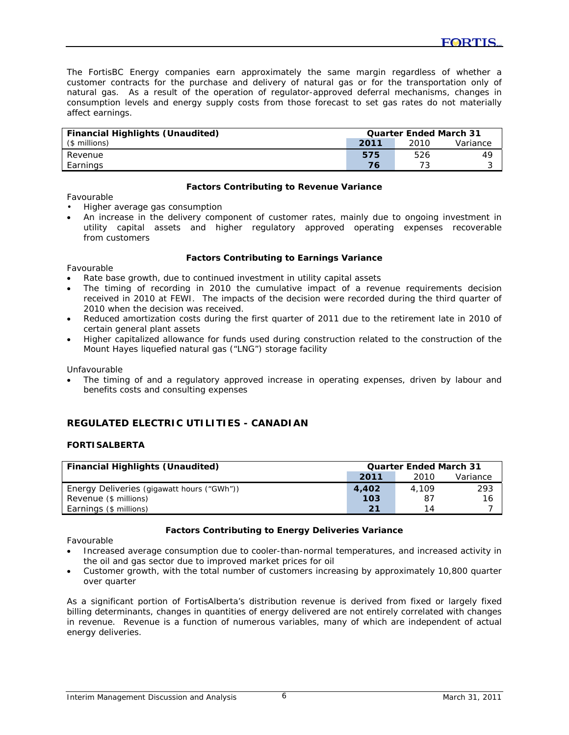The FortisBC Energy companies earn approximately the same margin regardless of whether a customer contracts for the purchase and delivery of natural gas or for the transportation only of natural gas. As a result of the operation of regulator-approved deferral mechanisms, changes in consumption levels and energy supply costs from those forecast to set gas rates do not materially affect earnings.

| **Financial Highlights (Unaudited)** | **Quarter Ended March 31** | | |
|---|---|---|---|
| ($ millions) | **2011** | 2010 | Variance |
| Revenue | **575** | 526 | 49 |
| Earnings | **76** | 73 | 3 |

**Factors Contributing to Revenue Variance**

Favourable

- Higher average gas consumption
- An increase in the delivery component of customer rates, mainly due to ongoing investment in utility capital assets and higher regulatory approved operating expenses recoverable from customers

**Factors Contributing to Earnings Variance**

Favourable

- Rate base growth, due to continued investment in utility capital assets
- The timing of recording in 2010 the cumulative impact of a revenue requirements decision received in 2010 at FEWI. The impacts of the decision were recorded during the third quarter of 2010 when the decision was received.
- Reduced amortization costs during the first quarter of 2011 due to the retirement late in 2010 of certain general plant assets
- Higher capitalized allowance for funds used during construction related to the construction of the Mount Hayes liquefied natural gas ("LNG") storage facility

Unfavourable

- The timing of and a regulatory approved increase in operating expenses, driven by labour and benefits costs and consulting expenses

## REGULATED ELECTRIC UTILITIES - CANADIAN

### FORTISALBERTA

| **Financial Highlights (Unaudited)** | **Quarter Ended March 31** | | |
|---|---|---|---|
| | **2011** | 2010 | Variance |
| Energy Deliveries (gigawatt hours ("GWh")) | **4,402** | 4,109 | 293 |
| Revenue ($ millions) | **103** | 87 | 16 |
| Earnings ($ millions) | **21** | 14 | 7 |

**Factors Contributing to Energy Deliveries Variance**

Favourable

- Increased average consumption due to cooler-than-normal temperatures, and increased activity in the oil and gas sector due to improved market prices for oil
- Customer growth, with the total number of customers increasing by approximately 10,800 quarter over quarter

As a significant portion of FortisAlberta's distribution revenue is derived from fixed or largely fixed billing determinants, changes in quantities of energy delivered are not entirely correlated with changes in revenue. Revenue is a function of numerous variables, many of which are independent of actual energy deliveries.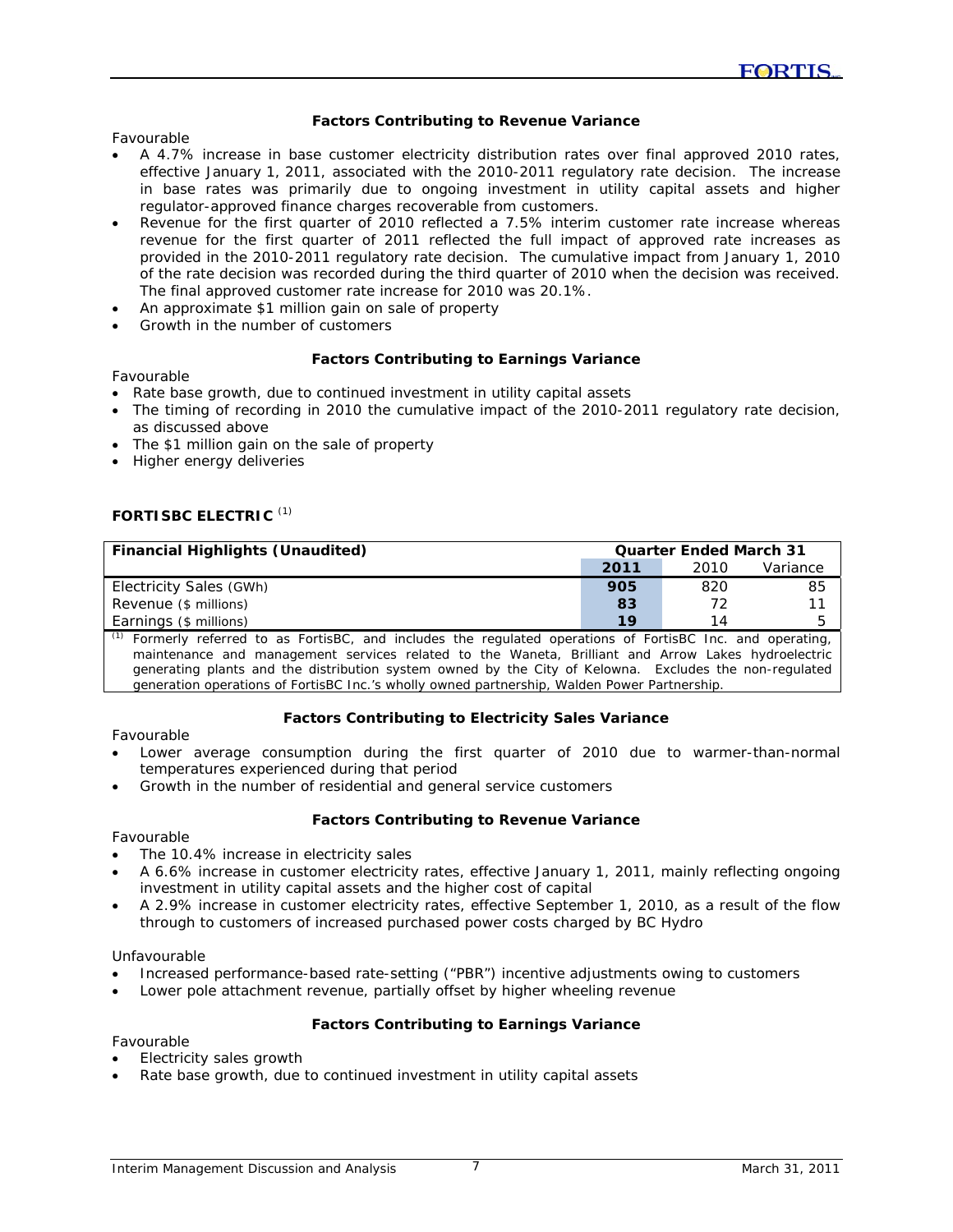**Factors Contributing to Revenue Variance**

Favourable

- A 4.7% increase in base customer electricity distribution rates over final approved 2010 rates, effective January 1, 2011, associated with the 2010-2011 regulatory rate decision. The increase in base rates was primarily due to ongoing investment in utility capital assets and higher regulator-approved finance charges recoverable from customers.
- Revenue for the first quarter of 2010 reflected a 7.5% interim customer rate increase whereas revenue for the first quarter of 2011 reflected the full impact of approved rate increases as provided in the 2010-2011 regulatory rate decision. The cumulative impact from January 1, 2010 of the rate decision was recorded during the third quarter of 2010 when the decision was received. The final approved customer rate increase for 2010 was 20.1%.
- An approximate $1 million gain on sale of property
- Growth in the number of customers

**Factors Contributing to Earnings Variance**

Favourable

- Rate base growth, due to continued investment in utility capital assets
- The timing of recording in 2010 the cumulative impact of the 2010-2011 regulatory rate decision, as discussed above
- The $1 million gain on the sale of property
- Higher energy deliveries

## FORTISBC ELECTRIC [(1)]

| Financial Highlights (Unaudited) | Quarter Ended March 31 | | |
|---|---|---|---|
| | **2011** | 2010 | Variance |
| Electricity Sales (GWh) | **905** | 820 | 85 |
| Revenue ($ millions) | **83** | 72 | 11 |
| Earnings ($ millions) | **19** | 14 | 5 |

(1) Formerly referred to as FortisBC, and includes the regulated operations of FortisBC Inc. and operating, maintenance and management services related to the Waneta, Brilliant and Arrow Lakes hydroelectric generating plants and the distribution system owned by the City of Kelowna. Excludes the non-regulated generation operations of FortisBC Inc.'s wholly owned partnership, Walden Power Partnership.

**Factors Contributing to Electricity Sales Variance**

Favourable

- Lower average consumption during the first quarter of 2010 due to warmer-than-normal temperatures experienced during that period
- Growth in the number of residential and general service customers

**Factors Contributing to Revenue Variance**

Favourable

- The 10.4% increase in electricity sales
- A 6.6% increase in customer electricity rates, effective January 1, 2011, mainly reflecting ongoing investment in utility capital assets and the higher cost of capital
- A 2.9% increase in customer electricity rates, effective September 1, 2010, as a result of the flow through to customers of increased purchased power costs charged by BC Hydro

Unfavourable

- Increased performance-based rate-setting ("PBR") incentive adjustments owing to customers
- Lower pole attachment revenue, partially offset by higher wheeling revenue

**Factors Contributing to Earnings Variance**

Favourable

- Electricity sales growth
- Rate base growth, due to continued investment in utility capital assets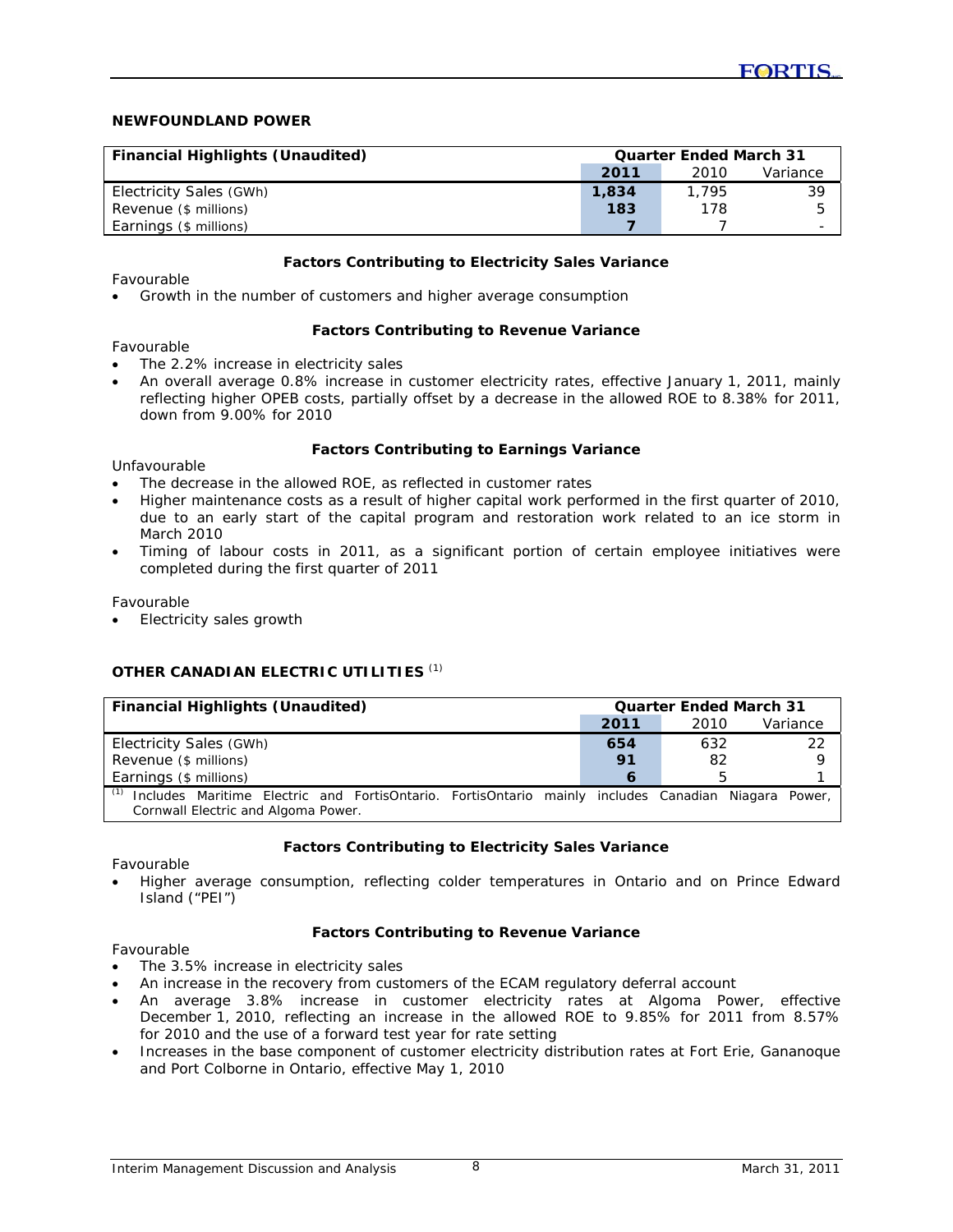## NEWFOUNDLAND POWER

| Financial Highlights (Unaudited) | Quarter Ended March 31 | | |
|---|---|---|---|
| | 2011 | 2010 | Variance |
| Electricity Sales (GWh) | 1,834 | 1,795 | 39 |
| Revenue ($ millions) | 183 | 178 | 5 |
| Earnings ($ millions) | 7 | 7 | - |

### Factors Contributing to Electricity Sales Variance

Favourable

- Growth in the number of customers and higher average consumption

### Factors Contributing to Revenue Variance

Favourable

- The 2.2% increase in electricity sales
- An overall average 0.8% increase in customer electricity rates, effective January 1, 2011, mainly reflecting higher OPEB costs, partially offset by a decrease in the allowed ROE to 8.38% for 2011, down from 9.00% for 2010

### Factors Contributing to Earnings Variance

Unfavourable

- The decrease in the allowed ROE, as reflected in customer rates
- Higher maintenance costs as a result of higher capital work performed in the first quarter of 2010, due to an early start of the capital program and restoration work related to an ice storm in March 2010
- Timing of labour costs in 2011, as a significant portion of certain employee initiatives were completed during the first quarter of 2011

Favourable

- Electricity sales growth

## OTHER CANADIAN ELECTRIC UTILITIES [(1)]

| Financial Highlights (Unaudited) | Quarter Ended March 31 | | |
|---|---|---|---|
| | 2011 | 2010 | Variance |
| Electricity Sales (GWh) | 654 | 632 | 22 |
| Revenue ($ millions) | 91 | 82 | 9 |
| Earnings ($ millions) | 6 | 5 | 1 |

(1) Includes Maritime Electric and FortisOntario. FortisOntario mainly includes Canadian Niagara Power, Cornwall Electric and Algoma Power.

### Factors Contributing to Electricity Sales Variance

Favourable

- Higher average consumption, reflecting colder temperatures in Ontario and on Prince Edward Island ("PEI")

### Factors Contributing to Revenue Variance

Favourable

- The 3.5% increase in electricity sales
- An increase in the recovery from customers of the ECAM regulatory deferral account
- An average 3.8% increase in customer electricity rates at Algoma Power, effective December 1, 2010, reflecting an increase in the allowed ROE to 9.85% for 2011 from 8.57% for 2010 and the use of a forward test year for rate setting
- Increases in the base component of customer electricity distribution rates at Fort Erie, Gananoque and Port Colborne in Ontario, effective May 1, 2010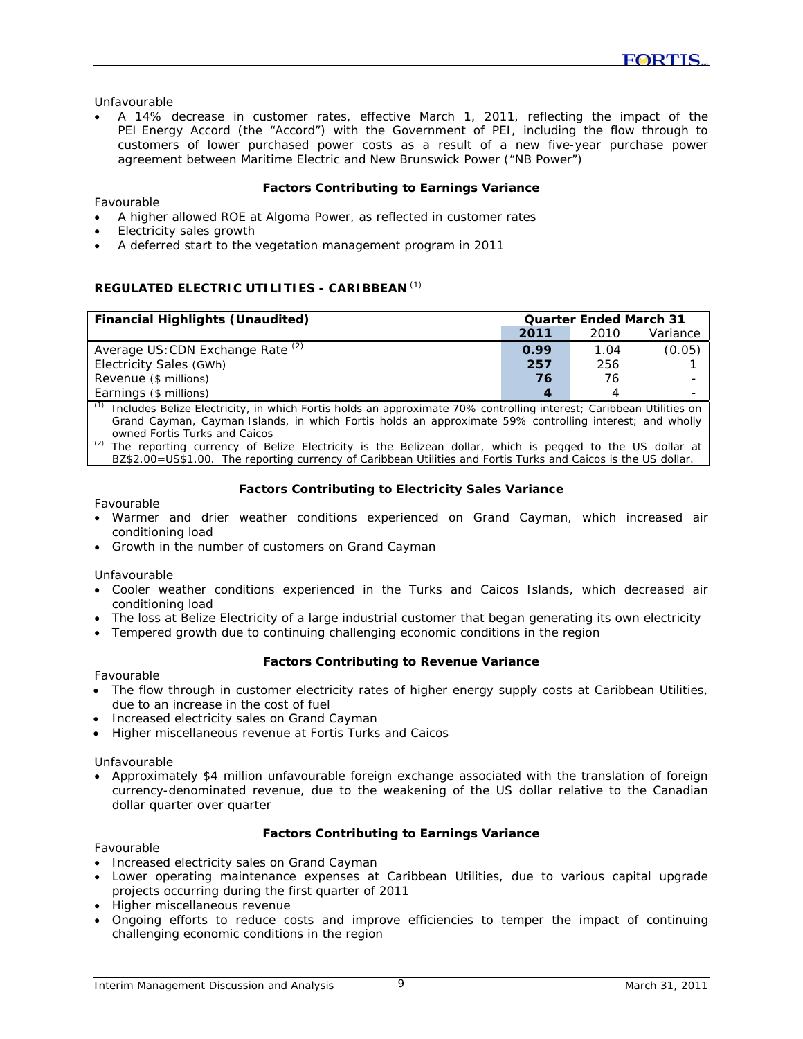Unfavourable

- A 14% decrease in customer rates, effective March 1, 2011, reflecting the impact of the PEI Energy Accord (the "Accord") with the Government of PEI, including the flow through to customers of lower purchased power costs as a result of a new five-year purchase power agreement between Maritime Electric and New Brunswick Power ("NB Power")

**Factors Contributing to Earnings Variance**

Favourable

- A higher allowed ROE at Algoma Power, as reflected in customer rates
- Electricity sales growth
- A deferred start to the vegetation management program in 2011

### REGULATED ELECTRIC UTILITIES - CARIBBEAN [(1)]

| Financial Highlights (Unaudited) | Quarter Ended March 31 | | |
|---|---|---|---|
| | **2011** | 2010 | Variance |
| Average US:CDN Exchange Rate [(2)] | **0.99** | 1.04 | (0.05) |
| Electricity Sales (GWh) | **257** | 256 | 1 |
| Revenue ($ millions) | **76** | 76 | - |
| Earnings ($ millions) | **4** | 4 | - |

(1) Includes Belize Electricity, in which Fortis holds an approximate 70% controlling interest; Caribbean Utilities on Grand Cayman, Cayman Islands, in which Fortis holds an approximate 59% controlling interest; and wholly owned Fortis Turks and Caicos

(2) The reporting currency of Belize Electricity is the Belizean dollar, which is pegged to the US dollar at BZ$2.00=US$1.00. The reporting currency of Caribbean Utilities and Fortis Turks and Caicos is the US dollar.

**Factors Contributing to Electricity Sales Variance**

Favourable

- Warmer and drier weather conditions experienced on Grand Cayman, which increased air conditioning load
- Growth in the number of customers on Grand Cayman

Unfavourable

- Cooler weather conditions experienced in the Turks and Caicos Islands, which decreased air conditioning load
- The loss at Belize Electricity of a large industrial customer that began generating its own electricity
- Tempered growth due to continuing challenging economic conditions in the region

**Factors Contributing to Revenue Variance**

Favourable

- The flow through in customer electricity rates of higher energy supply costs at Caribbean Utilities, due to an increase in the cost of fuel
- Increased electricity sales on Grand Cayman
- Higher miscellaneous revenue at Fortis Turks and Caicos

Unfavourable

- Approximately $4 million unfavourable foreign exchange associated with the translation of foreign currency-denominated revenue, due to the weakening of the US dollar relative to the Canadian dollar quarter over quarter

**Factors Contributing to Earnings Variance**

Favourable

- Increased electricity sales on Grand Cayman
- Lower operating maintenance expenses at Caribbean Utilities, due to various capital upgrade projects occurring during the first quarter of 2011
- Higher miscellaneous revenue
- Ongoing efforts to reduce costs and improve efficiencies to temper the impact of continuing challenging economic conditions in the region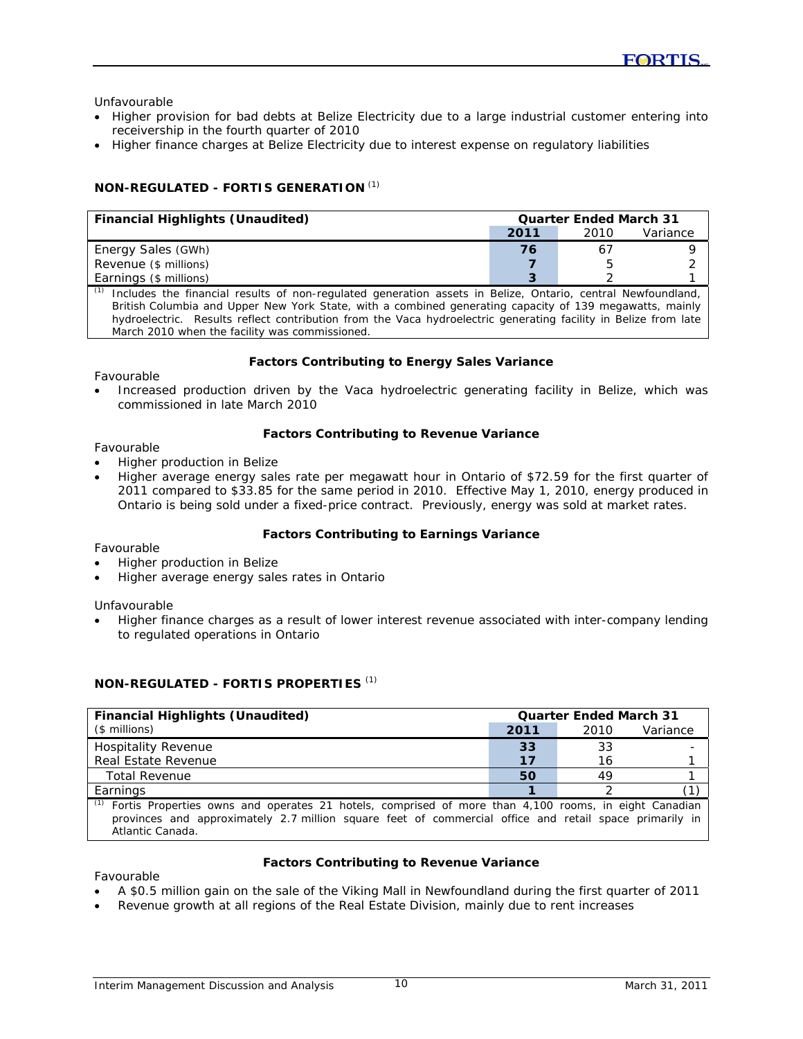Unfavourable

- Higher provision for bad debts at Belize Electricity due to a large industrial customer entering into receivership in the fourth quarter of 2010
- Higher finance charges at Belize Electricity due to interest expense on regulatory liabilities

### NON-REGULATED - FORTIS GENERATION [1]

| Financial Highlights (Unaudited) | Quarter Ended March 31 | | |
|---|---|---|---|
| | **2011** | 2010 | Variance |
| Energy Sales (GWh) | **76** | 67 | 9 |
| Revenue ($ millions) | **7** | 5 | 2 |
| Earnings ($ millions) | **3** | 2 | 1 |

(1) Includes the financial results of non-regulated generation assets in Belize, Ontario, central Newfoundland, British Columbia and Upper New York State, with a combined generating capacity of 139 megawatts, mainly hydroelectric. Results reflect contribution from the Vaca hydroelectric generating facility in Belize from late March 2010 when the facility was commissioned.

**Factors Contributing to Energy Sales Variance**

Favourable

- Increased production driven by the Vaca hydroelectric generating facility in Belize, which was commissioned in late March 2010

**Factors Contributing to Revenue Variance**

Favourable

- Higher production in Belize
- Higher average energy sales rate per megawatt hour in Ontario of $72.59 for the first quarter of 2011 compared to $33.85 for the same period in 2010. Effective May 1, 2010, energy produced in Ontario is being sold under a fixed-price contract. Previously, energy was sold at market rates.

**Factors Contributing to Earnings Variance**

Favourable

- Higher production in Belize
- Higher average energy sales rates in Ontario

Unfavourable

- Higher finance charges as a result of lower interest revenue associated with inter-company lending to regulated operations in Ontario

### NON-REGULATED - FORTIS PROPERTIES [1]

| Financial Highlights (Unaudited) | Quarter Ended March 31 | | |
|---|---|---|---|
| ($ millions) | **2011** | 2010 | Variance |
| Hospitality Revenue | **33** | 33 | - |
| Real Estate Revenue | **17** | 16 | 1 |
| Total Revenue | **50** | 49 | 1 |
| Earnings | **1** | 2 | (1) |

(1) Fortis Properties owns and operates 21 hotels, comprised of more than 4,100 rooms, in eight Canadian provinces and approximately 2.7 million square feet of commercial office and retail space primarily in Atlantic Canada.

**Factors Contributing to Revenue Variance**

Favourable

- A $0.5 million gain on the sale of the Viking Mall in Newfoundland during the first quarter of 2011
- Revenue growth at all regions of the Real Estate Division, mainly due to rent increases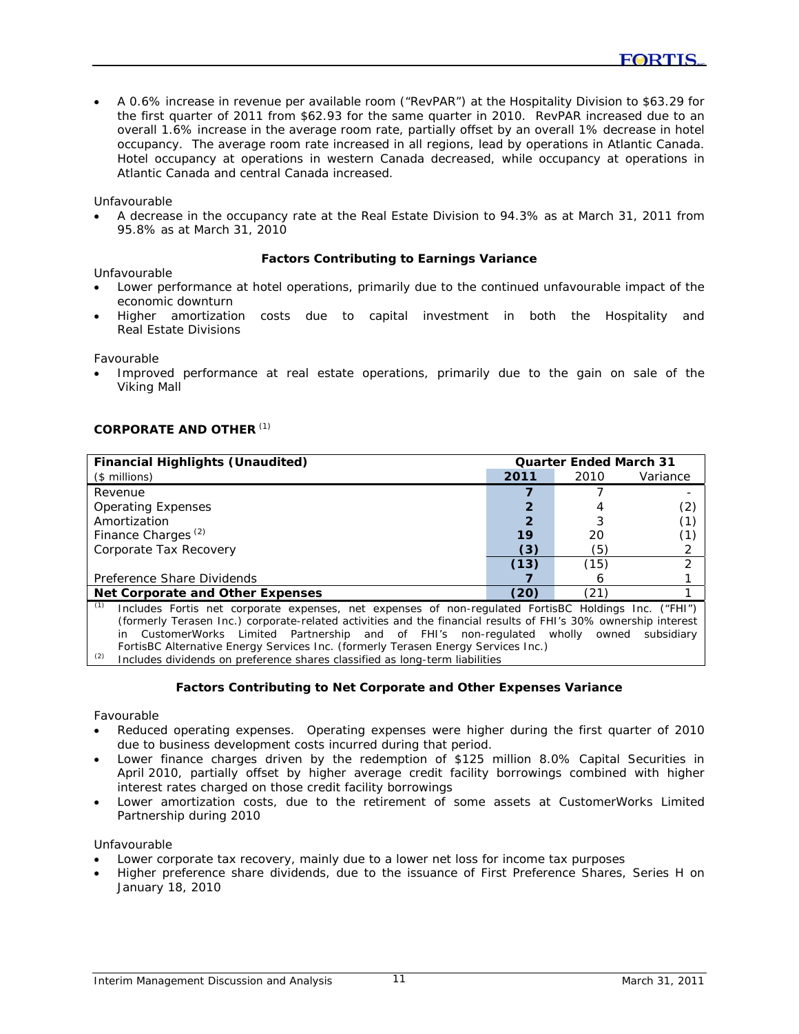- A 0.6% increase in revenue per available room ("RevPAR") at the Hospitality Division to $63.29 for the first quarter of 2011 from $62.93 for the same quarter in 2010. RevPAR increased due to an overall 1.6% increase in the average room rate, partially offset by an overall 1% decrease in hotel occupancy. The average room rate increased in all regions, lead by operations in Atlantic Canada. Hotel occupancy at operations in western Canada decreased, while occupancy at operations in Atlantic Canada and central Canada increased.

Unfavourable

- A decrease in the occupancy rate at the Real Estate Division to 94.3% as at March 31, 2011 from 95.8% as at March 31, 2010

**Factors Contributing to Earnings Variance**

Unfavourable

- Lower performance at hotel operations, primarily due to the continued unfavourable impact of the economic downturn
- Higher amortization costs due to capital investment in both the Hospitality and Real Estate Divisions

Favourable

- Improved performance at real estate operations, primarily due to the gain on sale of the Viking Mall

## CORPORATE AND OTHER [(1)]

| **Financial Highlights (Unaudited)** | **Quarter Ended March 31** | | |
|---|---|---|---|
| ($ millions) | **2011** | 2010 | Variance |
| Revenue | **7** | 7 | - |
| Operating Expenses | **2** | 4 | (2) |
| Amortization | **2** | 3 | (1) |
| Finance Charges [(2)] | **19** | 20 | (1) |
| Corporate Tax Recovery | **(3)** | (5) | 2 |
| | **(13)** | (15) | 2 |
| Preference Share Dividends | **7** | 6 | 1 |
| **Net Corporate and Other Expenses** | **(20)** | (21) | 1 |

(1) Includes Fortis net corporate expenses, net expenses of non-regulated FortisBC Holdings Inc. ("FHI") (formerly Terasen Inc.) corporate-related activities and the financial results of FHI's 30% ownership interest in CustomerWorks Limited Partnership and of FHI's non-regulated wholly owned subsidiary FortisBC Alternative Energy Services Inc. (formerly Terasen Energy Services Inc.)

(2) Includes dividends on preference shares classified as long-term liabilities

**Factors Contributing to Net Corporate and Other Expenses Variance**

Favourable

- Reduced operating expenses. Operating expenses were higher during the first quarter of 2010 due to business development costs incurred during that period.
- Lower finance charges driven by the redemption of $125 million 8.0% Capital Securities in April 2010, partially offset by higher average credit facility borrowings combined with higher interest rates charged on those credit facility borrowings
- Lower amortization costs, due to the retirement of some assets at CustomerWorks Limited Partnership during 2010

Unfavourable

- Lower corporate tax recovery, mainly due to a lower net loss for income tax purposes
- Higher preference share dividends, due to the issuance of First Preference Shares, Series H on January 18, 2010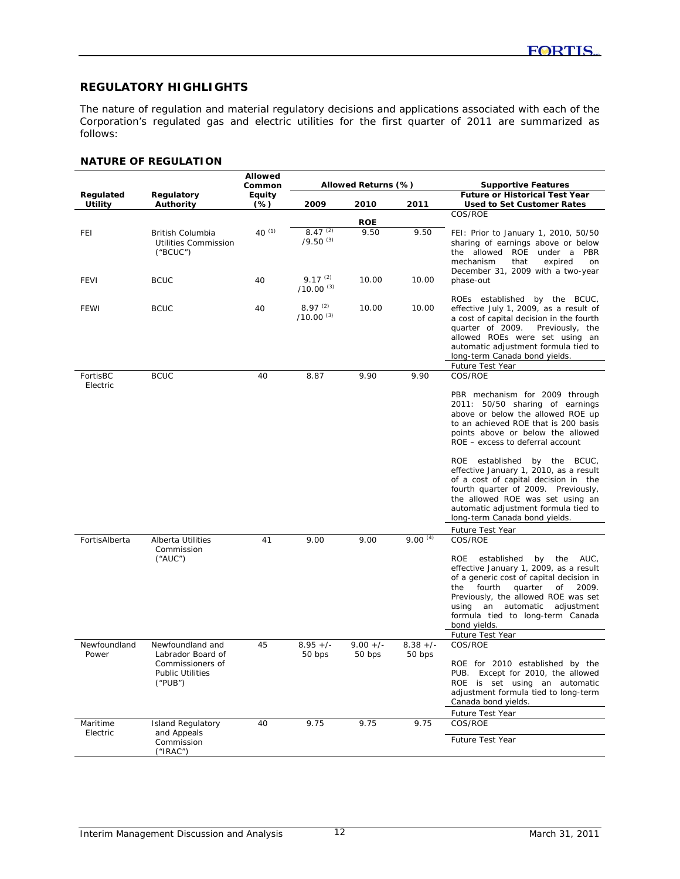## REGULATORY HIGHLIGHTS

The nature of regulation and material regulatory decisions and applications associated with each of the Corporation's regulated gas and electric utilities for the first quarter of 2011 are summarized as follows:

### NATURE OF REGULATION

| Regulated Utility | Regulatory Authority | Allowed Common Equity (%) | Allowed Returns (%) | | | Supportive Features |
|---|---|---|---|---|---|---|
| | | | 2009 | 2010 | 2011 | Future or Historical Test Year Used to Set Customer Rates |
| | | | | ROE | | COS/ROE |
| FEI | British Columbia Utilities Commission ("BCUC") | 40 (1) | 8.47 (2) /9.50 (3) | 9.50 | 9.50 | FEI: Prior to January 1, 2010, 50/50 sharing of earnings above or below the allowed ROE under a PBR mechanism that expired on December 31, 2009 with a two-year phase-out |
| FEVI | BCUC | 40 | 9.17 (2) /10.00 (3) | 10.00 | 10.00 | ROEs established by the BCUC, effective July 1, 2009, as a result of a cost of capital decision in the fourth quarter of 2009. Previously, the allowed ROEs were set using an automatic adjustment formula tied to long-term Canada bond yields. |
| FEWI | BCUC | 40 | 8.97 (2) /10.00 (3) | 10.00 | 10.00 | Future Test Year |
| FortisBC Electric | BCUC | 40 | 8.87 | 9.90 | 9.90 | COS/ROE<br><br>PBR mechanism for 2009 through 2011: 50/50 sharing of earnings above or below the allowed ROE up to an achieved ROE that is 200 basis points above or below the allowed ROE – excess to deferral account<br><br>ROE established by the BCUC, effective January 1, 2010, as a result of a cost of capital decision in the fourth quarter of 2009. Previously, the allowed ROE was set using an automatic adjustment formula tied to long-term Canada bond yields.<br><br>Future Test Year |
| FortisAlberta | Alberta Utilities Commission ("AUC") | 41 | 9.00 | 9.00 | 9.00 (4) | COS/ROE<br><br>ROE established by the AUC, effective January 1, 2009, as a result of a generic cost of capital decision in the fourth quarter of 2009. Previously, the allowed ROE was set using an automatic adjustment formula tied to long-term Canada bond yields.<br><br>Future Test Year |
| Newfoundland Power | Newfoundland and Labrador Board of Commissioners of Public Utilities ("PUB") | 45 | 8.95 +/- 50 bps | 9.00 +/- 50 bps | 8.38 +/- 50 bps | COS/ROE<br><br>ROE for 2010 established by the PUB. Except for 2010, the allowed ROE is set using an automatic adjustment formula tied to long-term Canada bond yields.<br><br>Future Test Year |
| Maritime Electric | Island Regulatory and Appeals Commission ("IRAC") | 40 | 9.75 | 9.75 | 9.75 | COS/ROE<br><br>Future Test Year |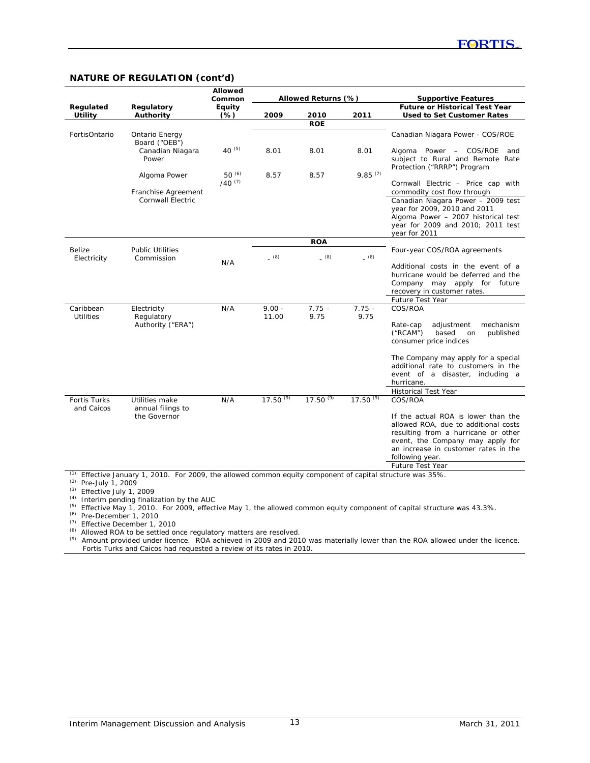## NATURE OF REGULATION (cont'd)

| Regulated Utility | Regulatory Authority | Allowed Common Equity (%) | Allowed Returns (%) | | | Supportive Features |
|---|---|---|---|---|---|---|
| | | | 2009 | 2010 | 2011 | Future or Historical Test Year Used to Set Customer Rates |
| | | | | ROE | | |
| FortisOntario | Ontario Energy Board ("OEB") | | | | | Canadian Niagara Power - COS/ROE<br>Algoma Power – COS/ROE and subject to Rural and Remote Rate Protection ("RRRP") Program<br>Cornwall Electric – Price cap with commodity cost flow through |
| | Canadian Niagara Power | 40 [5] | 8.01 | 8.01 | 8.01 | |
| | Algoma Power | 50 [6] /40 [7] | 8.57 | 8.57 | 9.85 [7] | |
| | Franchise Agreement Cornwall Electric | | | | | Canadian Niagara Power – 2009 test year for 2009, 2010 and 2011<br>Algoma Power – 2007 historical test year for 2009 and 2010; 2011 test year for 2011 |
| | | | | ROA | | |
| Belize Electricity | Public Utilities Commission | N/A | - [8] | - [8] | - [8] | Four-year COS/ROA agreements<br>Additional costs in the event of a hurricane would be deferred and the Company may apply for future recovery in customer rates.<br>Future Test Year |
| Caribbean Utilities | Electricity Regulatory Authority ("ERA") | N/A | 9.00 - 11.00 | 7.75 – 9.75 | 7.75 – 9.75 | COS/ROA<br>Rate-cap adjustment mechanism ("RCAM") based on published consumer price indices<br>The Company may apply for a special additional rate to customers in the event of a disaster, including a hurricane.<br>Historical Test Year |
| Fortis Turks and Caicos | Utilities make annual filings to the Governor | N/A | 17.50 [9] | 17.50 [9] | 17.50 [9] | COS/ROA<br>If the actual ROA is lower than the allowed ROA, due to additional costs resulting from a hurricane or other event, the Company may apply for an increase in customer rates in the following year.<br>Future Test Year |

(1) Effective January 1, 2010. For 2009, the allowed common equity component of capital structure was 35%.
(2) Pre-July 1, 2009
(3) Effective July 1, 2009
(4) Interim pending finalization by the AUC
(5) Effective May 1, 2010. For 2009, effective May 1, the allowed common equity component of capital structure was 43.3%.
(6) Pre-December 1, 2010
(7) Effective December 1, 2010
(8) Allowed ROA to be settled once regulatory matters are resolved.
(9) Amount provided under licence. ROA achieved in 2009 and 2010 was materially lower than the ROA allowed under the licence. Fortis Turks and Caicos had requested a review of its rates in 2010.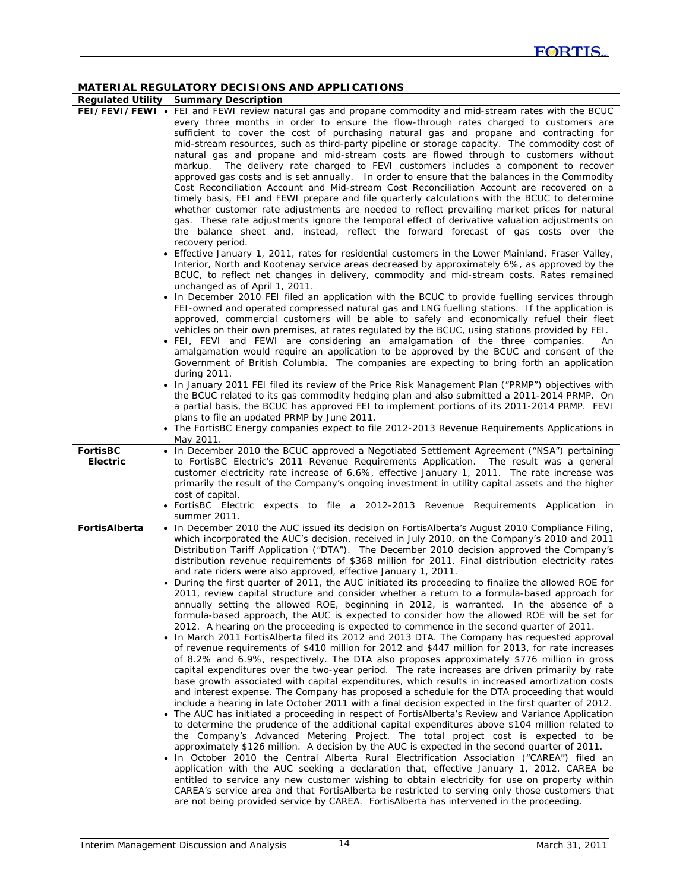## MATERIAL REGULATORY DECISIONS AND APPLICATIONS

| Regulated Utility | Summary Description |
|---|---|
| **FEI/FEVI/FEWI** | • FEI and FEWI review natural gas and propane commodity and mid-stream rates with the BCUC every three months in order to ensure the flow-through rates charged to customers are sufficient to cover the cost of purchasing natural gas and propane and contracting for mid-stream resources, such as third-party pipeline or storage capacity. The commodity cost of natural gas and propane and mid-stream costs are flowed through to customers without markup. The delivery rate charged to FEVI customers includes a component to recover approved gas costs and is set annually. In order to ensure that the balances in the Commodity Cost Reconciliation Account and Mid-stream Cost Reconciliation Account are recovered on a timely basis, FEI and FEWI prepare and file quarterly calculations with the BCUC to determine whether customer rate adjustments are needed to reflect prevailing market prices for natural gas. These rate adjustments ignore the temporal effect of derivative valuation adjustments on the balance sheet and, instead, reflect the forward forecast of gas costs over the recovery period.<br>• Effective January 1, 2011, rates for residential customers in the Lower Mainland, Fraser Valley, Interior, North and Kootenay service areas decreased by approximately 6%, as approved by the BCUC, to reflect net changes in delivery, commodity and mid-stream costs. Rates remained unchanged as of April 1, 2011.<br>• In December 2010 FEI filed an application with the BCUC to provide fuelling services through FEI-owned and operated compressed natural gas and LNG fuelling stations. If the application is approved, commercial customers will be able to safely and economically refuel their fleet vehicles on their own premises, at rates regulated by the BCUC, using stations provided by FEI.<br>• FEI, FEVI and FEWI are considering an amalgamation of the three companies. An amalgamation would require an application to be approved by the BCUC and consent of the Government of British Columbia. The companies are expecting to bring forth an application during 2011.<br>• In January 2011 FEI filed its review of the Price Risk Management Plan ("PRMP") objectives with the BCUC related to its gas commodity hedging plan and also submitted a 2011-2014 PRMP. On a partial basis, the BCUC has approved FEI to implement portions of its 2011-2014 PRMP. FEVI plans to file an updated PRMP by June 2011.<br>• The FortisBC Energy companies expect to file 2012-2013 Revenue Requirements Applications in May 2011. |
| **FortisBC Electric** | • In December 2010 the BCUC approved a Negotiated Settlement Agreement ("NSA") pertaining to FortisBC Electric's 2011 Revenue Requirements Application. The result was a general customer electricity rate increase of 6.6%, effective January 1, 2011. The rate increase was primarily the result of the Company's ongoing investment in utility capital assets and the higher cost of capital.<br>• FortisBC Electric expects to file a 2012-2013 Revenue Requirements Application in summer 2011. |
| **FortisAlberta** | • In December 2010 the AUC issued its decision on FortisAlberta's August 2010 Compliance Filing, which incorporated the AUC's decision, received in July 2010, on the Company's 2010 and 2011 Distribution Tariff Application ("DTA"). The December 2010 decision approved the Company's distribution revenue requirements of $368 million for 2011. Final distribution electricity rates and rate riders were also approved, effective January 1, 2011.<br>• During the first quarter of 2011, the AUC initiated its proceeding to finalize the allowed ROE for 2011, review capital structure and consider whether a return to a formula-based approach for annually setting the allowed ROE, beginning in 2012, is warranted. In the absence of a formula-based approach, the AUC is expected to consider how the allowed ROE will be set for 2012. A hearing on the proceeding is expected to commence in the second quarter of 2011.<br>• In March 2011 FortisAlberta filed its 2012 and 2013 DTA. The Company has requested approval of revenue requirements of $410 million for 2012 and $447 million for 2013, for rate increases of 8.2% and 6.9%, respectively. The DTA also proposes approximately $776 million in gross capital expenditures over the two-year period. The rate increases are driven primarily by rate base growth associated with capital expenditures, which results in increased amortization costs and interest expense. The Company has proposed a schedule for the DTA proceeding that would include a hearing in late October 2011 with a final decision expected in the first quarter of 2012.<br>• The AUC has initiated a proceeding in respect of FortisAlberta's Review and Variance Application to determine the prudence of the additional capital expenditures above $104 million related to the Company's Advanced Metering Project. The total project cost is expected to be approximately $126 million. A decision by the AUC is expected in the second quarter of 2011.<br>• In October 2010 the Central Alberta Rural Electrification Association ("CAREA") filed an application with the AUC seeking a declaration that, effective January 1, 2012, CAREA be entitled to service any new customer wishing to obtain electricity for use on property within CAREA's service area and that FortisAlberta be restricted to serving only those customers that are not being provided service by CAREA. FortisAlberta has intervened in the proceeding. |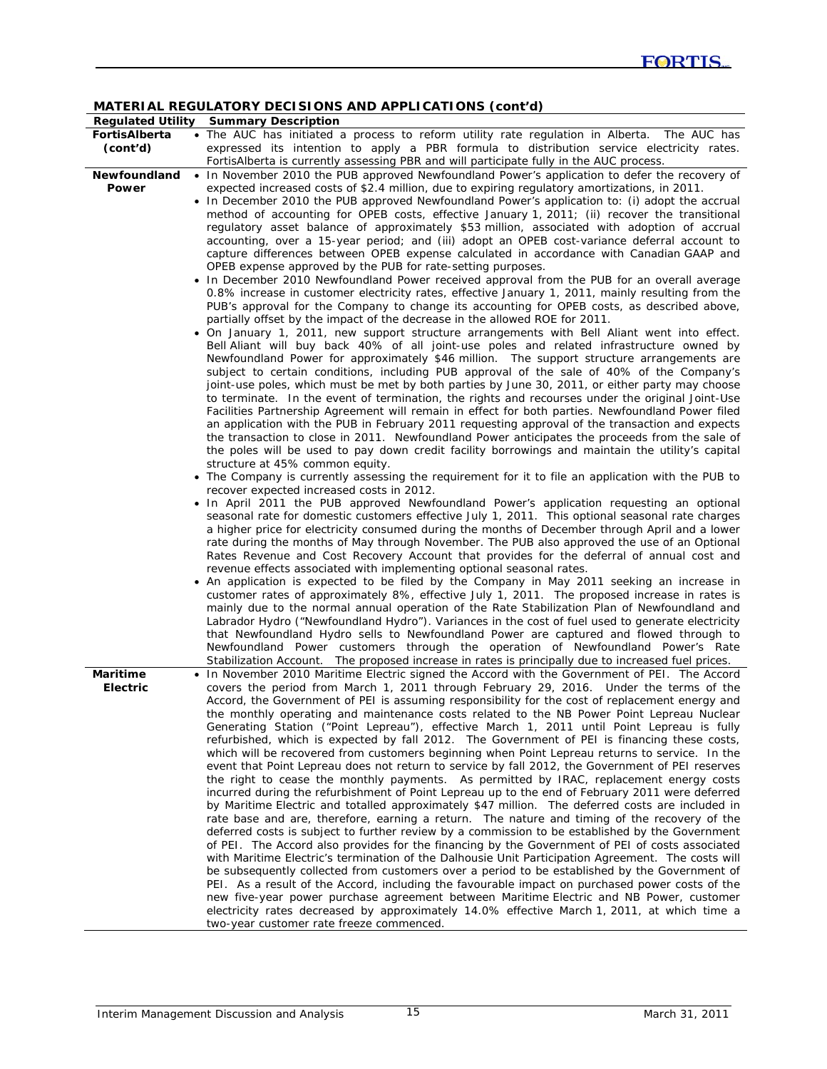## MATERIAL REGULATORY DECISIONS AND APPLICATIONS (cont'd)

| Regulated Utility | Summary Description |
|---|---|
| **FortisAlberta (cont'd)** | • The AUC has initiated a process to reform utility rate regulation in Alberta. The AUC has expressed its intention to apply a PBR formula to distribution service electricity rates. FortisAlberta is currently assessing PBR and will participate fully in the AUC process. |
| **Newfoundland Power** | • In November 2010 the PUB approved Newfoundland Power's application to defer the recovery of expected increased costs of $2.4 million, due to expiring regulatory amortizations, in 2011.<br>• In December 2010 the PUB approved Newfoundland Power's application to: (i) adopt the accrual method of accounting for OPEB costs, effective January 1, 2011; (ii) recover the transitional regulatory asset balance of approximately $53 million, associated with adoption of accrual accounting, over a 15-year period; and (iii) adopt an OPEB cost-variance deferral account to capture differences between OPEB expense calculated in accordance with Canadian GAAP and OPEB expense approved by the PUB for rate-setting purposes.<br>• In December 2010 Newfoundland Power received approval from the PUB for an overall average 0.8% increase in customer electricity rates, effective January 1, 2011, mainly resulting from the PUB's approval for the Company to change its accounting for OPEB costs, as described above, partially offset by the impact of the decrease in the allowed ROE for 2011.<br>• On January 1, 2011, new support structure arrangements with Bell Aliant went into effect. Bell Aliant will buy back 40% of all joint-use poles and related infrastructure owned by Newfoundland Power for approximately $46 million. The support structure arrangements are subject to certain conditions, including PUB approval of the sale of 40% of the Company's joint-use poles, which must be met by both parties by June 30, 2011, or either party may choose to terminate. In the event of termination, the rights and recourses under the original Joint-Use Facilities Partnership Agreement will remain in effect for both parties. Newfoundland Power filed an application with the PUB in February 2011 requesting approval of the transaction and expects the transaction to close in 2011. Newfoundland Power anticipates the proceeds from the sale of the poles will be used to pay down credit facility borrowings and maintain the utility's capital structure at 45% common equity.<br>• The Company is currently assessing the requirement for it to file an application with the PUB to recover expected increased costs in 2012.<br>• In April 2011 the PUB approved Newfoundland Power's application requesting an optional seasonal rate for domestic customers effective July 1, 2011. This optional seasonal rate charges a higher price for electricity consumed during the months of December through April and a lower rate during the months of May through November. The PUB also approved the use of an Optional Rates Revenue and Cost Recovery Account that provides for the deferral of annual cost and revenue effects associated with implementing optional seasonal rates.<br>• An application is expected to be filed by the Company in May 2011 seeking an increase in customer rates of approximately 8%, effective July 1, 2011. The proposed increase in rates is mainly due to the normal annual operation of the Rate Stabilization Plan of Newfoundland and Labrador Hydro ("Newfoundland Hydro"). Variances in the cost of fuel used to generate electricity that Newfoundland Hydro sells to Newfoundland Power are captured and flowed through to Newfoundland Power customers through the operation of Newfoundland Power's Rate Stabilization Account. The proposed increase in rates is principally due to increased fuel prices. |
| **Maritime Electric** | • In November 2010 Maritime Electric signed the Accord with the Government of PEI. The Accord covers the period from March 1, 2011 through February 29, 2016. Under the terms of the Accord, the Government of PEI is assuming responsibility for the cost of replacement energy and the monthly operating and maintenance costs related to the NB Power Point Lepreau Nuclear Generating Station ("Point Lepreau"), effective March 1, 2011 until Point Lepreau is fully refurbished, which is expected by fall 2012. The Government of PEI is financing these costs, which will be recovered from customers beginning when Point Lepreau returns to service. In the event that Point Lepreau does not return to service by fall 2012, the Government of PEI reserves the right to cease the monthly payments. As permitted by IRAC, replacement energy costs incurred during the refurbishment of Point Lepreau up to the end of February 2011 were deferred by Maritime Electric and totalled approximately $47 million. The deferred costs are included in rate base and are, therefore, earning a return. The nature and timing of the recovery of the deferred costs is subject to further review by a commission to be established by the Government of PEI. The Accord also provides for the financing by the Government of PEI of costs associated with Maritime Electric's termination of the Dalhousie Unit Participation Agreement. The costs will be subsequently collected from customers over a period to be established by the Government of PEI. As a result of the Accord, including the favourable impact on purchased power costs of the new five-year power purchase agreement between Maritime Electric and NB Power, customer electricity rates decreased by approximately 14.0% effective March 1, 2011, at which time a two-year customer rate freeze commenced. |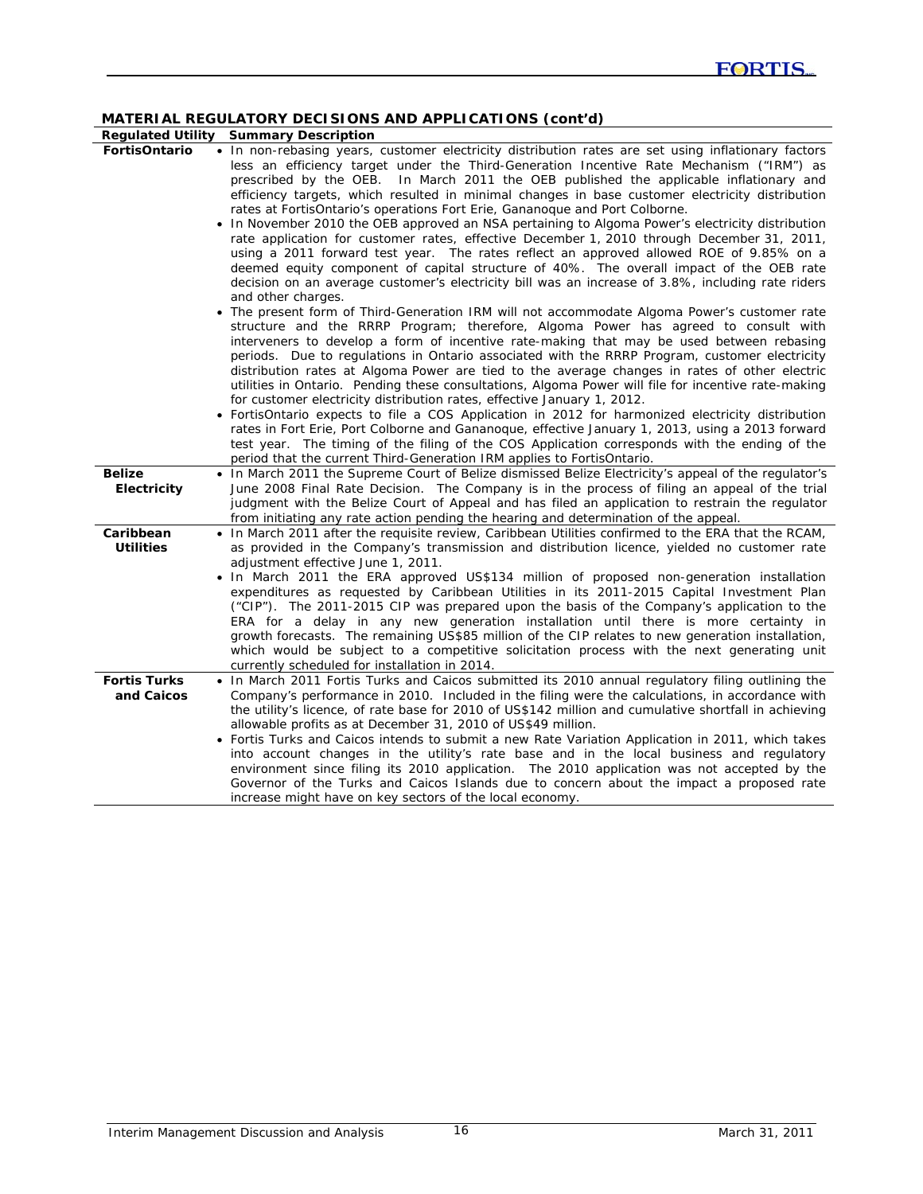## MATERIAL REGULATORY DECISIONS AND APPLICATIONS (cont'd)

| Regulated Utility | Summary Description |
|---|---|
| **FortisOntario** | • In non-rebasing years, customer electricity distribution rates are set using inflationary factors less an efficiency target under the Third-Generation Incentive Rate Mechanism ("IRM") as prescribed by the OEB. In March 2011 the OEB published the applicable inflationary and efficiency targets, which resulted in minimal changes in base customer electricity distribution rates at FortisOntario's operations Fort Erie, Gananoque and Port Colborne.<br>• In November 2010 the OEB approved an NSA pertaining to Algoma Power's electricity distribution rate application for customer rates, effective December 1, 2010 through December 31, 2011, using a 2011 forward test year. The rates reflect an approved allowed ROE of 9.85% on a deemed equity component of capital structure of 40%. The overall impact of the OEB rate decision on an average customer's electricity bill was an increase of 3.8%, including rate riders and other charges.<br>• The present form of Third-Generation IRM will not accommodate Algoma Power's customer rate structure and the RRRP Program; therefore, Algoma Power has agreed to consult with interveners to develop a form of incentive rate-making that may be used between rebasing periods. Due to regulations in Ontario associated with the RRRP Program, customer electricity distribution rates at Algoma Power are tied to the average changes in rates of other electric utilities in Ontario. Pending these consultations, Algoma Power will file for incentive rate-making for customer electricity distribution rates, effective January 1, 2012.<br>• FortisOntario expects to file a COS Application in 2012 for harmonized electricity distribution rates in Fort Erie, Port Colborne and Gananoque, effective January 1, 2013, using a 2013 forward test year. The timing of the filing of the COS Application corresponds with the ending of the period that the current Third-Generation IRM applies to FortisOntario. |
| **Belize Electricity** | • In March 2011 the Supreme Court of Belize dismissed Belize Electricity's appeal of the regulator's June 2008 Final Rate Decision. The Company is in the process of filing an appeal of the trial judgment with the Belize Court of Appeal and has filed an application to restrain the regulator from initiating any rate action pending the hearing and determination of the appeal. |
| **Caribbean Utilities** | • In March 2011 after the requisite review, Caribbean Utilities confirmed to the ERA that the RCAM, as provided in the Company's transmission and distribution licence, yielded no customer rate adjustment effective June 1, 2011.<br>• In March 2011 the ERA approved US$134 million of proposed non-generation installation expenditures as requested by Caribbean Utilities in its 2011-2015 Capital Investment Plan ("CIP"). The 2011-2015 CIP was prepared upon the basis of the Company's application to the ERA for a delay in any new generation installation until there is more certainty in growth forecasts. The remaining US$85 million of the CIP relates to new generation installation, which would be subject to a competitive solicitation process with the next generating unit currently scheduled for installation in 2014. |
| **Fortis Turks and Caicos** | • In March 2011 Fortis Turks and Caicos submitted its 2010 annual regulatory filing outlining the Company's performance in 2010. Included in the filing were the calculations, in accordance with the utility's licence, of rate base for 2010 of US$142 million and cumulative shortfall in achieving allowable profits as at December 31, 2010 of US$49 million.<br>• Fortis Turks and Caicos intends to submit a new Rate Variation Application in 2011, which takes into account changes in the utility's rate base and in the local business and regulatory environment since filing its 2010 application. The 2010 application was not accepted by the Governor of the Turks and Caicos Islands due to concern about the impact a proposed rate increase might have on key sectors of the local economy. |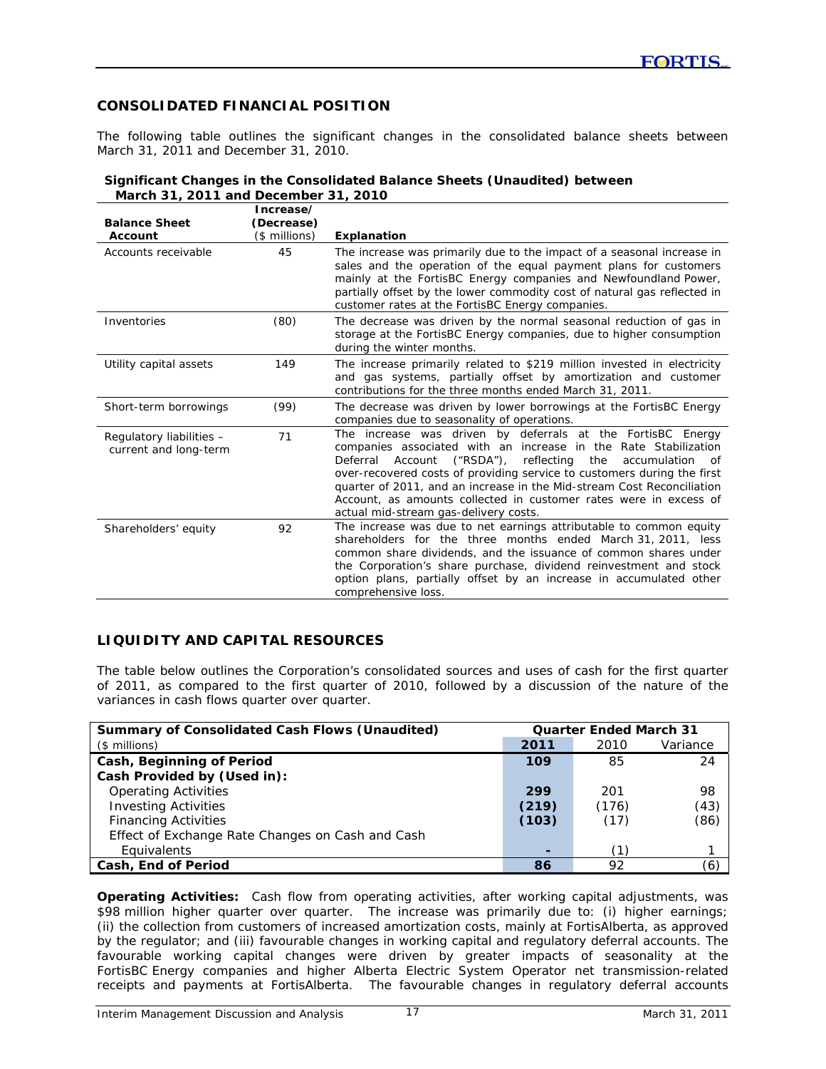## CONSOLIDATED FINANCIAL POSITION

The following table outlines the significant changes in the consolidated balance sheets between March 31, 2011 and December 31, 2010.

**Significant Changes in the Consolidated Balance Sheets (Unaudited) between March 31, 2011 and December 31, 2010**

| Balance Sheet Account | Increase/ (Decrease) ($ millions) | Explanation |
|---|---|---|
| Accounts receivable | 45 | The increase was primarily due to the impact of a seasonal increase in sales and the operation of the equal payment plans for customers mainly at the FortisBC Energy companies and Newfoundland Power, partially offset by the lower commodity cost of natural gas reflected in customer rates at the FortisBC Energy companies. |
| Inventories | (80) | The decrease was driven by the normal seasonal reduction of gas in storage at the FortisBC Energy companies, due to higher consumption during the winter months. |
| Utility capital assets | 149 | The increase primarily related to $219 million invested in electricity and gas systems, partially offset by amortization and customer contributions for the three months ended March 31, 2011. |
| Short-term borrowings | (99) | The decrease was driven by lower borrowings at the FortisBC Energy companies due to seasonality of operations. |
| Regulatory liabilities – current and long-term | 71 | The increase was driven by deferrals at the FortisBC Energy companies associated with an increase in the Rate Stabilization Deferral Account ("RSDA"), reflecting the accumulation of over-recovered costs of providing service to customers during the first quarter of 2011, and an increase in the Mid-stream Cost Reconciliation Account, as amounts collected in customer rates were in excess of actual mid-stream gas-delivery costs. |
| Shareholders' equity | 92 | The increase was due to net earnings attributable to common equity shareholders for the three months ended March 31, 2011, less common share dividends, and the issuance of common shares under the Corporation's share purchase, dividend reinvestment and stock option plans, partially offset by an increase in accumulated other comprehensive loss. |

## LIQUIDITY AND CAPITAL RESOURCES

The table below outlines the Corporation's consolidated sources and uses of cash for the first quarter of 2011, as compared to the first quarter of 2010, followed by a discussion of the nature of the variances in cash flows quarter over quarter.

| Summary of Consolidated Cash Flows (Unaudited) | Quarter Ended March 31 | | |
|---|---|---|---|
| ($ millions) | 2011 | 2010 | Variance |
| **Cash, Beginning of Period** | **109** | 85 | 24 |
| **Cash Provided by (Used in):** | | | |
| Operating Activities | **299** | 201 | 98 |
| Investing Activities | **(219)** | (176) | (43) |
| Financing Activities | **(103)** | (17) | (86) |
| Effect of Exchange Rate Changes on Cash and Cash Equivalents | **-** | (1) | 1 |
| **Cash, End of Period** | **86** | 92 | (6) |

**Operating Activities:** Cash flow from operating activities, after working capital adjustments, was $98 million higher quarter over quarter. The increase was primarily due to: (i) higher earnings; (ii) the collection from customers of increased amortization costs, mainly at FortisAlberta, as approved by the regulator; and (iii) favourable changes in working capital and regulatory deferral accounts. The favourable working capital changes were driven by greater impacts of seasonality at the FortisBC Energy companies and higher Alberta Electric System Operator net transmission-related receipts and payments at FortisAlberta. The favourable changes in regulatory deferral accounts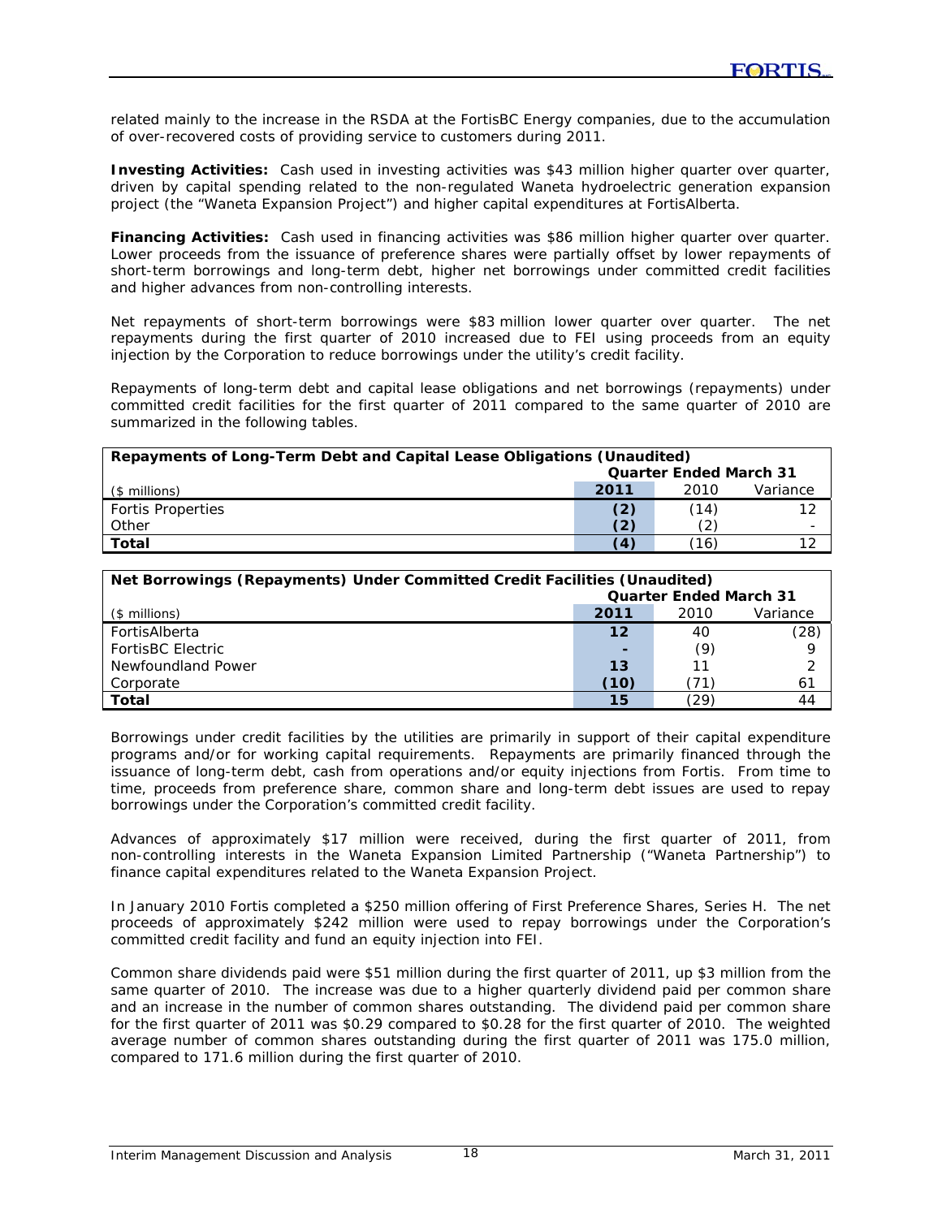related mainly to the increase in the RSDA at the FortisBC Energy companies, due to the accumulation of over-recovered costs of providing service to customers during 2011.

**Investing Activities:** Cash used in investing activities was $43 million higher quarter over quarter, driven by capital spending related to the non-regulated Waneta hydroelectric generation expansion project (the "Waneta Expansion Project") and higher capital expenditures at FortisAlberta.

**Financing Activities:** Cash used in financing activities was $86 million higher quarter over quarter. Lower proceeds from the issuance of preference shares were partially offset by lower repayments of short-term borrowings and long-term debt, higher net borrowings under committed credit facilities and higher advances from non-controlling interests.

Net repayments of short-term borrowings were $83 million lower quarter over quarter. The net repayments during the first quarter of 2010 increased due to FEI using proceeds from an equity injection by the Corporation to reduce borrowings under the utility's credit facility.

Repayments of long-term debt and capital lease obligations and net borrowings (repayments) under committed credit facilities for the first quarter of 2011 compared to the same quarter of 2010 are summarized in the following tables.

| **Repayments of Long-Term Debt and Capital Lease Obligations (Unaudited)** | | | |
|---|---|---|---|
| | **Quarter Ended March 31** | | |
| ($ millions) | **2011** | 2010 | Variance |
| Fortis Properties | **(2)** | (14) | 12 |
| Other | **(2)** | (2) | - |
| **Total** | **(4)** | (16) | 12 |

| **Net Borrowings (Repayments) Under Committed Credit Facilities (Unaudited)** | | | |
|---|---|---|---|
| | **Quarter Ended March 31** | | |
| ($ millions) | **2011** | 2010 | Variance |
| FortisAlberta | **12** | 40 | (28) |
| FortisBC Electric | **-** | (9) | 9 |
| Newfoundland Power | **13** | 11 | 2 |
| Corporate | **(10)** | (71) | 61 |
| **Total** | **15** | (29) | 44 |

Borrowings under credit facilities by the utilities are primarily in support of their capital expenditure programs and/or for working capital requirements. Repayments are primarily financed through the issuance of long-term debt, cash from operations and/or equity injections from Fortis. From time to time, proceeds from preference share, common share and long-term debt issues are used to repay borrowings under the Corporation's committed credit facility.

Advances of approximately $17 million were received, during the first quarter of 2011, from non-controlling interests in the Waneta Expansion Limited Partnership ("Waneta Partnership") to finance capital expenditures related to the Waneta Expansion Project.

In January 2010 Fortis completed a $250 million offering of First Preference Shares, Series H. The net proceeds of approximately $242 million were used to repay borrowings under the Corporation's committed credit facility and fund an equity injection into FEI.

Common share dividends paid were $51 million during the first quarter of 2011, up $3 million from the same quarter of 2010. The increase was due to a higher quarterly dividend paid per common share and an increase in the number of common shares outstanding. The dividend paid per common share for the first quarter of 2011 was $0.29 compared to $0.28 for the first quarter of 2010. The weighted average number of common shares outstanding during the first quarter of 2011 was 175.0 million, compared to 171.6 million during the first quarter of 2010.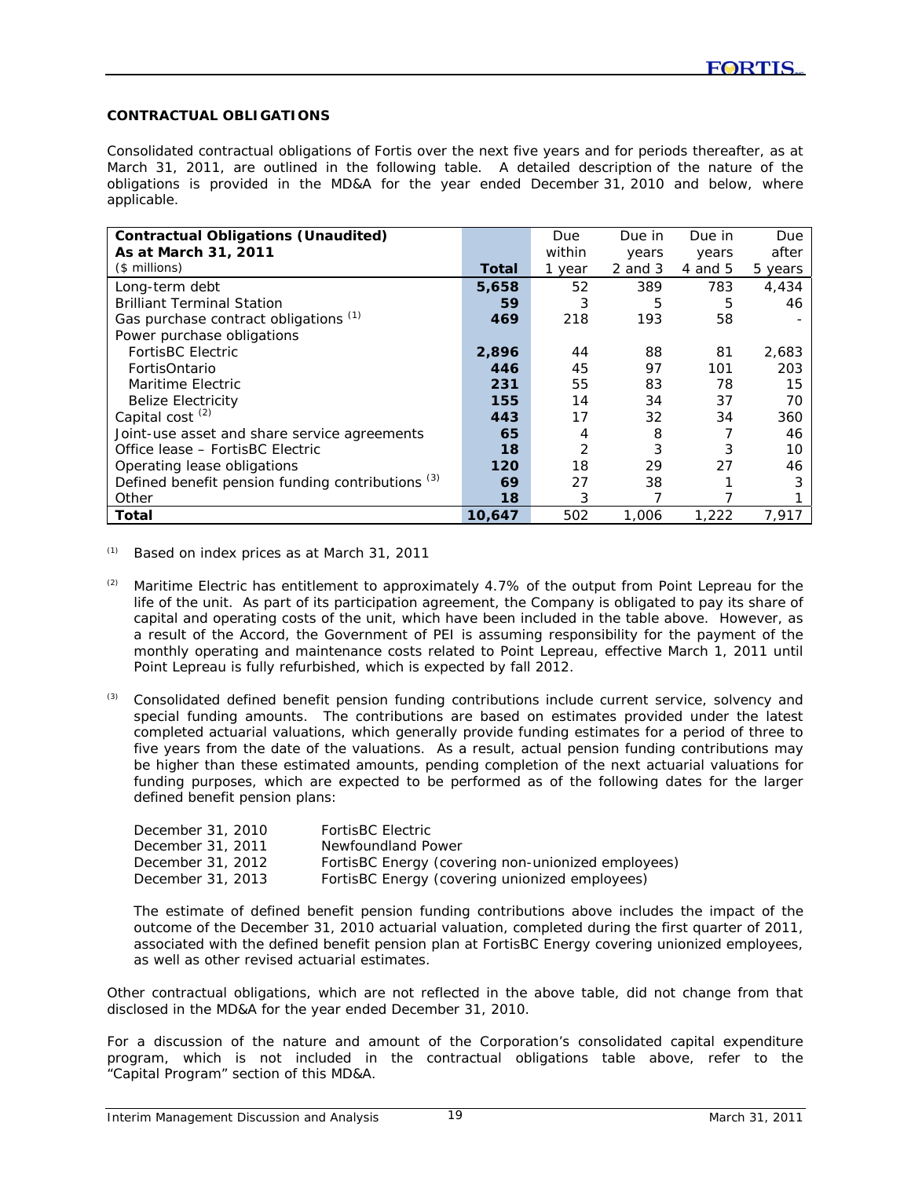### CONTRACTUAL OBLIGATIONS

Consolidated contractual obligations of Fortis over the next five years and for periods thereafter, as at March 31, 2011, are outlined in the following table. A detailed description of the nature of the obligations is provided in the MD&A for the year ended December 31, 2010 and below, where applicable.

| **Contractual Obligations (Unaudited)** **As at March 31, 2011** ($ millions) | **Total** | Due within 1 year | Due in years 2 and 3 | Due in years 4 and 5 | Due after 5 years |
|---|---|---|---|---|---|
| Long-term debt | **5,658** | 52 | 389 | 783 | 4,434 |
| Brilliant Terminal Station | **59** | 3 | 5 | 5 | 46 |
| Gas purchase contract obligations [(1)] | **469** | 218 | 193 | 58 | - |
| Power purchase obligations | | | | | |
| FortisBC Electric | **2,896** | 44 | 88 | 81 | 2,683 |
| FortisOntario | **446** | 45 | 97 | 101 | 203 |
| Maritime Electric | **231** | 55 | 83 | 78 | 15 |
| Belize Electricity | **155** | 14 | 34 | 37 | 70 |
| Capital cost [(2)] | **443** | 17 | 32 | 34 | 360 |
| Joint-use asset and share service agreements | **65** | 4 | 8 | 7 | 46 |
| Office lease – FortisBC Electric | **18** | 2 | 3 | 3 | 10 |
| Operating lease obligations | **120** | 18 | 29 | 27 | 46 |
| Defined benefit pension funding contributions [(3)] | **69** | 27 | 38 | 1 | 3 |
| Other | **18** | 3 | 7 | 7 | 1 |
| **Total** | **10,647** | 502 | 1,006 | 1,222 | 7,917 |

(1) Based on index prices as at March 31, 2011

(2) Maritime Electric has entitlement to approximately 4.7% of the output from Point Lepreau for the life of the unit. As part of its participation agreement, the Company is obligated to pay its share of capital and operating costs of the unit, which have been included in the table above. However, as a result of the Accord, the Government of PEI is assuming responsibility for the payment of the monthly operating and maintenance costs related to Point Lepreau, effective March 1, 2011 until Point Lepreau is fully refurbished, which is expected by fall 2012.

(3) Consolidated defined benefit pension funding contributions include current service, solvency and special funding amounts. The contributions are based on estimates provided under the latest completed actuarial valuations, which generally provide funding estimates for a period of three to five years from the date of the valuations. As a result, actual pension funding contributions may be higher than these estimated amounts, pending completion of the next actuarial valuations for funding purposes, which are expected to be performed as of the following dates for the larger defined benefit pension plans:

| | |
|---|---|
| December 31, 2010 | FortisBC Electric |
| December 31, 2011 | Newfoundland Power |
| December 31, 2012 | FortisBC Energy (covering non-unionized employees) |
| December 31, 2013 | FortisBC Energy (covering unionized employees) |

The estimate of defined benefit pension funding contributions above includes the impact of the outcome of the December 31, 2010 actuarial valuation, completed during the first quarter of 2011, associated with the defined benefit pension plan at FortisBC Energy covering unionized employees, as well as other revised actuarial estimates.

Other contractual obligations, which are not reflected in the above table, did not change from that disclosed in the MD&A for the year ended December 31, 2010.

For a discussion of the nature and amount of the Corporation's consolidated capital expenditure program, which is not included in the contractual obligations table above, refer to the "Capital Program" section of this MD&A.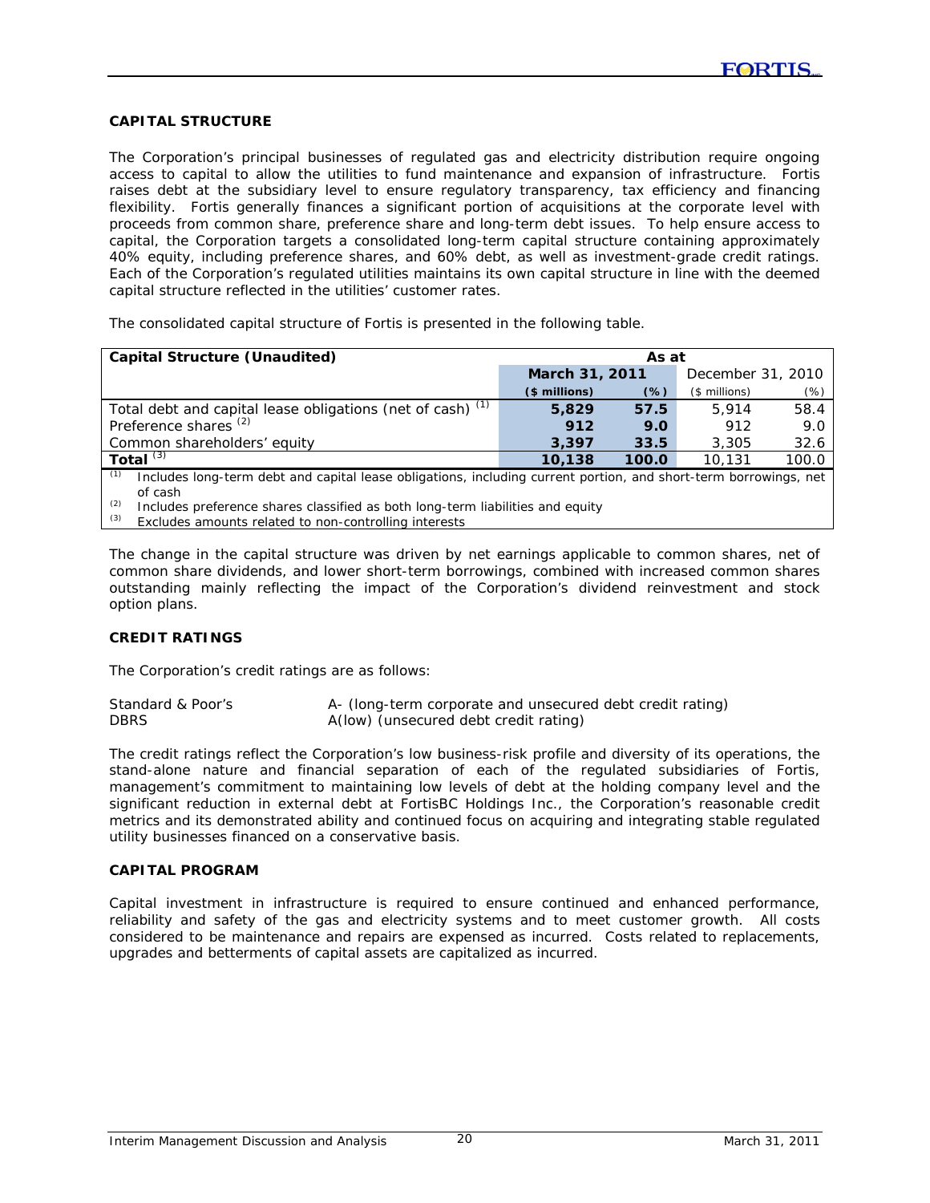## CAPITAL STRUCTURE

The Corporation's principal businesses of regulated gas and electricity distribution require ongoing access to capital to allow the utilities to fund maintenance and expansion of infrastructure. Fortis raises debt at the subsidiary level to ensure regulatory transparency, tax efficiency and financing flexibility. Fortis generally finances a significant portion of acquisitions at the corporate level with proceeds from common share, preference share and long-term debt issues. To help ensure access to capital, the Corporation targets a consolidated long-term capital structure containing approximately 40% equity, including preference shares, and 60% debt, as well as investment-grade credit ratings. Each of the Corporation's regulated utilities maintains its own capital structure in line with the deemed capital structure reflected in the utilities' customer rates.

The consolidated capital structure of Fortis is presented in the following table.

| Capital Structure (Unaudited) | As at | | | |
|---|---|---|---|---|
| | **March 31, 2011** | | December 31, 2010 | |
| | **($ millions)** | **(%)** | ($ millions) | (%) |
| Total debt and capital lease obligations (net of cash) (1) | **5,829** | **57.5** | 5,914 | 58.4 |
| Preference shares (2) | **912** | **9.0** | 912 | 9.0 |
| Common shareholders' equity | **3,397** | **33.5** | 3,305 | 32.6 |
| **Total** (3) | **10,138** | **100.0** | 10,131 | 100.0 |

(1) Includes long-term debt and capital lease obligations, including current portion, and short-term borrowings, net of cash
(2) Includes preference shares classified as both long-term liabilities and equity
(3) Excludes amounts related to non-controlling interests

The change in the capital structure was driven by net earnings applicable to common shares, net of common share dividends, and lower short-term borrowings, combined with increased common shares outstanding mainly reflecting the impact of the Corporation's dividend reinvestment and stock option plans.

## CREDIT RATINGS

The Corporation's credit ratings are as follows:

Standard & Poor's — A- (long-term corporate and unsecured debt credit rating)
DBRS — A(low) (unsecured debt credit rating)

The credit ratings reflect the Corporation's low business-risk profile and diversity of its operations, the stand-alone nature and financial separation of each of the regulated subsidiaries of Fortis, management's commitment to maintaining low levels of debt at the holding company level and the significant reduction in external debt at FortisBC Holdings Inc., the Corporation's reasonable credit metrics and its demonstrated ability and continued focus on acquiring and integrating stable regulated utility businesses financed on a conservative basis.

## CAPITAL PROGRAM

Capital investment in infrastructure is required to ensure continued and enhanced performance, reliability and safety of the gas and electricity systems and to meet customer growth. All costs considered to be maintenance and repairs are expensed as incurred. Costs related to replacements, upgrades and betterments of capital assets are capitalized as incurred.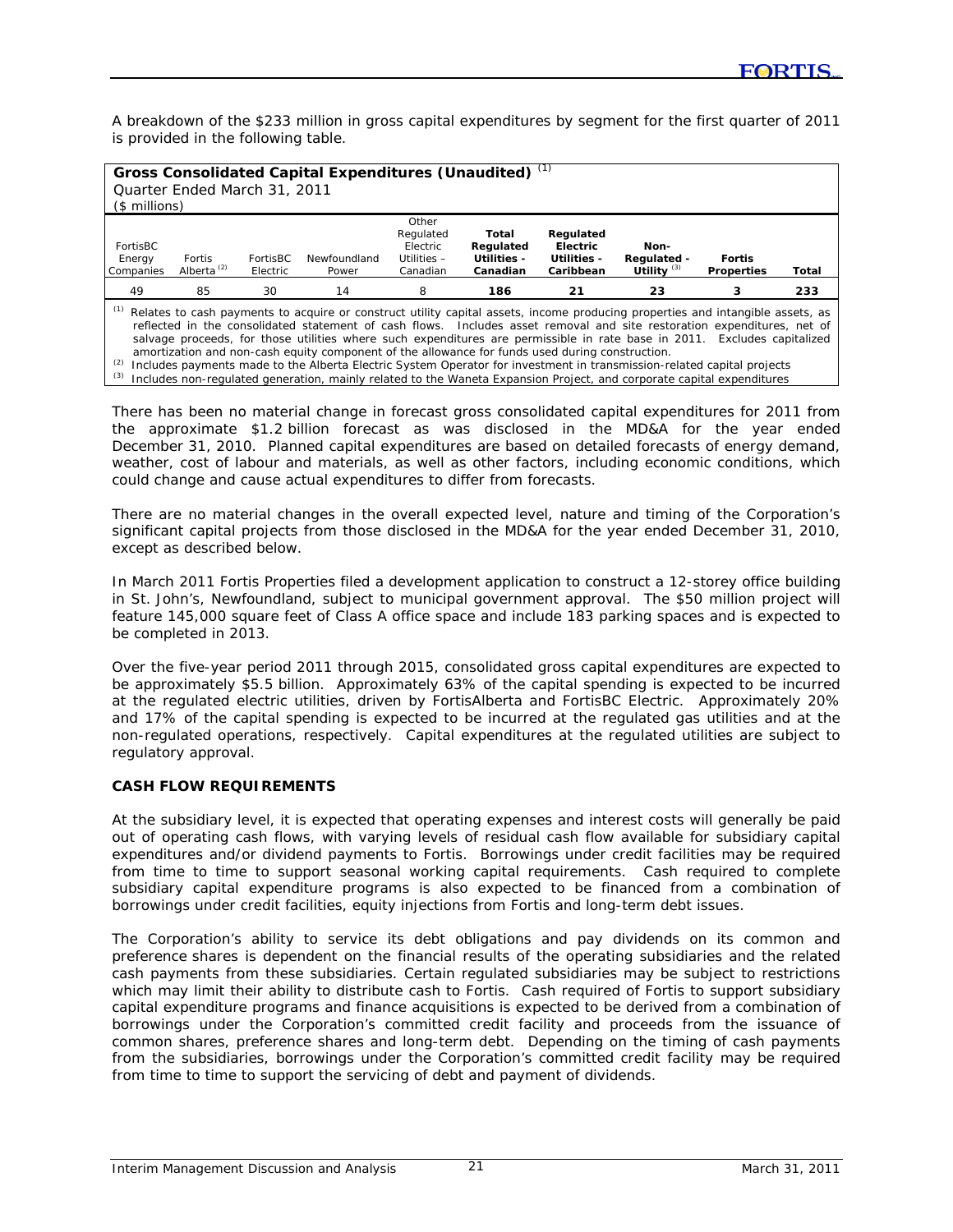A breakdown of the $233 million in gross capital expenditures by segment for the first quarter of 2011 is provided in the following table.

**Gross Consolidated Capital Expenditures (Unaudited)** [(1)]
Quarter Ended March 31, 2011
($ millions)

| FortisBC Energy Companies | Fortis Alberta [(2)] | FortisBC Electric | Newfoundland Power | Other Regulated Electric Utilities – Canadian | **Total Regulated Utilities - Canadian** | **Regulated Electric Utilities - Caribbean** | **Non-Regulated - Utility** [(3)] | **Fortis Properties** | **Total** |
|---|---|---|---|---|---|---|---|---|---|
| 49 | 85 | 30 | 14 | 8 | **186** | **21** | **23** | **3** | **233** |

(1) Relates to cash payments to acquire or construct utility capital assets, income producing properties and intangible assets, as reflected in the consolidated statement of cash flows. Includes asset removal and site restoration expenditures, net of salvage proceeds, for those utilities where such expenditures are permissible in rate base in 2011. Excludes capitalized amortization and non-cash equity component of the allowance for funds used during construction.
(2) Includes payments made to the Alberta Electric System Operator for investment in transmission-related capital projects
(3) Includes non-regulated generation, mainly related to the Waneta Expansion Project, and corporate capital expenditures

There has been no material change in forecast gross consolidated capital expenditures for 2011 from the approximate $1.2 billion forecast as was disclosed in the MD&A for the year ended December 31, 2010. Planned capital expenditures are based on detailed forecasts of energy demand, weather, cost of labour and materials, as well as other factors, including economic conditions, which could change and cause actual expenditures to differ from forecasts.

There are no material changes in the overall expected level, nature and timing of the Corporation's significant capital projects from those disclosed in the MD&A for the year ended December 31, 2010, except as described below.

In March 2011 Fortis Properties filed a development application to construct a 12-storey office building in St. John's, Newfoundland, subject to municipal government approval. The $50 million project will feature 145,000 square feet of Class A office space and include 183 parking spaces and is expected to be completed in 2013.

Over the five-year period 2011 through 2015, consolidated gross capital expenditures are expected to be approximately $5.5 billion. Approximately 63% of the capital spending is expected to be incurred at the regulated electric utilities, driven by FortisAlberta and FortisBC Electric. Approximately 20% and 17% of the capital spending is expected to be incurred at the regulated gas utilities and at the non-regulated operations, respectively. Capital expenditures at the regulated utilities are subject to regulatory approval.

**CASH FLOW REQUIREMENTS**

At the subsidiary level, it is expected that operating expenses and interest costs will generally be paid out of operating cash flows, with varying levels of residual cash flow available for subsidiary capital expenditures and/or dividend payments to Fortis. Borrowings under credit facilities may be required from time to time to support seasonal working capital requirements. Cash required to complete subsidiary capital expenditure programs is also expected to be financed from a combination of borrowings under credit facilities, equity injections from Fortis and long-term debt issues.

The Corporation's ability to service its debt obligations and pay dividends on its common and preference shares is dependent on the financial results of the operating subsidiaries and the related cash payments from these subsidiaries. Certain regulated subsidiaries may be subject to restrictions which may limit their ability to distribute cash to Fortis. Cash required of Fortis to support subsidiary capital expenditure programs and finance acquisitions is expected to be derived from a combination of borrowings under the Corporation's committed credit facility and proceeds from the issuance of common shares, preference shares and long-term debt. Depending on the timing of cash payments from the subsidiaries, borrowings under the Corporation's committed credit facility may be required from time to time to support the servicing of debt and payment of dividends.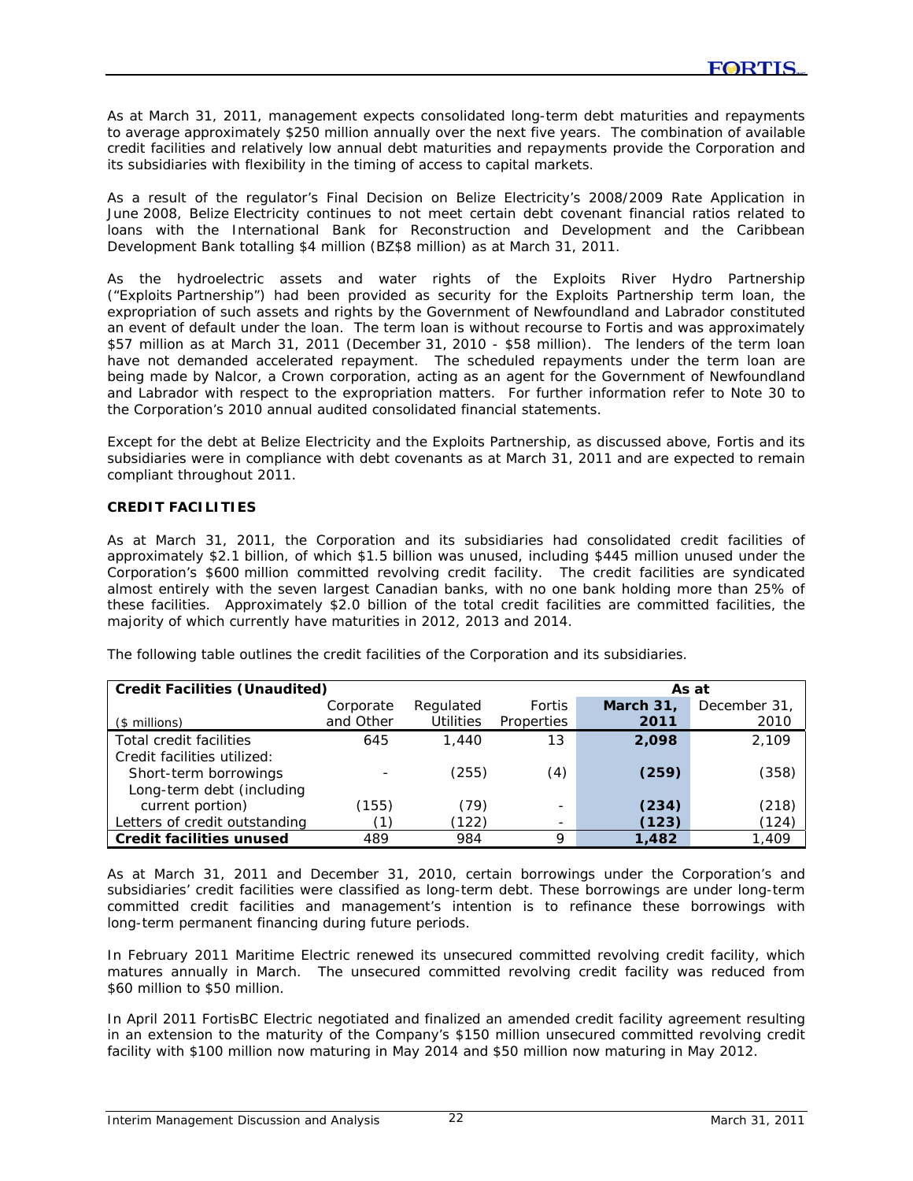As at March 31, 2011, management expects consolidated long-term debt maturities and repayments to average approximately $250 million annually over the next five years. The combination of available credit facilities and relatively low annual debt maturities and repayments provide the Corporation and its subsidiaries with flexibility in the timing of access to capital markets.

As a result of the regulator's Final Decision on Belize Electricity's 2008/2009 Rate Application in June 2008, Belize Electricity continues to not meet certain debt covenant financial ratios related to loans with the International Bank for Reconstruction and Development and the Caribbean Development Bank totalling $4 million (BZ$8 million) as at March 31, 2011.

As the hydroelectric assets and water rights of the Exploits River Hydro Partnership ("Exploits Partnership") had been provided as security for the Exploits Partnership term loan, the expropriation of such assets and rights by the Government of Newfoundland and Labrador constituted an event of default under the loan. The term loan is without recourse to Fortis and was approximately $57 million as at March 31, 2011 (December 31, 2010 - $58 million). The lenders of the term loan have not demanded accelerated repayment. The scheduled repayments under the term loan are being made by Nalcor, a Crown corporation, acting as an agent for the Government of Newfoundland and Labrador with respect to the expropriation matters. For further information refer to Note 30 to the Corporation's 2010 annual audited consolidated financial statements.

Except for the debt at Belize Electricity and the Exploits Partnership, as discussed above, Fortis and its subsidiaries were in compliance with debt covenants as at March 31, 2011 and are expected to remain compliant throughout 2011.

**CREDIT FACILITIES**

As at March 31, 2011, the Corporation and its subsidiaries had consolidated credit facilities of approximately $2.1 billion, of which $1.5 billion was unused, including $445 million unused under the Corporation's $600 million committed revolving credit facility. The credit facilities are syndicated almost entirely with the seven largest Canadian banks, with no one bank holding more than 25% of these facilities. Approximately $2.0 billion of the total credit facilities are committed facilities, the majority of which currently have maturities in 2012, 2013 and 2014.

The following table outlines the credit facilities of the Corporation and its subsidiaries.

| **Credit Facilities (Unaudited)** | | | | **As at** | |
|---|---|---|---|---|---|
| ($ millions) | Corporate and Other | Regulated Utilities | Fortis Properties | **March 31, 2011** | December 31, 2010 |
| Total credit facilities | 645 | 1,440 | 13 | **2,098** | 2,109 |
| Credit facilities utilized: | | | | | |
| Short-term borrowings | - | (255) | (4) | **(259)** | (358) |
| Long-term debt (including current portion) | (155) | (79) | - | **(234)** | (218) |
| Letters of credit outstanding | (1) | (122) | - | **(123)** | (124) |
| **Credit facilities unused** | 489 | 984 | 9 | **1,482** | 1,409 |

As at March 31, 2011 and December 31, 2010, certain borrowings under the Corporation's and subsidiaries' credit facilities were classified as long-term debt. These borrowings are under long-term committed credit facilities and management's intention is to refinance these borrowings with long-term permanent financing during future periods.

In February 2011 Maritime Electric renewed its unsecured committed revolving credit facility, which matures annually in March. The unsecured committed revolving credit facility was reduced from $60 million to $50 million.

In April 2011 FortisBC Electric negotiated and finalized an amended credit facility agreement resulting in an extension to the maturity of the Company's $150 million unsecured committed revolving credit facility with $100 million now maturing in May 2014 and $50 million now maturing in May 2012.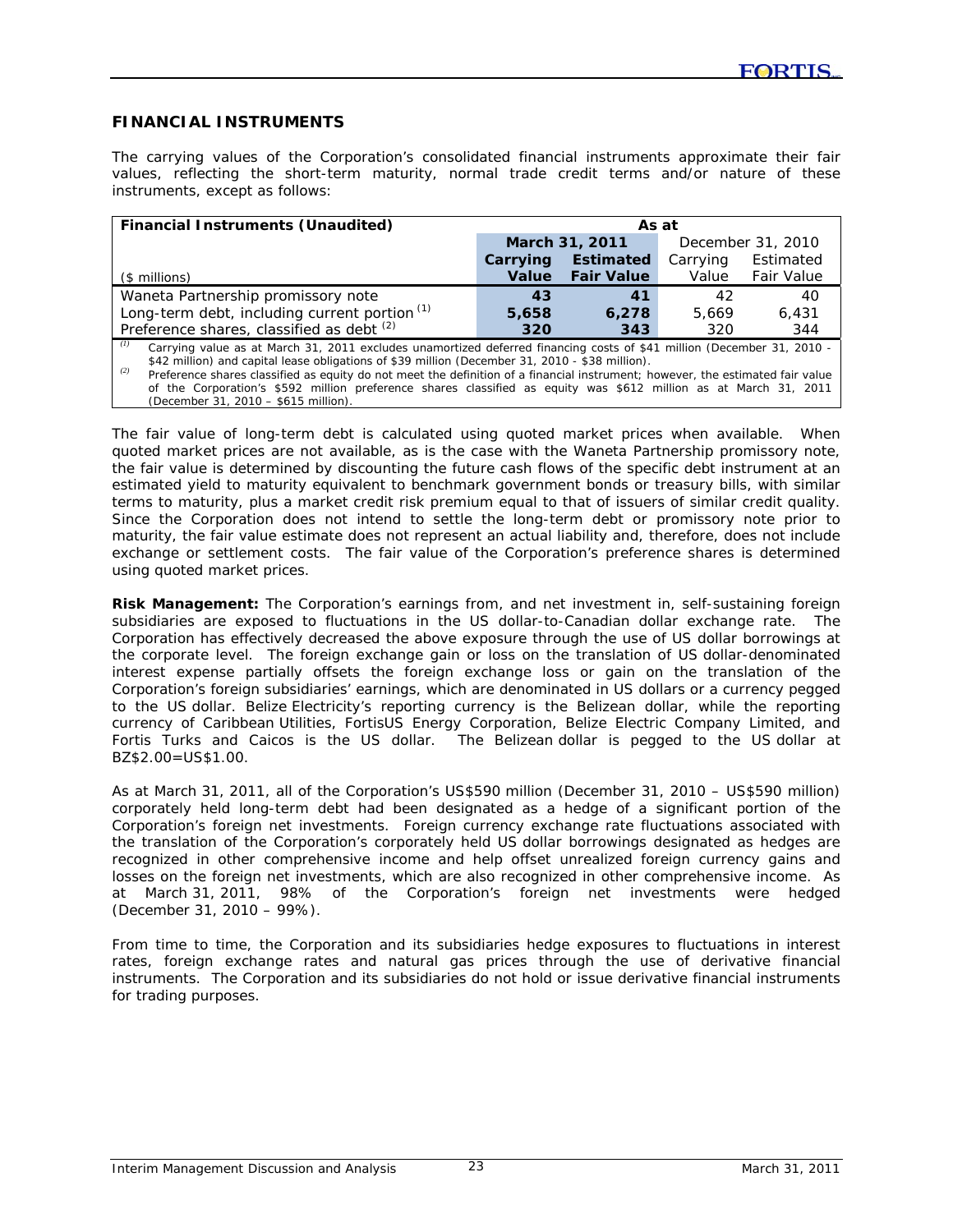## FINANCIAL INSTRUMENTS

The carrying values of the Corporation's consolidated financial instruments approximate their fair values, reflecting the short-term maturity, normal trade credit terms and/or nature of these instruments, except as follows:

| Financial Instruments (Unaudited) | As at | | | |
|---|---|---|---|---|
| | **March 31, 2011** | | December 31, 2010 | |
| ($ millions) | **Carrying Value** | **Estimated Fair Value** | Carrying Value | Estimated Fair Value |
| Waneta Partnership promissory note | **43** | **41** | 42 | 40 |
| Long-term debt, including current portion [(1)] | **5,658** | **6,278** | 5,669 | 6,431 |
| Preference shares, classified as debt [(2)] | **320** | **343** | 320 | 344 |

[(1)] Carrying value as at March 31, 2011 excludes unamortized deferred financing costs of $41 million (December 31, 2010 - $42 million) and capital lease obligations of $39 million (December 31, 2010 - $38 million).

[(2)] Preference shares classified as equity do not meet the definition of a financial instrument; however, the estimated fair value of the Corporation's $592 million preference shares classified as equity was $612 million as at March 31, 2011 (December 31, 2010 – $615 million).

The fair value of long-term debt is calculated using quoted market prices when available. When quoted market prices are not available, as is the case with the Waneta Partnership promissory note, the fair value is determined by discounting the future cash flows of the specific debt instrument at an estimated yield to maturity equivalent to benchmark government bonds or treasury bills, with similar terms to maturity, plus a market credit risk premium equal to that of issuers of similar credit quality. Since the Corporation does not intend to settle the long-term debt or promissory note prior to maturity, the fair value estimate does not represent an actual liability and, therefore, does not include exchange or settlement costs. The fair value of the Corporation's preference shares is determined using quoted market prices.

**Risk Management:** The Corporation's earnings from, and net investment in, self-sustaining foreign subsidiaries are exposed to fluctuations in the US dollar-to-Canadian dollar exchange rate. The Corporation has effectively decreased the above exposure through the use of US dollar borrowings at the corporate level. The foreign exchange gain or loss on the translation of US dollar-denominated interest expense partially offsets the foreign exchange loss or gain on the translation of the Corporation's foreign subsidiaries' earnings, which are denominated in US dollars or a currency pegged to the US dollar. Belize Electricity's reporting currency is the Belizean dollar, while the reporting currency of Caribbean Utilities, FortisUS Energy Corporation, Belize Electric Company Limited, and Fortis Turks and Caicos is the US dollar. The Belizean dollar is pegged to the US dollar at BZ$2.00=US$1.00.

As at March 31, 2011, all of the Corporation's US$590 million (December 31, 2010 – US$590 million) corporately held long-term debt had been designated as a hedge of a significant portion of the Corporation's foreign net investments. Foreign currency exchange rate fluctuations associated with the translation of the Corporation's corporately held US dollar borrowings designated as hedges are recognized in other comprehensive income and help offset unrealized foreign currency gains and losses on the foreign net investments, which are also recognized in other comprehensive income. As at March 31, 2011, 98% of the Corporation's foreign net investments were hedged (December 31, 2010 – 99%).

From time to time, the Corporation and its subsidiaries hedge exposures to fluctuations in interest rates, foreign exchange rates and natural gas prices through the use of derivative financial instruments. The Corporation and its subsidiaries do not hold or issue derivative financial instruments for trading purposes.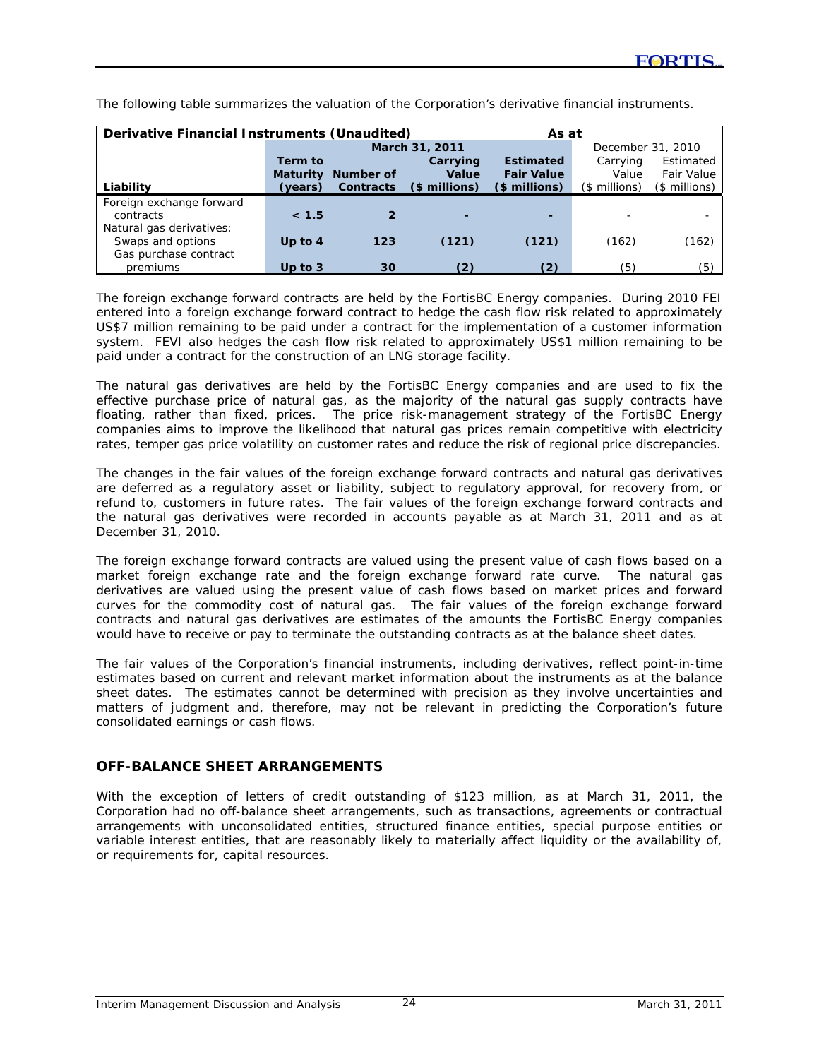The following table summarizes the valuation of the Corporation's derivative financial instruments.

| **Derivative Financial Instruments (Unaudited)** | **As at** | | | | | |
|---|---|---|---|---|---|---|
| | **March 31, 2011** | | | | December 31, 2010 | |
| **Liability** | **Term to Maturity (years)** | **Number of Contracts** | **Carrying Value ($ millions)** | **Estimated Fair Value ($ millions)** | Carrying Value ($ millions) | Estimated Fair Value ($ millions) |
| Foreign exchange forward contracts | **< 1.5** | **2** | **-** | **-** | - | - |
| Natural gas derivatives: | | | | | | |
| Swaps and options | **Up to 4** | **123** | **(121)** | **(121)** | (162) | (162) |
| Gas purchase contract premiums | **Up to 3** | **30** | **(2)** | **(2)** | (5) | (5) |

The foreign exchange forward contracts are held by the FortisBC Energy companies. During 2010 FEI entered into a foreign exchange forward contract to hedge the cash flow risk related to approximately US$7 million remaining to be paid under a contract for the implementation of a customer information system. FEVI also hedges the cash flow risk related to approximately US$1 million remaining to be paid under a contract for the construction of an LNG storage facility.

The natural gas derivatives are held by the FortisBC Energy companies and are used to fix the effective purchase price of natural gas, as the majority of the natural gas supply contracts have floating, rather than fixed, prices. The price risk-management strategy of the FortisBC Energy companies aims to improve the likelihood that natural gas prices remain competitive with electricity rates, temper gas price volatility on customer rates and reduce the risk of regional price discrepancies.

The changes in the fair values of the foreign exchange forward contracts and natural gas derivatives are deferred as a regulatory asset or liability, subject to regulatory approval, for recovery from, or refund to, customers in future rates. The fair values of the foreign exchange forward contracts and the natural gas derivatives were recorded in accounts payable as at March 31, 2011 and as at December 31, 2010.

The foreign exchange forward contracts are valued using the present value of cash flows based on a market foreign exchange rate and the foreign exchange forward rate curve. The natural gas derivatives are valued using the present value of cash flows based on market prices and forward curves for the commodity cost of natural gas. The fair values of the foreign exchange forward contracts and natural gas derivatives are estimates of the amounts the FortisBC Energy companies would have to receive or pay to terminate the outstanding contracts as at the balance sheet dates.

The fair values of the Corporation's financial instruments, including derivatives, reflect point-in-time estimates based on current and relevant market information about the instruments as at the balance sheet dates. The estimates cannot be determined with precision as they involve uncertainties and matters of judgment and, therefore, may not be relevant in predicting the Corporation's future consolidated earnings or cash flows.

## OFF-BALANCE SHEET ARRANGEMENTS

With the exception of letters of credit outstanding of $123 million, as at March 31, 2011, the Corporation had no off-balance sheet arrangements, such as transactions, agreements or contractual arrangements with unconsolidated entities, structured finance entities, special purpose entities or variable interest entities, that are reasonably likely to materially affect liquidity or the availability of, or requirements for, capital resources.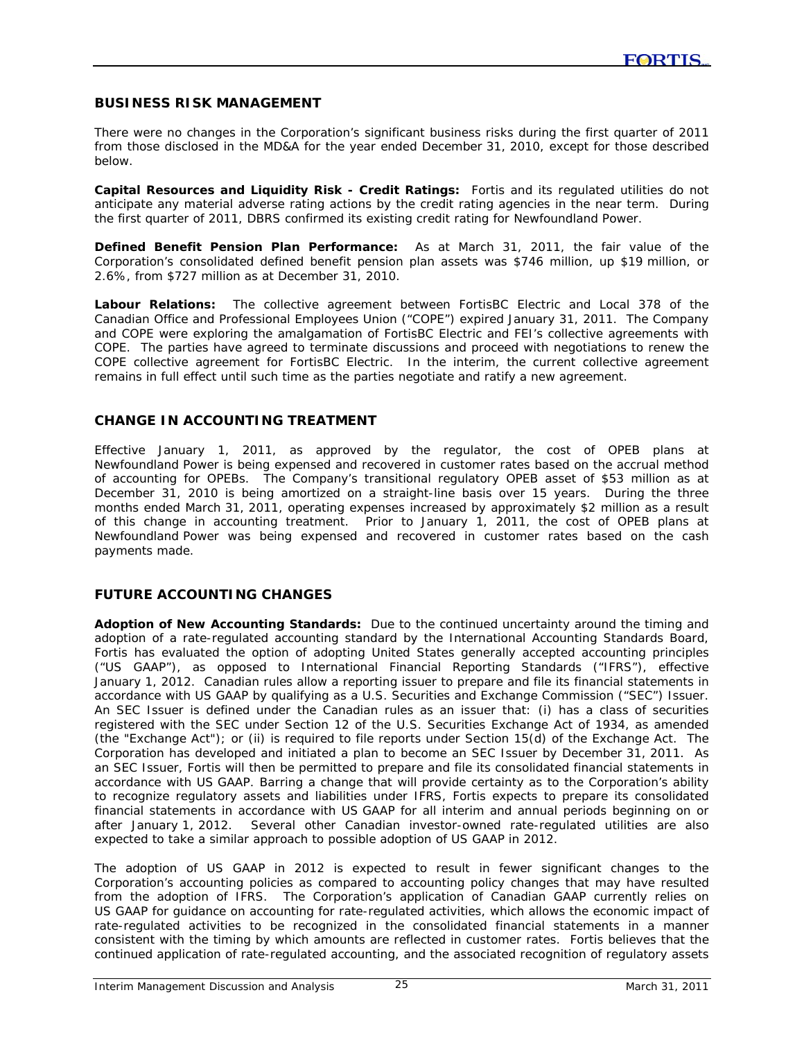## BUSINESS RISK MANAGEMENT

There were no changes in the Corporation's significant business risks during the first quarter of 2011 from those disclosed in the MD&A for the year ended December 31, 2010, except for those described below.

**Capital Resources and Liquidity Risk - Credit Ratings:** Fortis and its regulated utilities do not anticipate any material adverse rating actions by the credit rating agencies in the near term. During the first quarter of 2011, DBRS confirmed its existing credit rating for Newfoundland Power.

**Defined Benefit Pension Plan Performance:** As at March 31, 2011, the fair value of the Corporation's consolidated defined benefit pension plan assets was $746 million, up $19 million, or 2.6%, from $727 million as at December 31, 2010.

**Labour Relations:** The collective agreement between FortisBC Electric and Local 378 of the Canadian Office and Professional Employees Union ("COPE") expired January 31, 2011. The Company and COPE were exploring the amalgamation of FortisBC Electric and FEI's collective agreements with COPE. The parties have agreed to terminate discussions and proceed with negotiations to renew the COPE collective agreement for FortisBC Electric. In the interim, the current collective agreement remains in full effect until such time as the parties negotiate and ratify a new agreement.

## CHANGE IN ACCOUNTING TREATMENT

Effective January 1, 2011, as approved by the regulator, the cost of OPEB plans at Newfoundland Power is being expensed and recovered in customer rates based on the accrual method of accounting for OPEBs. The Company's transitional regulatory OPEB asset of $53 million as at December 31, 2010 is being amortized on a straight-line basis over 15 years. During the three months ended March 31, 2011, operating expenses increased by approximately $2 million as a result of this change in accounting treatment. Prior to January 1, 2011, the cost of OPEB plans at Newfoundland Power was being expensed and recovered in customer rates based on the cash payments made.

## FUTURE ACCOUNTING CHANGES

**Adoption of New Accounting Standards:** Due to the continued uncertainty around the timing and adoption of a rate-regulated accounting standard by the International Accounting Standards Board, Fortis has evaluated the option of adopting United States generally accepted accounting principles ("US GAAP"), as opposed to International Financial Reporting Standards ("IFRS"), effective January 1, 2012. Canadian rules allow a reporting issuer to prepare and file its financial statements in accordance with US GAAP by qualifying as a U.S. Securities and Exchange Commission ("SEC") Issuer. An SEC Issuer is defined under the Canadian rules as an issuer that: (i) has a class of securities registered with the SEC under Section 12 of the U.S. Securities Exchange Act of 1934, as amended (the "Exchange Act"); or (ii) is required to file reports under Section 15(d) of the Exchange Act. The Corporation has developed and initiated a plan to become an SEC Issuer by December 31, 2011. As an SEC Issuer, Fortis will then be permitted to prepare and file its consolidated financial statements in accordance with US GAAP. Barring a change that will provide certainty as to the Corporation's ability to recognize regulatory assets and liabilities under IFRS, Fortis expects to prepare its consolidated financial statements in accordance with US GAAP for all interim and annual periods beginning on or after January 1, 2012. Several other Canadian investor-owned rate-regulated utilities are also expected to take a similar approach to possible adoption of US GAAP in 2012.

The adoption of US GAAP in 2012 is expected to result in fewer significant changes to the Corporation's accounting policies as compared to accounting policy changes that may have resulted from the adoption of IFRS. The Corporation's application of Canadian GAAP currently relies on US GAAP for guidance on accounting for rate-regulated activities, which allows the economic impact of rate-regulated activities to be recognized in the consolidated financial statements in a manner consistent with the timing by which amounts are reflected in customer rates. Fortis believes that the continued application of rate-regulated accounting, and the associated recognition of regulatory assets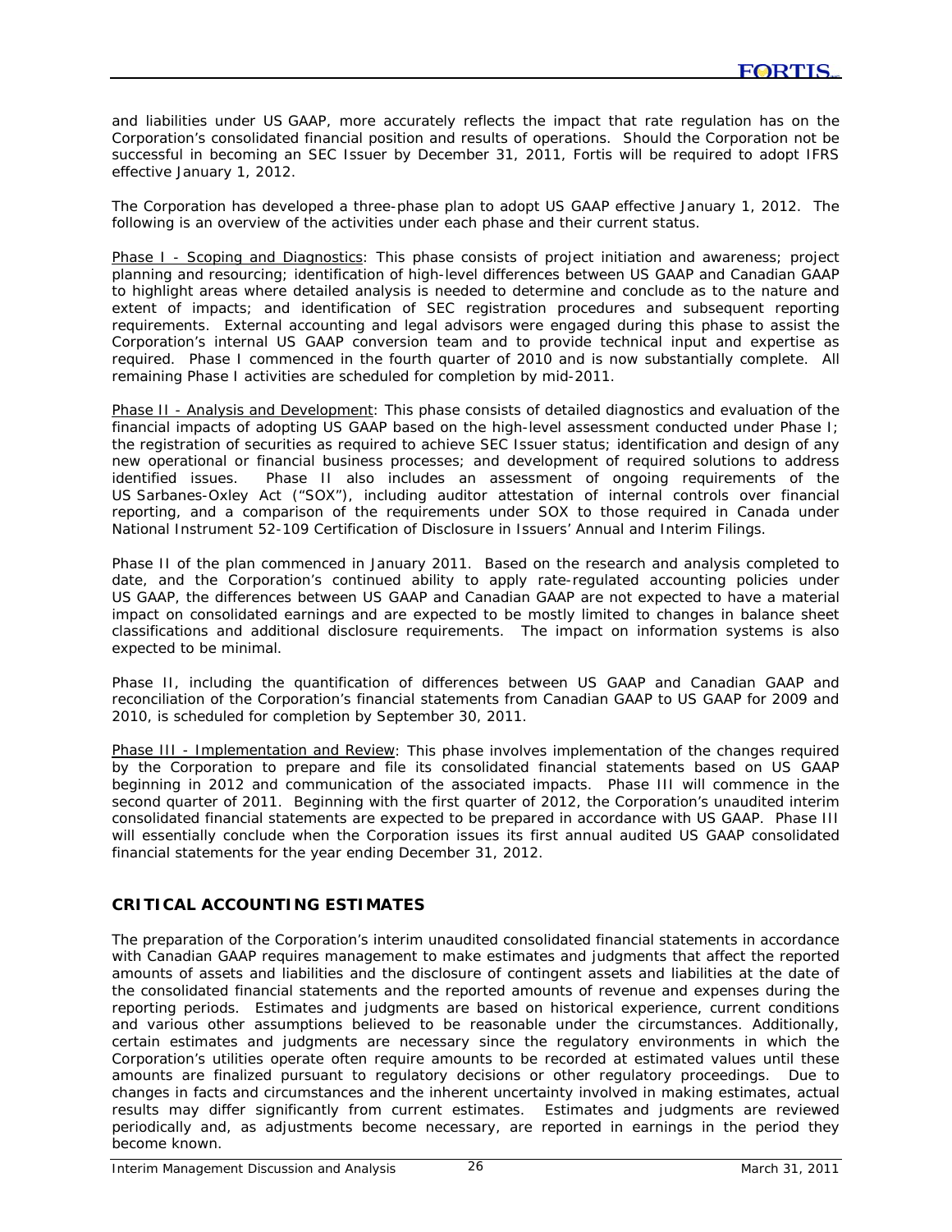and liabilities under US GAAP, more accurately reflects the impact that rate regulation has on the Corporation's consolidated financial position and results of operations. Should the Corporation not be successful in becoming an SEC Issuer by December 31, 2011, Fortis will be required to adopt IFRS effective January 1, 2012.

The Corporation has developed a three-phase plan to adopt US GAAP effective January 1, 2012. The following is an overview of the activities under each phase and their current status.

<u>Phase I - Scoping and Diagnostics</u>: This phase consists of project initiation and awareness; project planning and resourcing; identification of high-level differences between US GAAP and Canadian GAAP to highlight areas where detailed analysis is needed to determine and conclude as to the nature and extent of impacts; and identification of SEC registration procedures and subsequent reporting requirements. External accounting and legal advisors were engaged during this phase to assist the Corporation's internal US GAAP conversion team and to provide technical input and expertise as required. Phase I commenced in the fourth quarter of 2010 and is now substantially complete. All remaining Phase I activities are scheduled for completion by mid-2011.

<u>Phase II - Analysis and Development</u>: This phase consists of detailed diagnostics and evaluation of the financial impacts of adopting US GAAP based on the high-level assessment conducted under Phase I; the registration of securities as required to achieve SEC Issuer status; identification and design of any new operational or financial business processes; and development of required solutions to address identified issues. Phase II also includes an assessment of ongoing requirements of the US Sarbanes-Oxley Act ("SOX"), including auditor attestation of internal controls over financial reporting, and a comparison of the requirements under SOX to those required in Canada under National Instrument 52-109 Certification of Disclosure in Issuers' Annual and Interim Filings.

Phase II of the plan commenced in January 2011. Based on the research and analysis completed to date, and the Corporation's continued ability to apply rate-regulated accounting policies under US GAAP, the differences between US GAAP and Canadian GAAP are not expected to have a material impact on consolidated earnings and are expected to be mostly limited to changes in balance sheet classifications and additional disclosure requirements. The impact on information systems is also expected to be minimal.

Phase II, including the quantification of differences between US GAAP and Canadian GAAP and reconciliation of the Corporation's financial statements from Canadian GAAP to US GAAP for 2009 and 2010, is scheduled for completion by September 30, 2011.

<u>Phase III - Implementation and Review</u>: This phase involves implementation of the changes required by the Corporation to prepare and file its consolidated financial statements based on US GAAP beginning in 2012 and communication of the associated impacts. Phase III will commence in the second quarter of 2011. Beginning with the first quarter of 2012, the Corporation's unaudited interim consolidated financial statements are expected to be prepared in accordance with US GAAP. Phase III will essentially conclude when the Corporation issues its first annual audited US GAAP consolidated financial statements for the year ending December 31, 2012.

## CRITICAL ACCOUNTING ESTIMATES

The preparation of the Corporation's interim unaudited consolidated financial statements in accordance with Canadian GAAP requires management to make estimates and judgments that affect the reported amounts of assets and liabilities and the disclosure of contingent assets and liabilities at the date of the consolidated financial statements and the reported amounts of revenue and expenses during the reporting periods. Estimates and judgments are based on historical experience, current conditions and various other assumptions believed to be reasonable under the circumstances. Additionally, certain estimates and judgments are necessary since the regulatory environments in which the Corporation's utilities operate often require amounts to be recorded at estimated values until these amounts are finalized pursuant to regulatory decisions or other regulatory proceedings. Due to changes in facts and circumstances and the inherent uncertainty involved in making estimates, actual results may differ significantly from current estimates. Estimates and judgments are reviewed periodically and, as adjustments become necessary, are reported in earnings in the period they become known.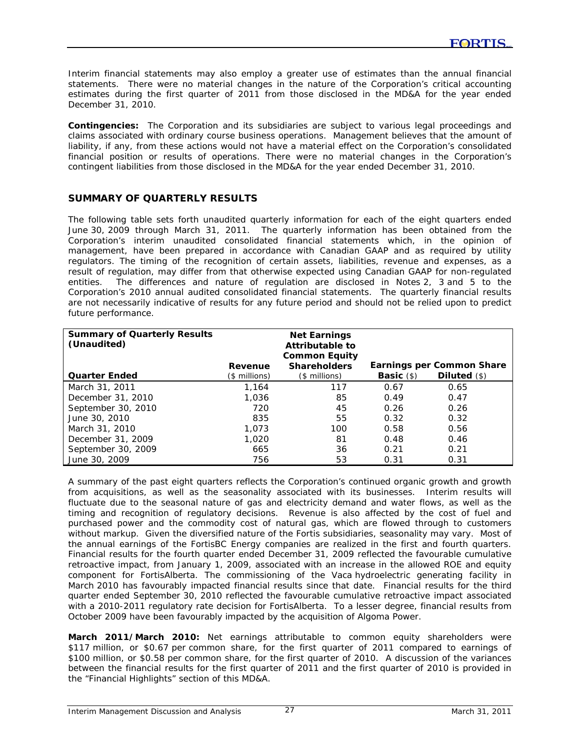Interim financial statements may also employ a greater use of estimates than the annual financial statements. There were no material changes in the nature of the Corporation's critical accounting estimates during the first quarter of 2011 from those disclosed in the MD&A for the year ended December 31, 2010.

**Contingencies:** The Corporation and its subsidiaries are subject to various legal proceedings and claims associated with ordinary course business operations. Management believes that the amount of liability, if any, from these actions would not have a material effect on the Corporation's consolidated financial position or results of operations. There were no material changes in the Corporation's contingent liabilities from those disclosed in the MD&A for the year ended December 31, 2010.

## SUMMARY OF QUARTERLY RESULTS

The following table sets forth unaudited quarterly information for each of the eight quarters ended June 30, 2009 through March 31, 2011. The quarterly information has been obtained from the Corporation's interim unaudited consolidated financial statements which, in the opinion of management, have been prepared in accordance with Canadian GAAP and as required by utility regulators. The timing of the recognition of certain assets, liabilities, revenue and expenses, as a result of regulation, may differ from that otherwise expected using Canadian GAAP for non-regulated entities. The differences and nature of regulation are disclosed in Notes 2, 3 and 5 to the Corporation's 2010 annual audited consolidated financial statements. The quarterly financial results are not necessarily indicative of results for any future period and should not be relied upon to predict future performance.

| **Summary of Quarterly Results (Unaudited)** | | **Net Earnings Attributable to Common Equity** | **Earnings per Common Share** | |
|---|---|---|---|---|
| **Quarter Ended** | **Revenue** ($ millions) | **Shareholders** ($ millions) | **Basic** ($) | **Diluted** ($) |
| March 31, 2011 | 1,164 | 117 | 0.67 | 0.65 |
| December 31, 2010 | 1,036 | 85 | 0.49 | 0.47 |
| September 30, 2010 | 720 | 45 | 0.26 | 0.26 |
| June 30, 2010 | 835 | 55 | 0.32 | 0.32 |
| March 31, 2010 | 1,073 | 100 | 0.58 | 0.56 |
| December 31, 2009 | 1,020 | 81 | 0.48 | 0.46 |
| September 30, 2009 | 665 | 36 | 0.21 | 0.21 |
| June 30, 2009 | 756 | 53 | 0.31 | 0.31 |

A summary of the past eight quarters reflects the Corporation's continued organic growth and growth from acquisitions, as well as the seasonality associated with its businesses. Interim results will fluctuate due to the seasonal nature of gas and electricity demand and water flows, as well as the timing and recognition of regulatory decisions. Revenue is also affected by the cost of fuel and purchased power and the commodity cost of natural gas, which are flowed through to customers without markup. Given the diversified nature of the Fortis subsidiaries, seasonality may vary. Most of the annual earnings of the FortisBC Energy companies are realized in the first and fourth quarters. Financial results for the fourth quarter ended December 31, 2009 reflected the favourable cumulative retroactive impact, from January 1, 2009, associated with an increase in the allowed ROE and equity component for FortisAlberta. The commissioning of the Vaca hydroelectric generating facility in March 2010 has favourably impacted financial results since that date. Financial results for the third quarter ended September 30, 2010 reflected the favourable cumulative retroactive impact associated with a 2010-2011 regulatory rate decision for FortisAlberta. To a lesser degree, financial results from October 2009 have been favourably impacted by the acquisition of Algoma Power.

**March 2011/March 2010:** Net earnings attributable to common equity shareholders were $117 million, or $0.67 per common share, for the first quarter of 2011 compared to earnings of $100 million, or $0.58 per common share, for the first quarter of 2010. A discussion of the variances between the financial results for the first quarter of 2011 and the first quarter of 2010 is provided in the "Financial Highlights" section of this MD&A.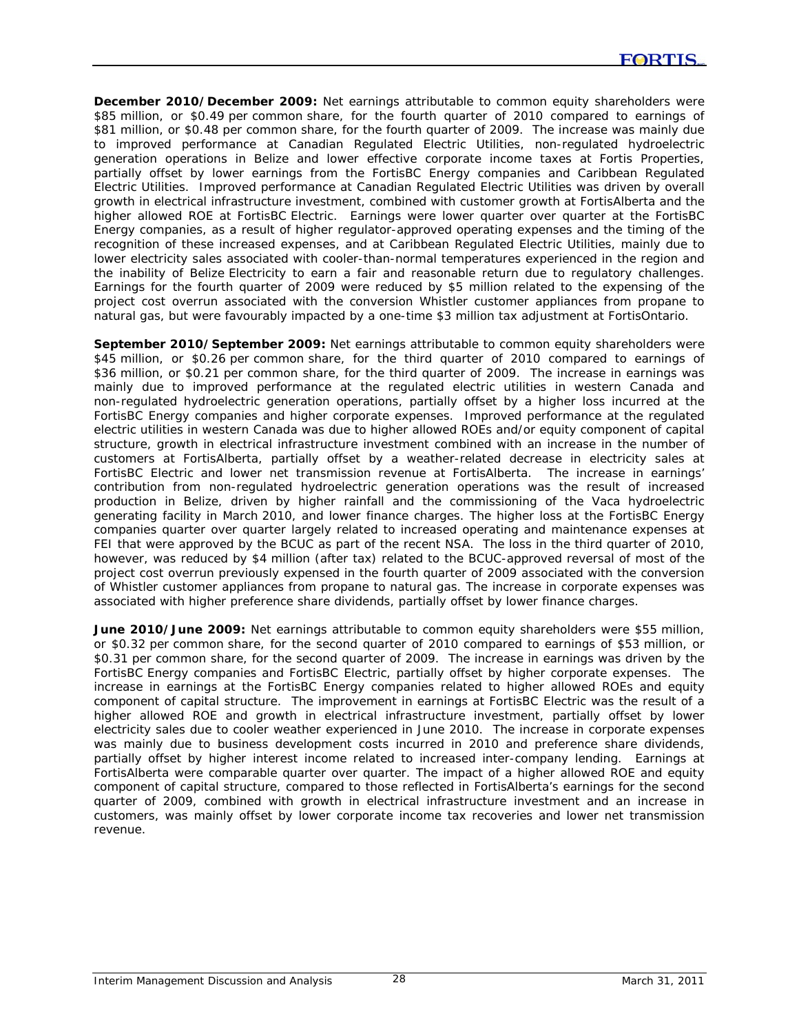**December 2010/December 2009:** Net earnings attributable to common equity shareholders were $85 million, or $0.49 per common share, for the fourth quarter of 2010 compared to earnings of $81 million, or $0.48 per common share, for the fourth quarter of 2009. The increase was mainly due to improved performance at Canadian Regulated Electric Utilities, non-regulated hydroelectric generation operations in Belize and lower effective corporate income taxes at Fortis Properties, partially offset by lower earnings from the FortisBC Energy companies and Caribbean Regulated Electric Utilities. Improved performance at Canadian Regulated Electric Utilities was driven by overall growth in electrical infrastructure investment, combined with customer growth at FortisAlberta and the higher allowed ROE at FortisBC Electric. Earnings were lower quarter over quarter at the FortisBC Energy companies, as a result of higher regulator-approved operating expenses and the timing of the recognition of these increased expenses, and at Caribbean Regulated Electric Utilities, mainly due to lower electricity sales associated with cooler-than-normal temperatures experienced in the region and the inability of Belize Electricity to earn a fair and reasonable return due to regulatory challenges. Earnings for the fourth quarter of 2009 were reduced by $5 million related to the expensing of the project cost overrun associated with the conversion Whistler customer appliances from propane to natural gas, but were favourably impacted by a one-time $3 million tax adjustment at FortisOntario.

**September 2010/September 2009:** Net earnings attributable to common equity shareholders were $45 million, or $0.26 per common share, for the third quarter of 2010 compared to earnings of $36 million, or $0.21 per common share, for the third quarter of 2009. The increase in earnings was mainly due to improved performance at the regulated electric utilities in western Canada and non-regulated hydroelectric generation operations, partially offset by a higher loss incurred at the FortisBC Energy companies and higher corporate expenses. Improved performance at the regulated electric utilities in western Canada was due to higher allowed ROEs and/or equity component of capital structure, growth in electrical infrastructure investment combined with an increase in the number of customers at FortisAlberta, partially offset by a weather-related decrease in electricity sales at FortisBC Electric and lower net transmission revenue at FortisAlberta. The increase in earnings' contribution from non-regulated hydroelectric generation operations was the result of increased production in Belize, driven by higher rainfall and the commissioning of the Vaca hydroelectric generating facility in March 2010, and lower finance charges. The higher loss at the FortisBC Energy companies quarter over quarter largely related to increased operating and maintenance expenses at FEI that were approved by the BCUC as part of the recent NSA. The loss in the third quarter of 2010, however, was reduced by $4 million (after tax) related to the BCUC-approved reversal of most of the project cost overrun previously expensed in the fourth quarter of 2009 associated with the conversion of Whistler customer appliances from propane to natural gas. The increase in corporate expenses was associated with higher preference share dividends, partially offset by lower finance charges.

**June 2010/June 2009:** Net earnings attributable to common equity shareholders were $55 million, or $0.32 per common share, for the second quarter of 2010 compared to earnings of $53 million, or $0.31 per common share, for the second quarter of 2009. The increase in earnings was driven by the FortisBC Energy companies and FortisBC Electric, partially offset by higher corporate expenses. The increase in earnings at the FortisBC Energy companies related to higher allowed ROEs and equity component of capital structure. The improvement in earnings at FortisBC Electric was the result of a higher allowed ROE and growth in electrical infrastructure investment, partially offset by lower electricity sales due to cooler weather experienced in June 2010. The increase in corporate expenses was mainly due to business development costs incurred in 2010 and preference share dividends, partially offset by higher interest income related to increased inter-company lending. Earnings at FortisAlberta were comparable quarter over quarter. The impact of a higher allowed ROE and equity component of capital structure, compared to those reflected in FortisAlberta's earnings for the second quarter of 2009, combined with growth in electrical infrastructure investment and an increase in customers, was mainly offset by lower corporate income tax recoveries and lower net transmission revenue.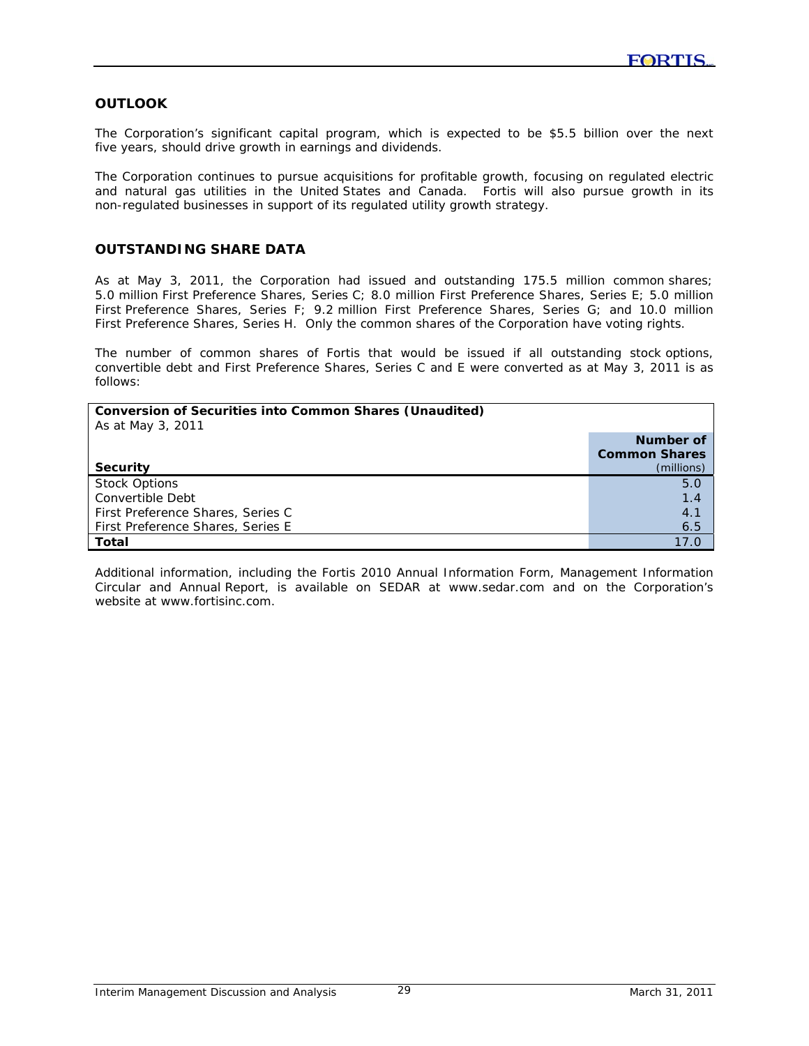## OUTLOOK

The Corporation's significant capital program, which is expected to be $5.5 billion over the next five years, should drive growth in earnings and dividends.

The Corporation continues to pursue acquisitions for profitable growth, focusing on regulated electric and natural gas utilities in the United States and Canada. Fortis will also pursue growth in its non-regulated businesses in support of its regulated utility growth strategy.

## OUTSTANDING SHARE DATA

As at May 3, 2011, the Corporation had issued and outstanding 175.5 million common shares; 5.0 million First Preference Shares, Series C; 8.0 million First Preference Shares, Series E; 5.0 million First Preference Shares, Series F; 9.2 million First Preference Shares, Series G; and 10.0 million First Preference Shares, Series H. Only the common shares of the Corporation have voting rights.

The number of common shares of Fortis that would be issued if all outstanding stock options, convertible debt and First Preference Shares, Series C and E were converted as at May 3, 2011 is as follows:

**Conversion of Securities into Common Shares (Unaudited)**
As at May 3, 2011

| Security | Number of Common Shares (millions) |
|---|---|
| Stock Options | 5.0 |
| Convertible Debt | 1.4 |
| First Preference Shares, Series C | 4.1 |
| First Preference Shares, Series E | 6.5 |
| **Total** | 17.0 |

Additional information, including the Fortis 2010 Annual Information Form, Management Information Circular and Annual Report, is available on SEDAR at www.sedar.com and on the Corporation's website at www.fortisinc.com.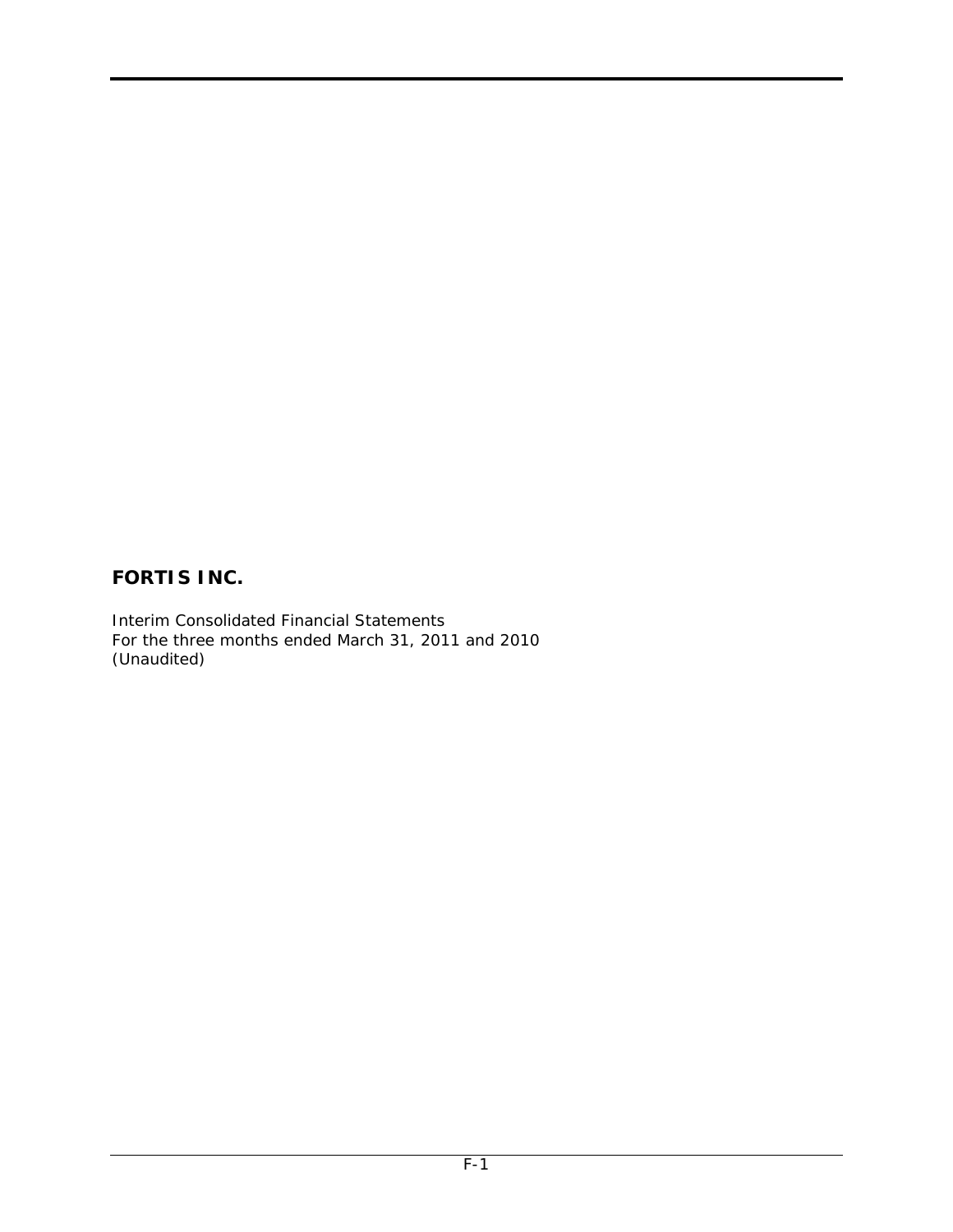**FORTIS INC.**

Interim Consolidated Financial Statements
For the three months ended March 31, 2011 and 2010
(Unaudited)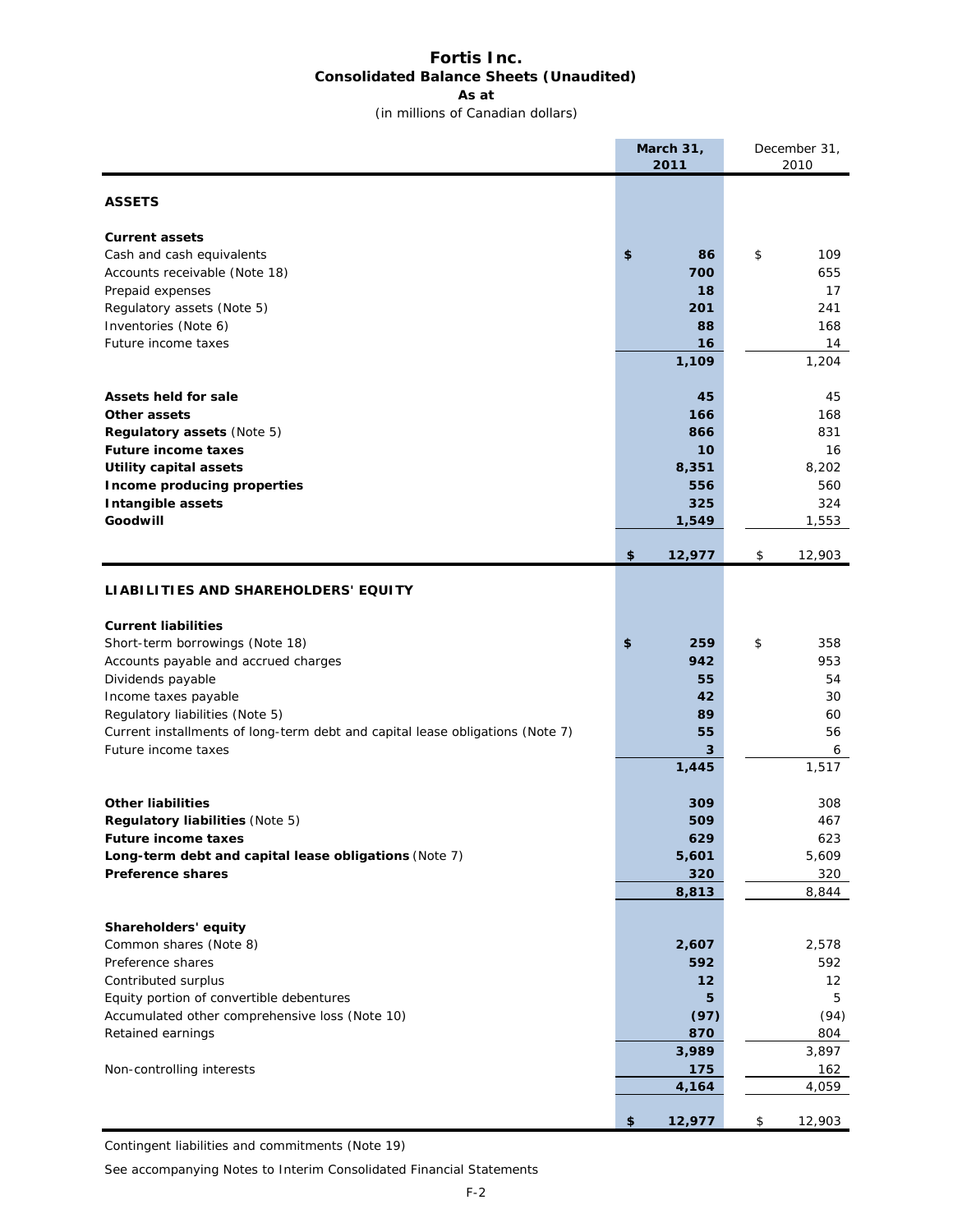# Fortis Inc.

## Consolidated Balance Sheets (Unaudited)

**As at**

(in millions of Canadian dollars)

| | **March 31, 2011** | December 31, 2010 |
|---|---|---|
| **ASSETS** | | |
| **Current assets** | | |
| Cash and cash equivalents | **$ 86** | $ 109 |
| Accounts receivable (Note 18) | **700** | 655 |
| Prepaid expenses | **18** | 17 |
| Regulatory assets (Note 5) | **201** | 241 |
| Inventories (Note 6) | **88** | 168 |
| Future income taxes | **16** | 14 |
| | **1,109** | 1,204 |
| **Assets held for sale** | **45** | 45 |
| **Other assets** | **166** | 168 |
| **Regulatory assets** (Note 5) | **866** | 831 |
| **Future income taxes** | **10** | 16 |
| **Utility capital assets** | **8,351** | 8,202 |
| **Income producing properties** | **556** | 560 |
| **Intangible assets** | **325** | 324 |
| **Goodwill** | **1,549** | 1,553 |
| | **$ 12,977** | $ 12,903 |
| **LIABILITIES AND SHAREHOLDERS' EQUITY** | | |
| **Current liabilities** | | |
| Short-term borrowings (Note 18) | **$ 259** | $ 358 |
| Accounts payable and accrued charges | **942** | 953 |
| Dividends payable | **55** | 54 |
| Income taxes payable | **42** | 30 |
| Regulatory liabilities (Note 5) | **89** | 60 |
| Current installments of long-term debt and capital lease obligations (Note 7) | **55** | 56 |
| Future income taxes | **3** | 6 |
| | **1,445** | 1,517 |
| **Other liabilities** | **309** | 308 |
| **Regulatory liabilities** (Note 5) | **509** | 467 |
| **Future income taxes** | **629** | 623 |
| **Long-term debt and capital lease obligations** (Note 7) | **5,601** | 5,609 |
| **Preference shares** | **320** | 320 |
| | **8,813** | 8,844 |
| **Shareholders' equity** | | |
| Common shares (Note 8) | **2,607** | 2,578 |
| Preference shares | **592** | 592 |
| Contributed surplus | **12** | 12 |
| Equity portion of convertible debentures | **5** | 5 |
| Accumulated other comprehensive loss (Note 10) | **(97)** | (94) |
| Retained earnings | **870** | 804 |
| | **3,989** | 3,897 |
| Non-controlling interests | **175** | 162 |
| | **4,164** | 4,059 |
| | **$ 12,977** | $ 12,903 |

Contingent liabilities and commitments (Note 19)

See accompanying Notes to Interim Consolidated Financial Statements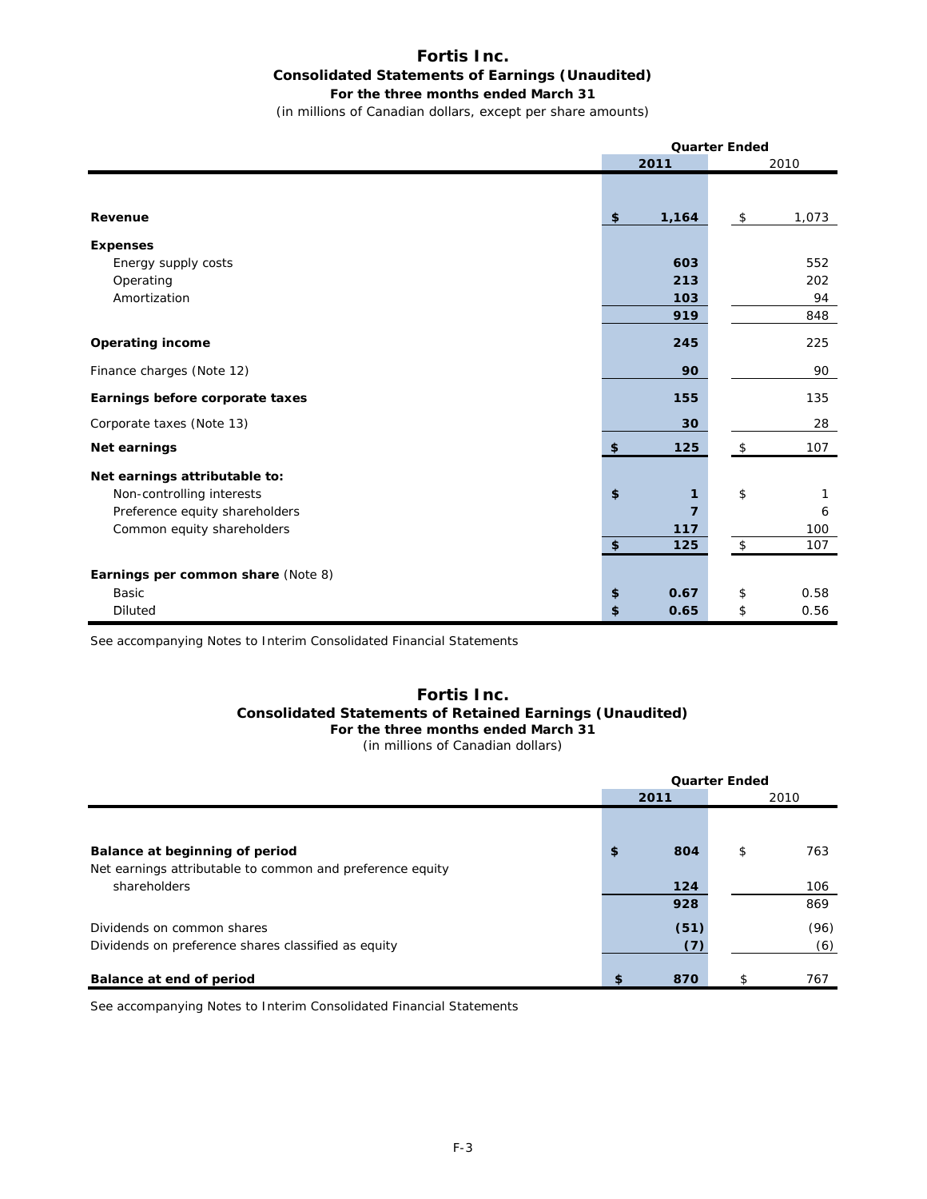# Fortis Inc.

## Consolidated Statements of Earnings (Unaudited)

**For the three months ended March 31**

(in millions of Canadian dollars, except per share amounts)

| | Quarter Ended | |
|---|---|---|
| | **2011** | 2010 |
| **Revenue** | **$ 1,164** | $ 1,073 |
| **Expenses** | | |
| Energy supply costs | **603** | 552 |
| Operating | **213** | 202 |
| Amortization | **103** | 94 |
| | **919** | 848 |
| **Operating income** | **245** | 225 |
| Finance charges (Note 12) | **90** | 90 |
| **Earnings before corporate taxes** | **155** | 135 |
| Corporate taxes (Note 13) | **30** | 28 |
| **Net earnings** | **$ 125** | $ 107 |
| **Net earnings attributable to:** | | |
| Non-controlling interests | **$ 1** | $ 1 |
| Preference equity shareholders | **7** | 6 |
| Common equity shareholders | **117** | 100 |
| | **$ 125** | $ 107 |
| **Earnings per common share** (Note 8) | | |
| Basic | **$ 0.67** | $ 0.58 |
| Diluted | **$ 0.65** | $ 0.56 |

See accompanying Notes to Interim Consolidated Financial Statements

# Fortis Inc.

## Consolidated Statements of Retained Earnings (Unaudited)

**For the three months ended March 31**

(in millions of Canadian dollars)

| | Quarter Ended | |
|---|---|---|
| | **2011** | 2010 |
| **Balance at beginning of period** | **$ 804** | $ 763 |
| Net earnings attributable to common and preference equity shareholders | **124** | 106 |
| | **928** | 869 |
| Dividends on common shares | **(51)** | (96) |
| Dividends on preference shares classified as equity | **(7)** | (6) |
| **Balance at end of period** | **$ 870** | $ 767 |

See accompanying Notes to Interim Consolidated Financial Statements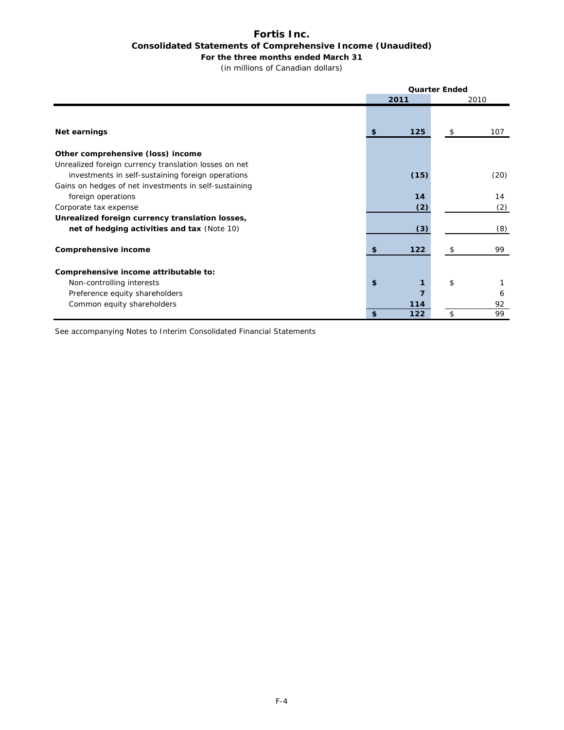# Fortis Inc.

## Consolidated Statements of Comprehensive Income (Unaudited)

### For the three months ended March 31

(in millions of Canadian dollars)

| | Quarter Ended | |
|---|---|---|
| | **2011** | 2010 |
| **Net earnings** | **$ 125** | $ 107 |
| **Other comprehensive (loss) income** | | |
| Unrealized foreign currency translation losses on net investments in self-sustaining foreign operations | **(15)** | (20) |
| Gains on hedges of net investments in self-sustaining foreign operations | **14** | 14 |
| Corporate tax expense | **(2)** | (2) |
| **Unrealized foreign currency translation losses, net of hedging activities and tax** (Note 10) | **(3)** | (8) |
| **Comprehensive income** | **$ 122** | $ 99 |
| **Comprehensive income attributable to:** | | |
| Non-controlling interests | **$ 1** | $ 1 |
| Preference equity shareholders | **7** | 6 |
| Common equity shareholders | **114** | 92 |
| | **$ 122** | $ 99 |

See accompanying Notes to Interim Consolidated Financial Statements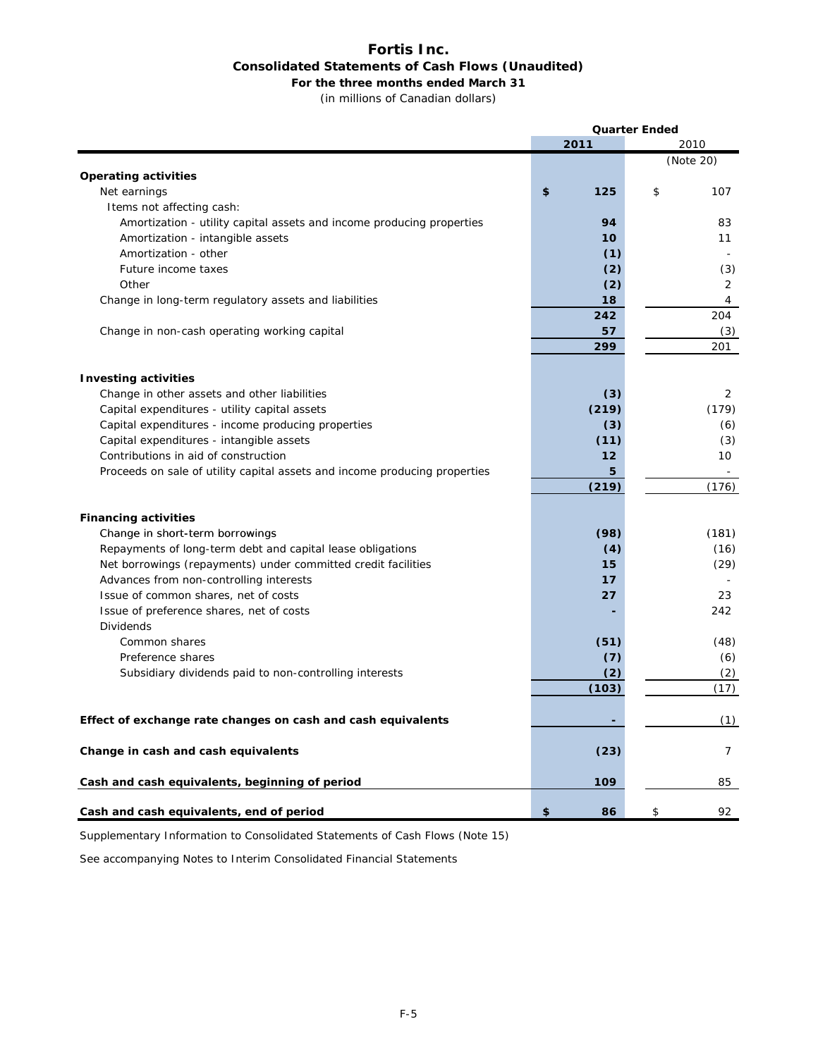# Fortis Inc.

## Consolidated Statements of Cash Flows (Unaudited)

### For the three months ended March 31

(in millions of Canadian dollars)

| | Quarter Ended | |
|---|---|---|
| | **2011** | 2010 |
| | | (Note 20) |
| **Operating activities** | | |
| Net earnings | **$ 125** | $ 107 |
| Items not affecting cash: | | |
| Amortization - utility capital assets and income producing properties | **94** | 83 |
| Amortization - intangible assets | **10** | 11 |
| Amortization - other | **(1)** | - |
| Future income taxes | **(2)** | (3) |
| Other | **(2)** | 2 |
| Change in long-term regulatory assets and liabilities | **18** | 4 |
| | **242** | 204 |
| Change in non-cash operating working capital | **57** | (3) |
| | **299** | 201 |
| **Investing activities** | | |
| Change in other assets and other liabilities | **(3)** | 2 |
| Capital expenditures - utility capital assets | **(219)** | (179) |
| Capital expenditures - income producing properties | **(3)** | (6) |
| Capital expenditures - intangible assets | **(11)** | (3) |
| Contributions in aid of construction | **12** | 10 |
| Proceeds on sale of utility capital assets and income producing properties | **5** | - |
| | **(219)** | (176) |
| **Financing activities** | | |
| Change in short-term borrowings | **(98)** | (181) |
| Repayments of long-term debt and capital lease obligations | **(4)** | (16) |
| Net borrowings (repayments) under committed credit facilities | **15** | (29) |
| Advances from non-controlling interests | **17** | - |
| Issue of common shares, net of costs | **27** | 23 |
| Issue of preference shares, net of costs | **-** | 242 |
| Dividends | | |
| Common shares | **(51)** | (48) |
| Preference shares | **(7)** | (6) |
| Subsidiary dividends paid to non-controlling interests | **(2)** | (2) |
| | **(103)** | (17) |
| **Effect of exchange rate changes on cash and cash equivalents** | **-** | (1) |
| **Change in cash and cash equivalents** | **(23)** | 7 |
| **Cash and cash equivalents, beginning of period** | **109** | 85 |
| **Cash and cash equivalents, end of period** | **$ 86** | $ 92 |

Supplementary Information to Consolidated Statements of Cash Flows (Note 15)

See accompanying Notes to Interim Consolidated Financial Statements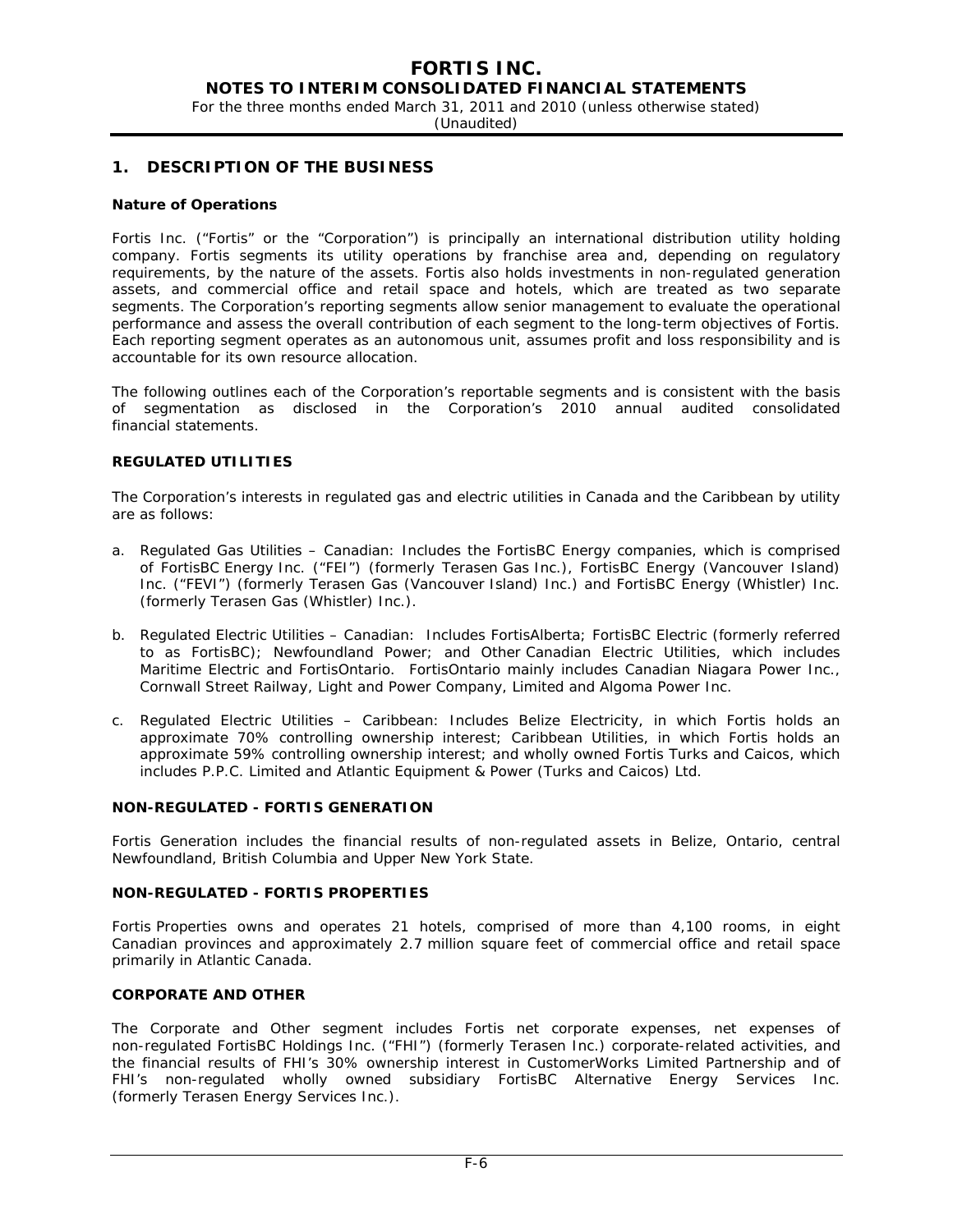## 1. DESCRIPTION OF THE BUSINESS

### Nature of Operations

Fortis Inc. ("Fortis" or the "Corporation") is principally an international distribution utility holding company. Fortis segments its utility operations by franchise area and, depending on regulatory requirements, by the nature of the assets. Fortis also holds investments in non-regulated generation assets, and commercial office and retail space and hotels, which are treated as two separate segments. The Corporation's reporting segments allow senior management to evaluate the operational performance and assess the overall contribution of each segment to the long-term objectives of Fortis. Each reporting segment operates as an autonomous unit, assumes profit and loss responsibility and is accountable for its own resource allocation.

The following outlines each of the Corporation's reportable segments and is consistent with the basis of segmentation as disclosed in the Corporation's 2010 annual audited consolidated financial statements.

### REGULATED UTILITIES

The Corporation's interests in regulated gas and electric utilities in Canada and the Caribbean by utility are as follows:

a. Regulated Gas Utilities – Canadian: Includes the FortisBC Energy companies, which is comprised of FortisBC Energy Inc. ("FEI") (formerly Terasen Gas Inc.), FortisBC Energy (Vancouver Island) Inc. ("FEVI") (formerly Terasen Gas (Vancouver Island) Inc.) and FortisBC Energy (Whistler) Inc. (formerly Terasen Gas (Whistler) Inc.).

b. Regulated Electric Utilities – Canadian: Includes FortisAlberta; FortisBC Electric (formerly referred to as FortisBC); Newfoundland Power; and Other Canadian Electric Utilities, which includes Maritime Electric and FortisOntario. FortisOntario mainly includes Canadian Niagara Power Inc., Cornwall Street Railway, Light and Power Company, Limited and Algoma Power Inc.

c. Regulated Electric Utilities – Caribbean: Includes Belize Electricity, in which Fortis holds an approximate 70% controlling ownership interest; Caribbean Utilities, in which Fortis holds an approximate 59% controlling ownership interest; and wholly owned Fortis Turks and Caicos, which includes P.P.C. Limited and Atlantic Equipment & Power (Turks and Caicos) Ltd.

### NON-REGULATED - FORTIS GENERATION

Fortis Generation includes the financial results of non-regulated assets in Belize, Ontario, central Newfoundland, British Columbia and Upper New York State.

### NON-REGULATED - FORTIS PROPERTIES

Fortis Properties owns and operates 21 hotels, comprised of more than 4,100 rooms, in eight Canadian provinces and approximately 2.7 million square feet of commercial office and retail space primarily in Atlantic Canada.

### CORPORATE AND OTHER

The Corporate and Other segment includes Fortis net corporate expenses, net expenses of non-regulated FortisBC Holdings Inc. ("FHI") (formerly Terasen Inc.) corporate-related activities, and the financial results of FHI's 30% ownership interest in CustomerWorks Limited Partnership and of FHI's non-regulated wholly owned subsidiary FortisBC Alternative Energy Services Inc. (formerly Terasen Energy Services Inc.).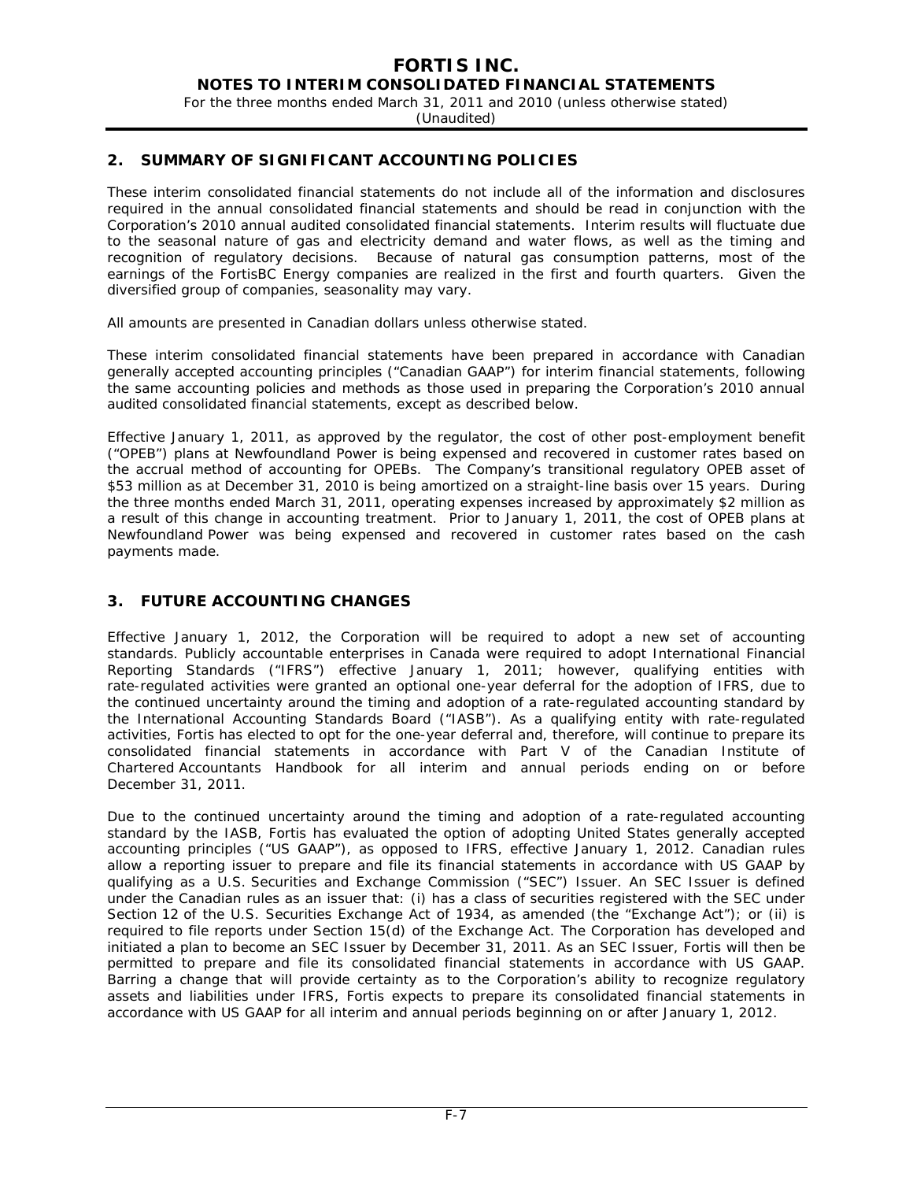## 2. SUMMARY OF SIGNIFICANT ACCOUNTING POLICIES

These interim consolidated financial statements do not include all of the information and disclosures required in the annual consolidated financial statements and should be read in conjunction with the Corporation's 2010 annual audited consolidated financial statements. Interim results will fluctuate due to the seasonal nature of gas and electricity demand and water flows, as well as the timing and recognition of regulatory decisions. Because of natural gas consumption patterns, most of the earnings of the FortisBC Energy companies are realized in the first and fourth quarters. Given the diversified group of companies, seasonality may vary.

All amounts are presented in Canadian dollars unless otherwise stated.

These interim consolidated financial statements have been prepared in accordance with Canadian generally accepted accounting principles ("Canadian GAAP") for interim financial statements, following the same accounting policies and methods as those used in preparing the Corporation's 2010 annual audited consolidated financial statements, except as described below.

Effective January 1, 2011, as approved by the regulator, the cost of other post-employment benefit ("OPEB") plans at Newfoundland Power is being expensed and recovered in customer rates based on the accrual method of accounting for OPEBs. The Company's transitional regulatory OPEB asset of $53 million as at December 31, 2010 is being amortized on a straight-line basis over 15 years. During the three months ended March 31, 2011, operating expenses increased by approximately $2 million as a result of this change in accounting treatment. Prior to January 1, 2011, the cost of OPEB plans at Newfoundland Power was being expensed and recovered in customer rates based on the cash payments made.

## 3. FUTURE ACCOUNTING CHANGES

Effective January 1, 2012, the Corporation will be required to adopt a new set of accounting standards. Publicly accountable enterprises in Canada were required to adopt International Financial Reporting Standards ("IFRS") effective January 1, 2011; however, qualifying entities with rate-regulated activities were granted an optional one-year deferral for the adoption of IFRS, due to the continued uncertainty around the timing and adoption of a rate-regulated accounting standard by the International Accounting Standards Board ("IASB"). As a qualifying entity with rate-regulated activities, Fortis has elected to opt for the one-year deferral and, therefore, will continue to prepare its consolidated financial statements in accordance with Part V of the Canadian Institute of Chartered Accountants Handbook for all interim and annual periods ending on or before December 31, 2011.

Due to the continued uncertainty around the timing and adoption of a rate-regulated accounting standard by the IASB, Fortis has evaluated the option of adopting United States generally accepted accounting principles ("US GAAP"), as opposed to IFRS, effective January 1, 2012. Canadian rules allow a reporting issuer to prepare and file its financial statements in accordance with US GAAP by qualifying as a U.S. Securities and Exchange Commission ("SEC") Issuer. An SEC Issuer is defined under the Canadian rules as an issuer that: (i) has a class of securities registered with the SEC under Section 12 of the U.S. Securities Exchange Act of 1934, as amended (the "Exchange Act"); or (ii) is required to file reports under Section 15(d) of the Exchange Act. The Corporation has developed and initiated a plan to become an SEC Issuer by December 31, 2011. As an SEC Issuer, Fortis will then be permitted to prepare and file its consolidated financial statements in accordance with US GAAP. Barring a change that will provide certainty as to the Corporation's ability to recognize regulatory assets and liabilities under IFRS, Fortis expects to prepare its consolidated financial statements in accordance with US GAAP for all interim and annual periods beginning on or after January 1, 2012.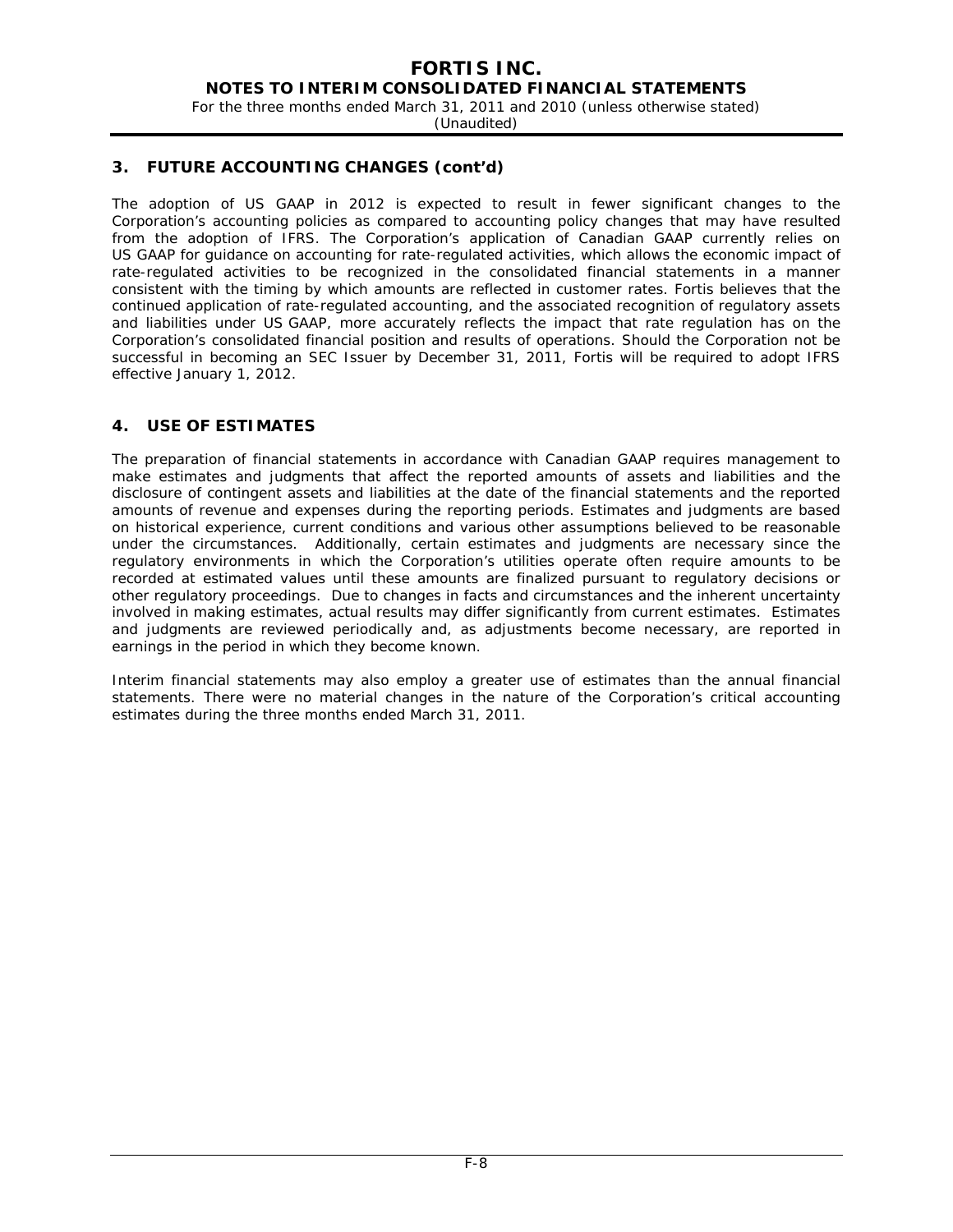## 3. FUTURE ACCOUNTING CHANGES (cont'd)

The adoption of US GAAP in 2012 is expected to result in fewer significant changes to the Corporation's accounting policies as compared to accounting policy changes that may have resulted from the adoption of IFRS. The Corporation's application of Canadian GAAP currently relies on US GAAP for guidance on accounting for rate-regulated activities, which allows the economic impact of rate-regulated activities to be recognized in the consolidated financial statements in a manner consistent with the timing by which amounts are reflected in customer rates. Fortis believes that the continued application of rate-regulated accounting, and the associated recognition of regulatory assets and liabilities under US GAAP, more accurately reflects the impact that rate regulation has on the Corporation's consolidated financial position and results of operations. Should the Corporation not be successful in becoming an SEC Issuer by December 31, 2011, Fortis will be required to adopt IFRS effective January 1, 2012.

## 4. USE OF ESTIMATES

The preparation of financial statements in accordance with Canadian GAAP requires management to make estimates and judgments that affect the reported amounts of assets and liabilities and the disclosure of contingent assets and liabilities at the date of the financial statements and the reported amounts of revenue and expenses during the reporting periods. Estimates and judgments are based on historical experience, current conditions and various other assumptions believed to be reasonable under the circumstances. Additionally, certain estimates and judgments are necessary since the regulatory environments in which the Corporation's utilities operate often require amounts to be recorded at estimated values until these amounts are finalized pursuant to regulatory decisions or other regulatory proceedings. Due to changes in facts and circumstances and the inherent uncertainty involved in making estimates, actual results may differ significantly from current estimates. Estimates and judgments are reviewed periodically and, as adjustments become necessary, are reported in earnings in the period in which they become known.

Interim financial statements may also employ a greater use of estimates than the annual financial statements. There were no material changes in the nature of the Corporation's critical accounting estimates during the three months ended March 31, 2011.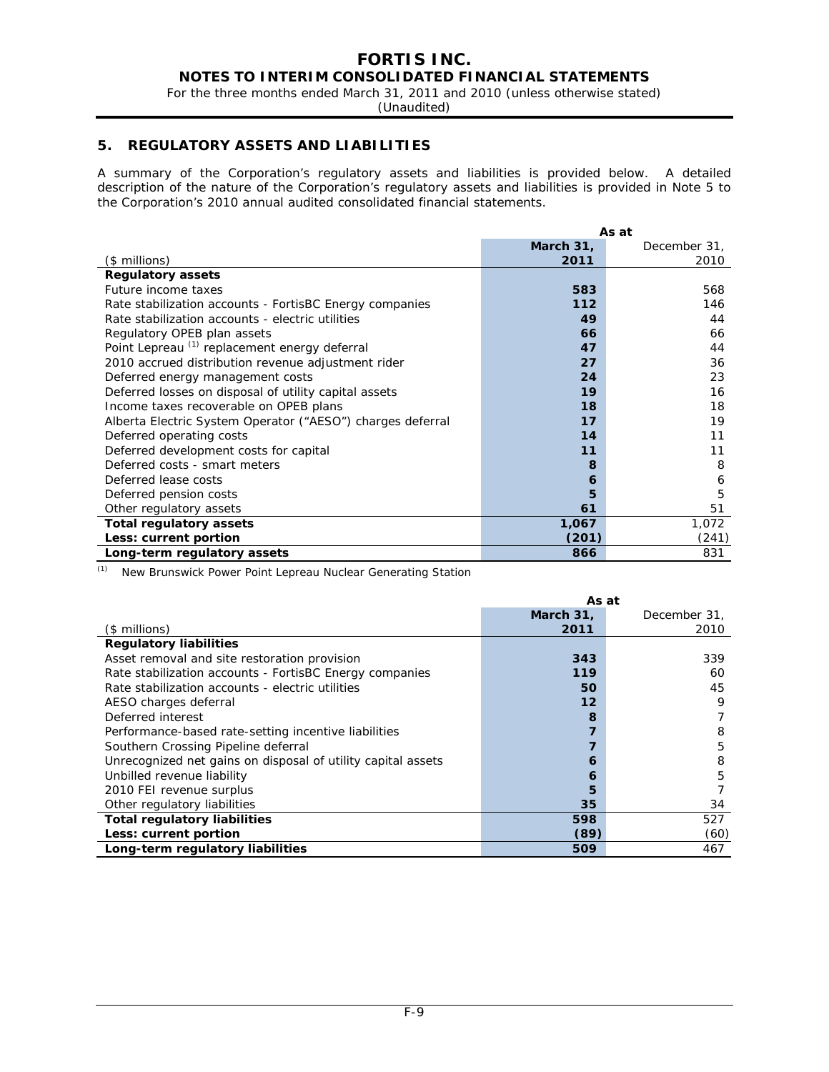## 5. REGULATORY ASSETS AND LIABILITIES

A summary of the Corporation's regulatory assets and liabilities is provided below. A detailed description of the nature of the Corporation's regulatory assets and liabilities is provided in Note 5 to the Corporation's 2010 annual audited consolidated financial statements.

| ($ millions) | As at March 31, 2011 | December 31, 2010 |
|---|---|---|
| **Regulatory assets** | | |
| Future income taxes | **583** | 568 |
| Rate stabilization accounts - FortisBC Energy companies | **112** | 146 |
| Rate stabilization accounts - electric utilities | **49** | 44 |
| Regulatory OPEB plan assets | **66** | 66 |
| Point Lepreau [(1)] replacement energy deferral | **47** | 44 |
| 2010 accrued distribution revenue adjustment rider | **27** | 36 |
| Deferred energy management costs | **24** | 23 |
| Deferred losses on disposal of utility capital assets | **19** | 16 |
| Income taxes recoverable on OPEB plans | **18** | 18 |
| Alberta Electric System Operator ("AESO") charges deferral | **17** | 19 |
| Deferred operating costs | **14** | 11 |
| Deferred development costs for capital | **11** | 11 |
| Deferred costs - smart meters | **8** | 8 |
| Deferred lease costs | **6** | 6 |
| Deferred pension costs | **5** | 5 |
| Other regulatory assets | **61** | 51 |
| **Total regulatory assets** | **1,067** | 1,072 |
| **Less: current portion** | **(201)** | (241) |
| **Long-term regulatory assets** | **866** | 831 |

(1) New Brunswick Power Point Lepreau Nuclear Generating Station

| ($ millions) | As at March 31, 2011 | December 31, 2010 |
|---|---|---|
| **Regulatory liabilities** | | |
| Asset removal and site restoration provision | **343** | 339 |
| Rate stabilization accounts - FortisBC Energy companies | **119** | 60 |
| Rate stabilization accounts - electric utilities | **50** | 45 |
| AESO charges deferral | **12** | 9 |
| Deferred interest | **8** | 7 |
| Performance-based rate-setting incentive liabilities | **7** | 8 |
| Southern Crossing Pipeline deferral | **7** | 5 |
| Unrecognized net gains on disposal of utility capital assets | **6** | 8 |
| Unbilled revenue liability | **6** | 5 |
| 2010 FEI revenue surplus | **5** | 7 |
| Other regulatory liabilities | **35** | 34 |
| **Total regulatory liabilities** | **598** | 527 |
| **Less: current portion** | **(89)** | (60) |
| **Long-term regulatory liabilities** | **509** | 467 |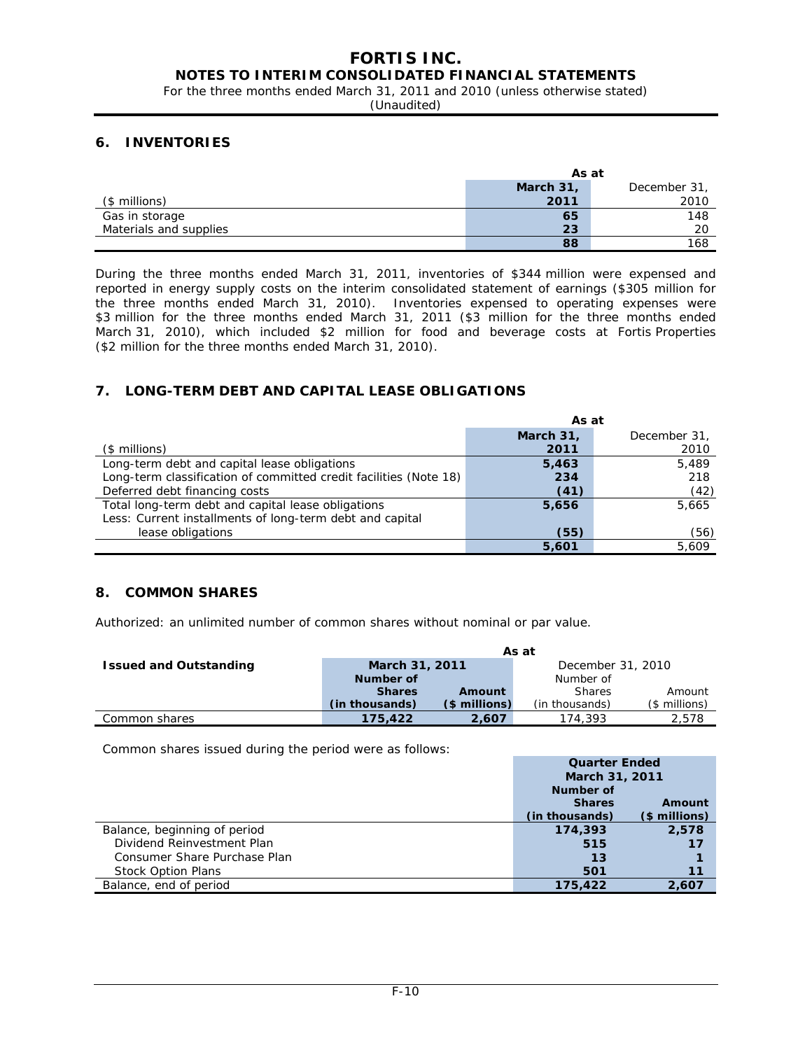## 6. INVENTORIES

| | As at | |
|---|---|---|
| ($ millions) | **March 31, 2011** | December 31, 2010 |
| Gas in storage | **65** | 148 |
| Materials and supplies | **23** | 20 |
| | **88** | 168 |

During the three months ended March 31, 2011, inventories of $344 million were expensed and reported in energy supply costs on the interim consolidated statement of earnings ($305 million for the three months ended March 31, 2010). Inventories expensed to operating expenses were $3 million for the three months ended March 31, 2011 ($3 million for the three months ended March 31, 2010), which included $2 million for food and beverage costs at Fortis Properties ($2 million for the three months ended March 31, 2010).

## 7. LONG-TERM DEBT AND CAPITAL LEASE OBLIGATIONS

| | As at | |
|---|---|---|
| ($ millions) | **March 31, 2011** | December 31, 2010 |
| Long-term debt and capital lease obligations | **5,463** | 5,489 |
| Long-term classification of committed credit facilities (Note 18) | **234** | 218 |
| Deferred debt financing costs | **(41)** | (42) |
| Total long-term debt and capital lease obligations | **5,656** | 5,665 |
| Less: Current installments of long-term debt and capital lease obligations | **(55)** | (56) |
| | **5,601** | 5,609 |

## 8. COMMON SHARES

Authorized: an unlimited number of common shares without nominal or par value.

| | As at | | | |
|---|---|---|---|---|
| **Issued and Outstanding** | **March 31, 2011** | | December 31, 2010 | |
| | **Number of Shares (in thousands)** | **Amount ($ millions)** | Number of Shares (in thousands) | Amount ($ millions) |
| Common shares | **175,422** | **2,607** | 174,393 | 2,578 |

Common shares issued during the period were as follows:

| | **Quarter Ended March 31, 2011** | |
|---|---|---|
| | **Number of Shares (in thousands)** | **Amount ($ millions)** |
| Balance, beginning of period | **174,393** | **2,578** |
| Dividend Reinvestment Plan | **515** | **17** |
| Consumer Share Purchase Plan | **13** | **1** |
| Stock Option Plans | **501** | **11** |
| Balance, end of period | **175,422** | **2,607** |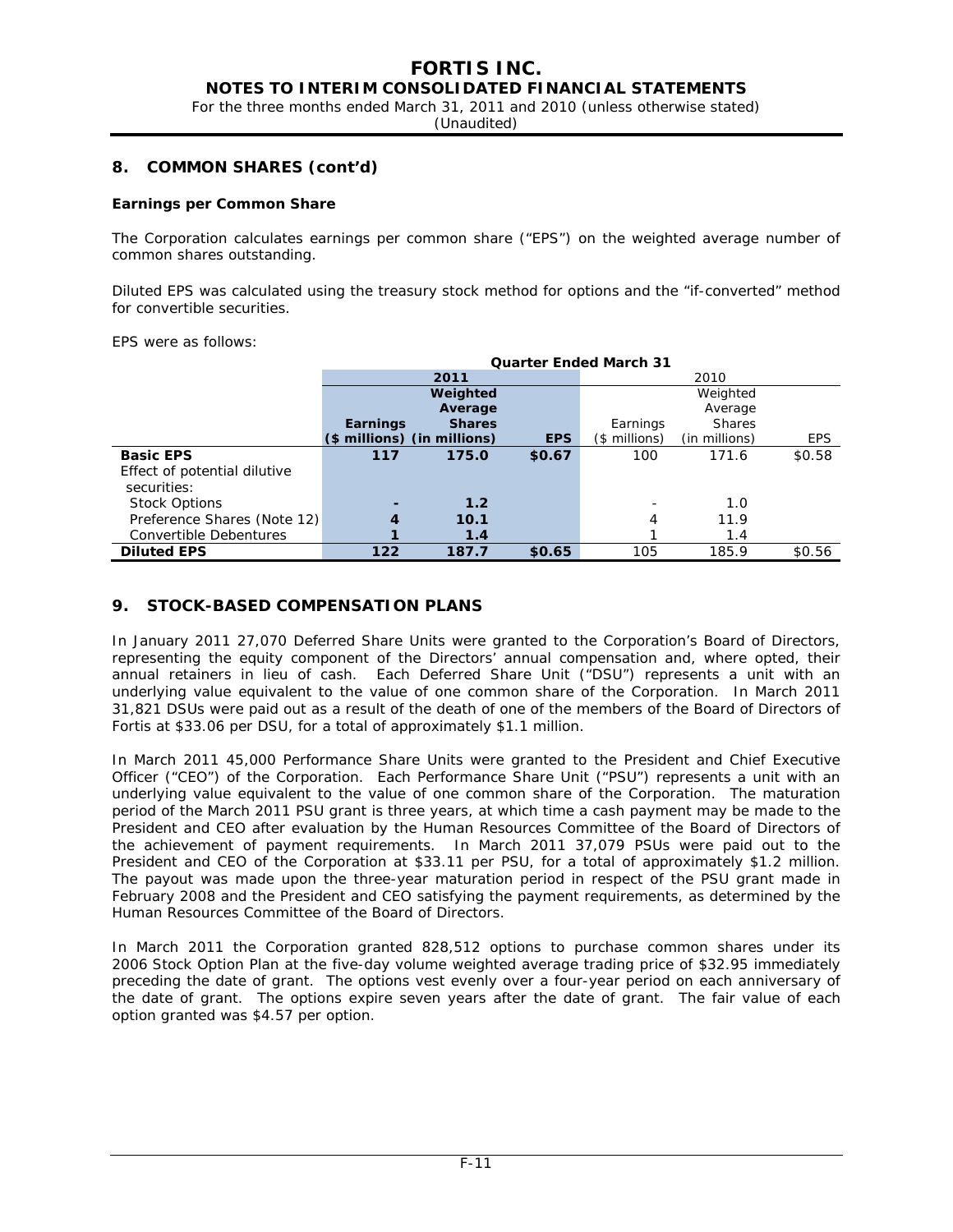## 8. COMMON SHARES (cont'd)

### Earnings per Common Share

The Corporation calculates earnings per common share ("EPS") on the weighted average number of common shares outstanding.

Diluted EPS was calculated using the treasury stock method for options and the "if-converted" method for convertible securities.

EPS were as follows:

| | Quarter Ended March 31 | | | | | |
|---|---|---|---|---|---|---|
| | **2011** | | | 2010 | | |
| | **Earnings ($ millions)** | **Weighted Average Shares (in millions)** | **EPS** | Earnings ($ millions) | Weighted Average Shares (in millions) | EPS |
| **Basic EPS** | **117** | **175.0** | **$0.67** | 100 | 171.6 | $0.58 |
| Effect of potential dilutive securities: | | | | | | |
| Stock Options | **-** | **1.2** | | - | 1.0 | |
| Preference Shares (Note 12) | **4** | **10.1** | | 4 | 11.9 | |
| Convertible Debentures | **1** | **1.4** | | 1 | 1.4 | |
| **Diluted EPS** | **122** | **187.7** | **$0.65** | 105 | 185.9 | $0.56 |

## 9. STOCK-BASED COMPENSATION PLANS

In January 2011 27,070 Deferred Share Units were granted to the Corporation's Board of Directors, representing the equity component of the Directors' annual compensation and, where opted, their annual retainers in lieu of cash. Each Deferred Share Unit ("DSU") represents a unit with an underlying value equivalent to the value of one common share of the Corporation. In March 2011 31,821 DSUs were paid out as a result of the death of one of the members of the Board of Directors of Fortis at $33.06 per DSU, for a total of approximately $1.1 million.

In March 2011 45,000 Performance Share Units were granted to the President and Chief Executive Officer ("CEO") of the Corporation. Each Performance Share Unit ("PSU") represents a unit with an underlying value equivalent to the value of one common share of the Corporation. The maturation period of the March 2011 PSU grant is three years, at which time a cash payment may be made to the President and CEO after evaluation by the Human Resources Committee of the Board of Directors of the achievement of payment requirements. In March 2011 37,079 PSUs were paid out to the President and CEO of the Corporation at $33.11 per PSU, for a total of approximately $1.2 million. The payout was made upon the three-year maturation period in respect of the PSU grant made in February 2008 and the President and CEO satisfying the payment requirements, as determined by the Human Resources Committee of the Board of Directors.

In March 2011 the Corporation granted 828,512 options to purchase common shares under its 2006 Stock Option Plan at the five-day volume weighted average trading price of $32.95 immediately preceding the date of grant. The options vest evenly over a four-year period on each anniversary of the date of grant. The options expire seven years after the date of grant. The fair value of each option granted was $4.57 per option.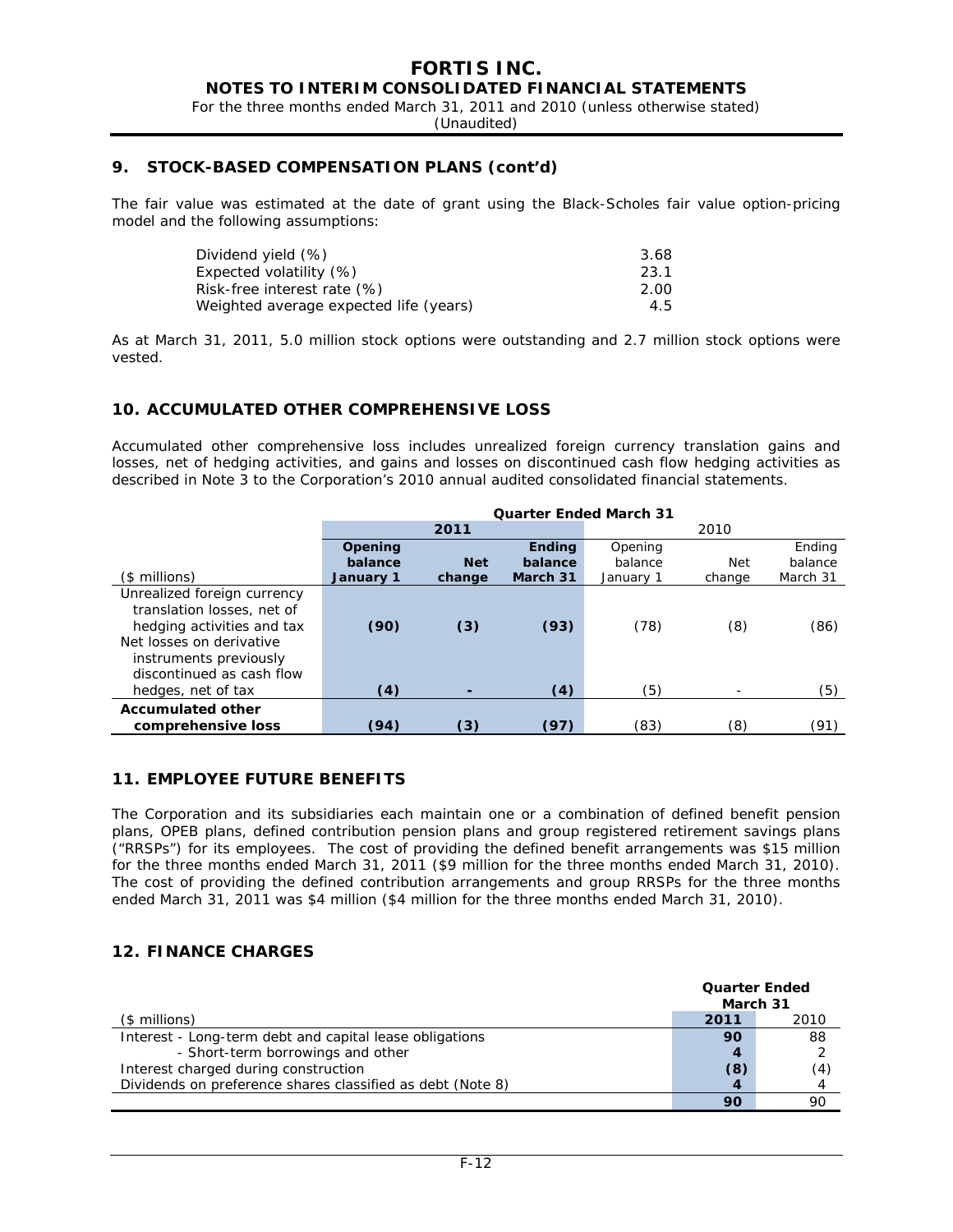## 9. STOCK-BASED COMPENSATION PLANS (cont'd)

The fair value was estimated at the date of grant using the Black-Scholes fair value option-pricing model and the following assumptions:

| | |
|---|---|
| Dividend yield (%) | 3.68 |
| Expected volatility (%) | 23.1 |
| Risk-free interest rate (%) | 2.00 |
| Weighted average expected life (years) | 4.5 |

As at March 31, 2011, 5.0 million stock options were outstanding and 2.7 million stock options were vested.

## 10. ACCUMULATED OTHER COMPREHENSIVE LOSS

Accumulated other comprehensive loss includes unrealized foreign currency translation gains and losses, net of hedging activities, and gains and losses on discontinued cash flow hedging activities as described in Note 3 to the Corporation's 2010 annual audited consolidated financial statements.

| | Quarter Ended March 31 | | | | | |
|---|---|---|---|---|---|---|
| | **2011** | | | 2010 | | |
| ($ millions) | **Opening balance January 1** | **Net change** | **Ending balance March 31** | Opening balance January 1 | Net change | Ending balance March 31 |
| Unrealized foreign currency translation losses, net of hedging activities and tax | **(90)** | **(3)** | **(93)** | (78) | (8) | (86) |
| Net losses on derivative instruments previously discontinued as cash flow hedges, net of tax | **(4)** | **-** | **(4)** | (5) | - | (5) |
| **Accumulated other comprehensive loss** | **(94)** | **(3)** | **(97)** | (83) | (8) | (91) |

## 11. EMPLOYEE FUTURE BENEFITS

The Corporation and its subsidiaries each maintain one or a combination of defined benefit pension plans, OPEB plans, defined contribution pension plans and group registered retirement savings plans ("RRSPs") for its employees. The cost of providing the defined benefit arrangements was $15 million for the three months ended March 31, 2011 ($9 million for the three months ended March 31, 2010). The cost of providing the defined contribution arrangements and group RRSPs for the three months ended March 31, 2011 was $4 million ($4 million for the three months ended March 31, 2010).

## 12. FINANCE CHARGES

| | Quarter Ended March 31 | |
|---|---|---|
| ($ millions) | **2011** | 2010 |
| Interest - Long-term debt and capital lease obligations | **90** | 88 |
| - Short-term borrowings and other | **4** | 2 |
| Interest charged during construction | **(8)** | (4) |
| Dividends on preference shares classified as debt (Note 8) | **4** | 4 |
| | **90** | 90 |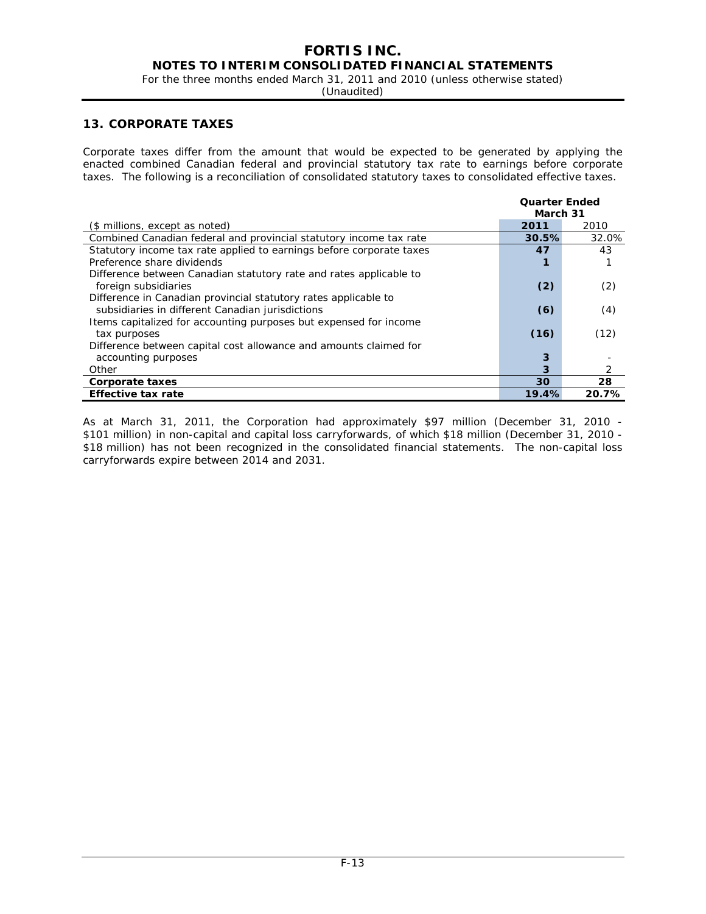## 13. CORPORATE TAXES

Corporate taxes differ from the amount that would be expected to be generated by applying the enacted combined Canadian federal and provincial statutory tax rate to earnings before corporate taxes. The following is a reconciliation of consolidated statutory taxes to consolidated effective taxes.

| | Quarter Ended March 31 | |
|---|---|---|
| ($ millions, except as noted) | **2011** | 2010 |
| Combined Canadian federal and provincial statutory income tax rate | **30.5%** | 32.0% |
| Statutory income tax rate applied to earnings before corporate taxes | **47** | 43 |
| Preference share dividends | **1** | 1 |
| Difference between Canadian statutory rate and rates applicable to foreign subsidiaries | **(2)** | (2) |
| Difference in Canadian provincial statutory rates applicable to subsidiaries in different Canadian jurisdictions | **(6)** | (4) |
| Items capitalized for accounting purposes but expensed for income tax purposes | **(16)** | (12) |
| Difference between capital cost allowance and amounts claimed for accounting purposes | **3** | - |
| Other | **3** | 2 |
| **Corporate taxes** | **30** | **28** |
| **Effective tax rate** | **19.4%** | **20.7%** |

As at March 31, 2011, the Corporation had approximately $97 million (December 31, 2010 - $101 million) in non-capital and capital loss carryforwards, of which $18 million (December 31, 2010 - $18 million) has not been recognized in the consolidated financial statements. The non-capital loss carryforwards expire between 2014 and 2031.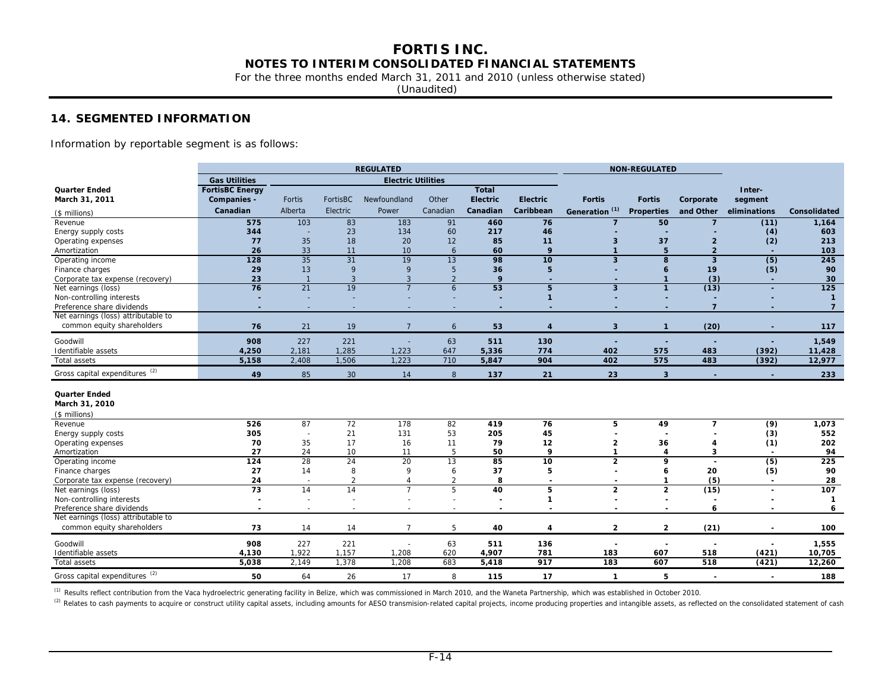## 14. SEGMENTED INFORMATION

Information by reportable segment is as follows:

| | REGULATED | | | | | | | NON-REGULATED | | | | |
|---|---|---|---|---|---|---|---|---|---|---|---|---|
| | Gas Utilities | Electric Utilities | | | | | | | | | | |
| **Quarter Ended March 31, 2011** ($ millions) | FortisBC Energy Companies - Canadian | Fortis Alberta | FortisBC Electric | Newfoundland Power | Other Canadian | Total Electric Canadian | Electric Caribbean | Fortis Generation [1] | Fortis Properties | Corporate and Other | Inter-segment eliminations | Consolidated |
| Revenue | 575 | 103 | 83 | 183 | 91 | 460 | 76 | 7 | 50 | 7 | (11) | 1,164 |
| Energy supply costs | 344 | - | 23 | 134 | 60 | 217 | 46 | - | - | - | (4) | 603 |
| Operating expenses | 77 | 35 | 18 | 20 | 12 | 85 | 11 | 3 | 37 | 2 | (2) | 213 |
| Amortization | 26 | 33 | 11 | 10 | 6 | 60 | 9 | 1 | 5 | 2 | - | 103 |
| Operating income | 128 | 35 | 31 | 19 | 13 | 98 | 10 | 3 | 8 | 3 | (5) | 245 |
| Finance charges | 29 | 13 | 9 | 9 | 5 | 36 | 5 | - | 6 | 19 | (5) | 90 |
| Corporate tax expense (recovery) | 23 | 1 | 3 | 3 | 2 | 9 | - | - | 1 | (3) | - | 30 |
| Net earnings (loss) | 76 | 21 | 19 | 7 | 6 | 53 | 5 | 3 | 1 | (13) | - | 125 |
| Non-controlling interests | - | - | - | - | - | - | 1 | - | - | - | - | 1 |
| Preference share dividends | - | - | - | - | - | - | - | - | - | 7 | - | 7 |
| Net earnings (loss) attributable to common equity shareholders | 76 | 21 | 19 | 7 | 6 | 53 | 4 | 3 | 1 | (20) | - | 117 |
| Goodwill | 908 | 227 | 221 | - | 63 | 511 | 130 | - | - | - | - | 1,549 |
| Identifiable assets | 4,250 | 2,181 | 1,285 | 1,223 | 647 | 5,336 | 774 | 402 | 575 | 483 | (392) | 11,428 |
| Total assets | 5,158 | 2,408 | 1,506 | 1,223 | 710 | 5,847 | 904 | 402 | 575 | 483 | (392) | 12,977 |
| Gross capital expenditures [2] | 49 | 85 | 30 | 14 | 8 | 137 | 21 | 23 | 3 | - | - | 233 |
| **Quarter Ended March 31, 2010** ($ millions) | | | | | | | | | | | | |
| Revenue | 526 | 87 | 72 | 178 | 82 | 419 | 76 | 5 | 49 | 7 | (9) | 1,073 |
| Energy supply costs | 305 | - | 21 | 131 | 53 | 205 | 45 | - | - | - | (3) | 552 |
| Operating expenses | 70 | 35 | 17 | 16 | 11 | 79 | 12 | 2 | 36 | 4 | (1) | 202 |
| Amortization | 27 | 24 | 10 | 11 | 5 | 50 | 9 | 1 | 4 | 3 | - | 94 |
| Operating income | 124 | 28 | 24 | 20 | 13 | 85 | 10 | 2 | 9 | - | (5) | 225 |
| Finance charges | 27 | 14 | 8 | 9 | 6 | 37 | 5 | - | 6 | 20 | (5) | 90 |
| Corporate tax expense (recovery) | 24 | - | 2 | 4 | 2 | 8 | - | - | 1 | (5) | - | 28 |
| Net earnings (loss) | 73 | 14 | 14 | 7 | 5 | 40 | 5 | 2 | 2 | (15) | - | 107 |
| Non-controlling interests | - | - | - | - | - | - | 1 | - | - | - | - | 1 |
| Preference share dividends | - | - | - | - | - | - | - | - | - | 6 | - | 6 |
| Net earnings (loss) attributable to common equity shareholders | 73 | 14 | 14 | 7 | 5 | 40 | 4 | 2 | 2 | (21) | - | 100 |
| Goodwill | 908 | 227 | 221 | - | 63 | 511 | 136 | - | - | - | - | 1,555 |
| Identifiable assets | 4,130 | 1,922 | 1,157 | 1,208 | 620 | 4,907 | 781 | 183 | 607 | 518 | (421) | 10,705 |
| Total assets | 5,038 | 2,149 | 1,378 | 1,208 | 683 | 5,418 | 917 | 183 | 607 | 518 | (421) | 12,260 |
| Gross capital expenditures [2] | 50 | 64 | 26 | 17 | 8 | 115 | 17 | 1 | 5 | - | - | 188 |

[1] Results reflect contribution from the Vaca hydroelectric generating facility in Belize, which was commissioned in March 2010, and the Waneta Partnership, which was established in October 2010.

[2] Relates to cash payments to acquire or construct utility capital assets, including amounts for AESO transmision-related capital projects, income producing properties and intangible assets, as reflected on the consolidated statement of cash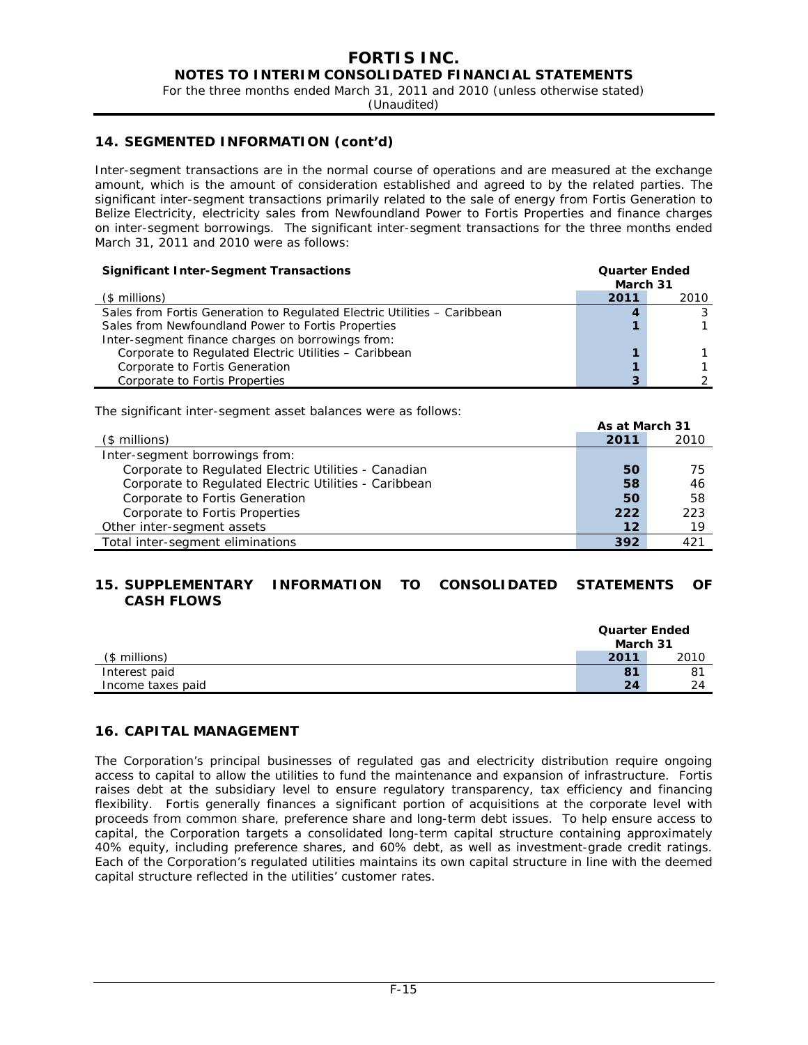## 14. SEGMENTED INFORMATION (cont'd)

Inter-segment transactions are in the normal course of operations and are measured at the exchange amount, which is the amount of consideration established and agreed to by the related parties. The significant inter-segment transactions primarily related to the sale of energy from Fortis Generation to Belize Electricity, electricity sales from Newfoundland Power to Fortis Properties and finance charges on inter-segment borrowings. The significant inter-segment transactions for the three months ended March 31, 2011 and 2010 were as follows:

| **Significant Inter-Segment Transactions** | **Quarter Ended March 31** | |
|---|---|---|
| ($ millions) | **2011** | 2010 |
| Sales from Fortis Generation to Regulated Electric Utilities – Caribbean | **4** | 3 |
| Sales from Newfoundland Power to Fortis Properties | **1** | 1 |
| Inter-segment finance charges on borrowings from: | | |
| Corporate to Regulated Electric Utilities – Caribbean | **1** | 1 |
| Corporate to Fortis Generation | **1** | 1 |
| Corporate to Fortis Properties | **3** | 2 |

The significant inter-segment asset balances were as follows:

| | **As at March 31** | |
|---|---|---|
| ($ millions) | **2011** | 2010 |
| Inter-segment borrowings from: | | |
| Corporate to Regulated Electric Utilities - Canadian | **50** | 75 |
| Corporate to Regulated Electric Utilities - Caribbean | **58** | 46 |
| Corporate to Fortis Generation | **50** | 58 |
| Corporate to Fortis Properties | **222** | 223 |
| Other inter-segment assets | **12** | 19 |
| Total inter-segment eliminations | **392** | 421 |

## 15. SUPPLEMENTARY INFORMATION TO CONSOLIDATED STATEMENTS OF CASH FLOWS

| | **Quarter Ended March 31** | |
|---|---|---|
| ($ millions) | **2011** | 2010 |
| Interest paid | **81** | 81 |
| Income taxes paid | **24** | 24 |

## 16. CAPITAL MANAGEMENT

The Corporation's principal businesses of regulated gas and electricity distribution require ongoing access to capital to allow the utilities to fund the maintenance and expansion of infrastructure. Fortis raises debt at the subsidiary level to ensure regulatory transparency, tax efficiency and financing flexibility. Fortis generally finances a significant portion of acquisitions at the corporate level with proceeds from common share, preference share and long-term debt issues. To help ensure access to capital, the Corporation targets a consolidated long-term capital structure containing approximately 40% equity, including preference shares, and 60% debt, as well as investment-grade credit ratings. Each of the Corporation's regulated utilities maintains its own capital structure in line with the deemed capital structure reflected in the utilities' customer rates.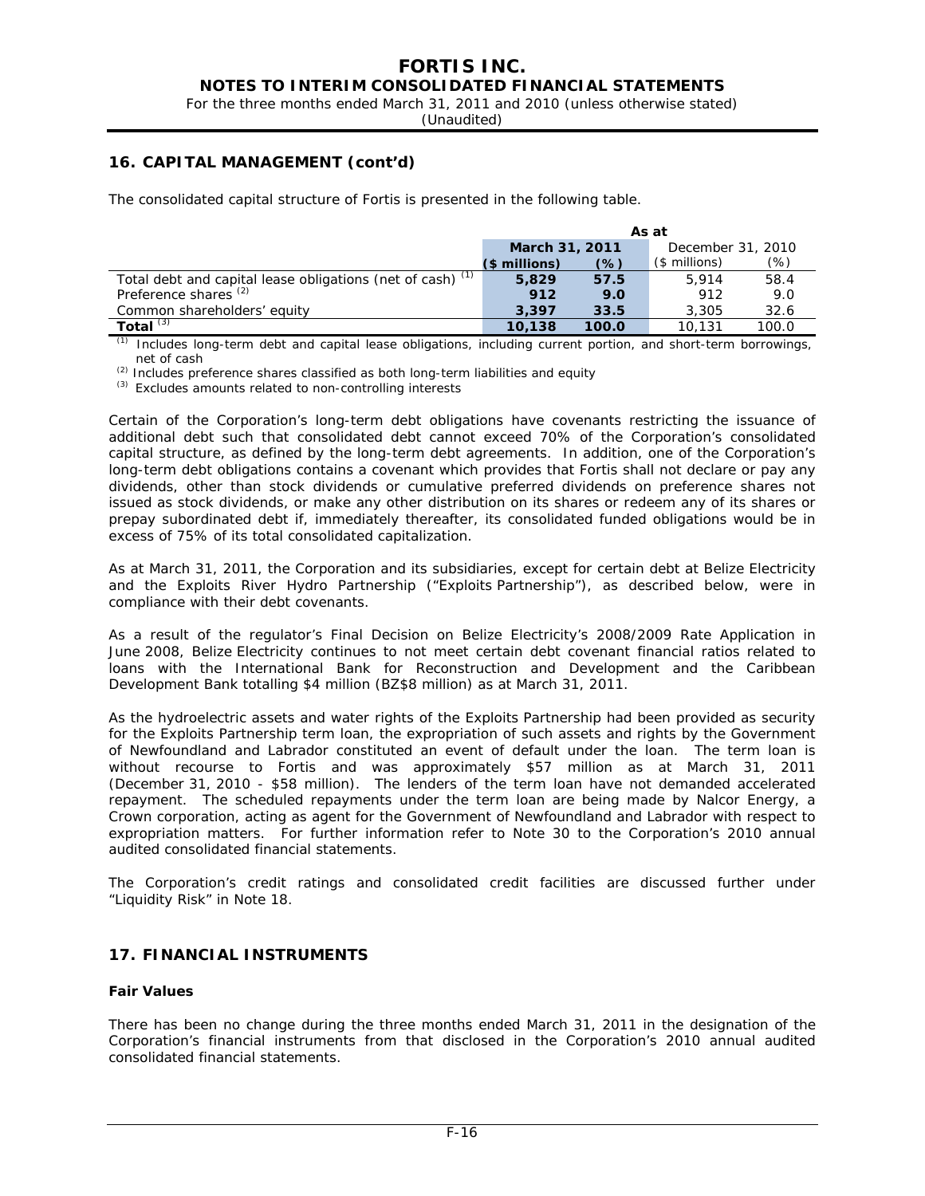## 16. CAPITAL MANAGEMENT (cont'd)

The consolidated capital structure of Fortis is presented in the following table.

| | As at | | | |
|---|---|---|---|---|
| | **March 31, 2011** | | December 31, 2010 | |
| | **($ millions)** | **(%)** | ($ millions) | (%) |
| Total debt and capital lease obligations (net of cash) [(1)] | **5,829** | **57.5** | 5,914 | 58.4 |
| Preference shares [(2)] | **912** | **9.0** | 912 | 9.0 |
| Common shareholders' equity | **3,397** | **33.5** | 3,305 | 32.6 |
| **Total** [(3)] | **10,138** | **100.0** | 10,131 | 100.0 |

(1) Includes long-term debt and capital lease obligations, including current portion, and short-term borrowings, net of cash

(2) Includes preference shares classified as both long-term liabilities and equity

(3) Excludes amounts related to non-controlling interests

Certain of the Corporation's long-term debt obligations have covenants restricting the issuance of additional debt such that consolidated debt cannot exceed 70% of the Corporation's consolidated capital structure, as defined by the long-term debt agreements. In addition, one of the Corporation's long-term debt obligations contains a covenant which provides that Fortis shall not declare or pay any dividends, other than stock dividends or cumulative preferred dividends on preference shares not issued as stock dividends, or make any other distribution on its shares or redeem any of its shares or prepay subordinated debt if, immediately thereafter, its consolidated funded obligations would be in excess of 75% of its total consolidated capitalization.

As at March 31, 2011, the Corporation and its subsidiaries, except for certain debt at Belize Electricity and the Exploits River Hydro Partnership ("Exploits Partnership"), as described below, were in compliance with their debt covenants.

As a result of the regulator's Final Decision on Belize Electricity's 2008/2009 Rate Application in June 2008, Belize Electricity continues to not meet certain debt covenant financial ratios related to loans with the International Bank for Reconstruction and Development and the Caribbean Development Bank totalling $4 million (BZ$8 million) as at March 31, 2011.

As the hydroelectric assets and water rights of the Exploits Partnership had been provided as security for the Exploits Partnership term loan, the expropriation of such assets and rights by the Government of Newfoundland and Labrador constituted an event of default under the loan. The term loan is without recourse to Fortis and was approximately $57 million as at March 31, 2011 (December 31, 2010 - $58 million). The lenders of the term loan have not demanded accelerated repayment. The scheduled repayments under the term loan are being made by Nalcor Energy, a Crown corporation, acting as agent for the Government of Newfoundland and Labrador with respect to expropriation matters. For further information refer to Note 30 to the Corporation's 2010 annual audited consolidated financial statements.

The Corporation's credit ratings and consolidated credit facilities are discussed further under "Liquidity Risk" in Note 18.

## 17. FINANCIAL INSTRUMENTS

### Fair Values

There has been no change during the three months ended March 31, 2011 in the designation of the Corporation's financial instruments from that disclosed in the Corporation's 2010 annual audited consolidated financial statements.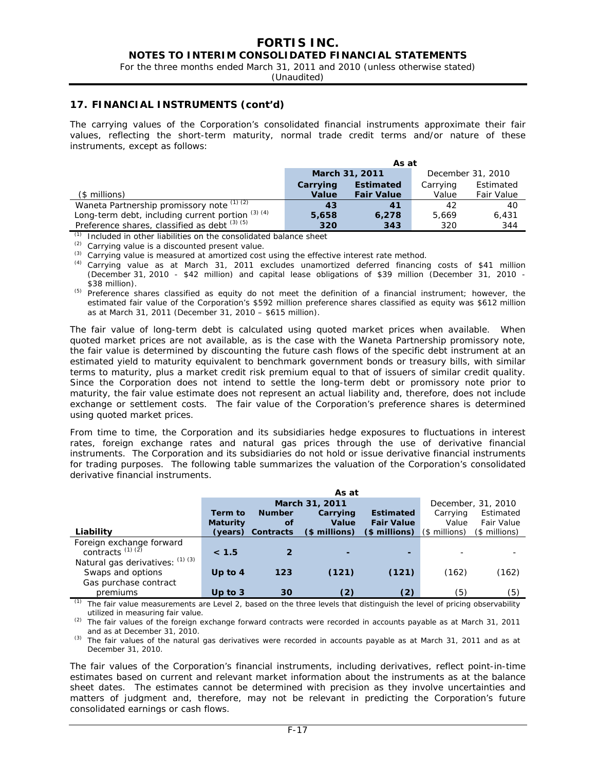## 17. FINANCIAL INSTRUMENTS (cont'd)

The carrying values of the Corporation's consolidated financial instruments approximate their fair values, reflecting the short-term maturity, normal trade credit terms and/or nature of these instruments, except as follows:

| | As at | | | |
|---|---|---|---|---|
| | **March 31, 2011** | | December 31, 2010 | |
| ($ millions) | **Carrying Value** | **Estimated Fair Value** | Carrying Value | Estimated Fair Value |
| Waneta Partnership promissory note [(1) (2)] | **43** | **41** | 42 | 40 |
| Long-term debt, including current portion [(3) (4)] | **5,658** | **6,278** | 5,669 | 6,431 |
| Preference shares, classified as debt [(3) (5)] | **320** | **343** | 320 | 344 |

(1) Included in other liabilities on the consolidated balance sheet

(2) Carrying value is a discounted present value.

(3) Carrying value is measured at amortized cost using the effective interest rate method.

(4) Carrying value as at March 31, 2011 excludes unamortized deferred financing costs of $41 million (December 31, 2010 - $42 million) and capital lease obligations of $39 million (December 31, 2010 - $38 million).

(5) Preference shares classified as equity do not meet the definition of a financial instrument; however, the estimated fair value of the Corporation's $592 million preference shares classified as equity was $612 million as at March 31, 2011 (December 31, 2010 – $615 million).

The fair value of long-term debt is calculated using quoted market prices when available. When quoted market prices are not available, as is the case with the Waneta Partnership promissory note, the fair value is determined by discounting the future cash flows of the specific debt instrument at an estimated yield to maturity equivalent to benchmark government bonds or treasury bills, with similar terms to maturity, plus a market credit risk premium equal to that of issuers of similar credit quality. Since the Corporation does not intend to settle the long-term debt or promissory note prior to maturity, the fair value estimate does not represent an actual liability and, therefore, does not include exchange or settlement costs. The fair value of the Corporation's preference shares is determined using quoted market prices.

From time to time, the Corporation and its subsidiaries hedge exposures to fluctuations in interest rates, foreign exchange rates and natural gas prices through the use of derivative financial instruments. The Corporation and its subsidiaries do not hold or issue derivative financial instruments for trading purposes. The following table summarizes the valuation of the Corporation's consolidated derivative financial instruments.

| | As at | | | | | |
|---|---|---|---|---|---|---|
| | **March 31, 2011** | | | | December, 31, 2010 | |
| **Liability** | **Term to Maturity (years)** | **Number of Contracts** | **Carrying Value ($ millions)** | **Estimated Fair Value ($ millions)** | Carrying Value ($ millions) | Estimated Fair Value ($ millions) |
| Foreign exchange forward contracts [(1) (2)] | **< 1.5** | **2** | **-** | **-** | - | - |
| Natural gas derivatives: [(1) (3)] | | | | | | |
| Swaps and options | **Up to 4** | **123** | **(121)** | **(121)** | (162) | (162) |
| Gas purchase contract premiums | **Up to 3** | **30** | **(2)** | **(2)** | (5) | (5) |

(1) The fair value measurements are Level 2, based on the three levels that distinguish the level of pricing observability utilized in measuring fair value.

(2) The fair values of the foreign exchange forward contracts were recorded in accounts payable as at March 31, 2011 and as at December 31, 2010.

(3) The fair values of the natural gas derivatives were recorded in accounts payable as at March 31, 2011 and as at December 31, 2010.

The fair values of the Corporation's financial instruments, including derivatives, reflect point-in-time estimates based on current and relevant market information about the instruments as at the balance sheet dates. The estimates cannot be determined with precision as they involve uncertainties and matters of judgment and, therefore, may not be relevant in predicting the Corporation's future consolidated earnings or cash flows.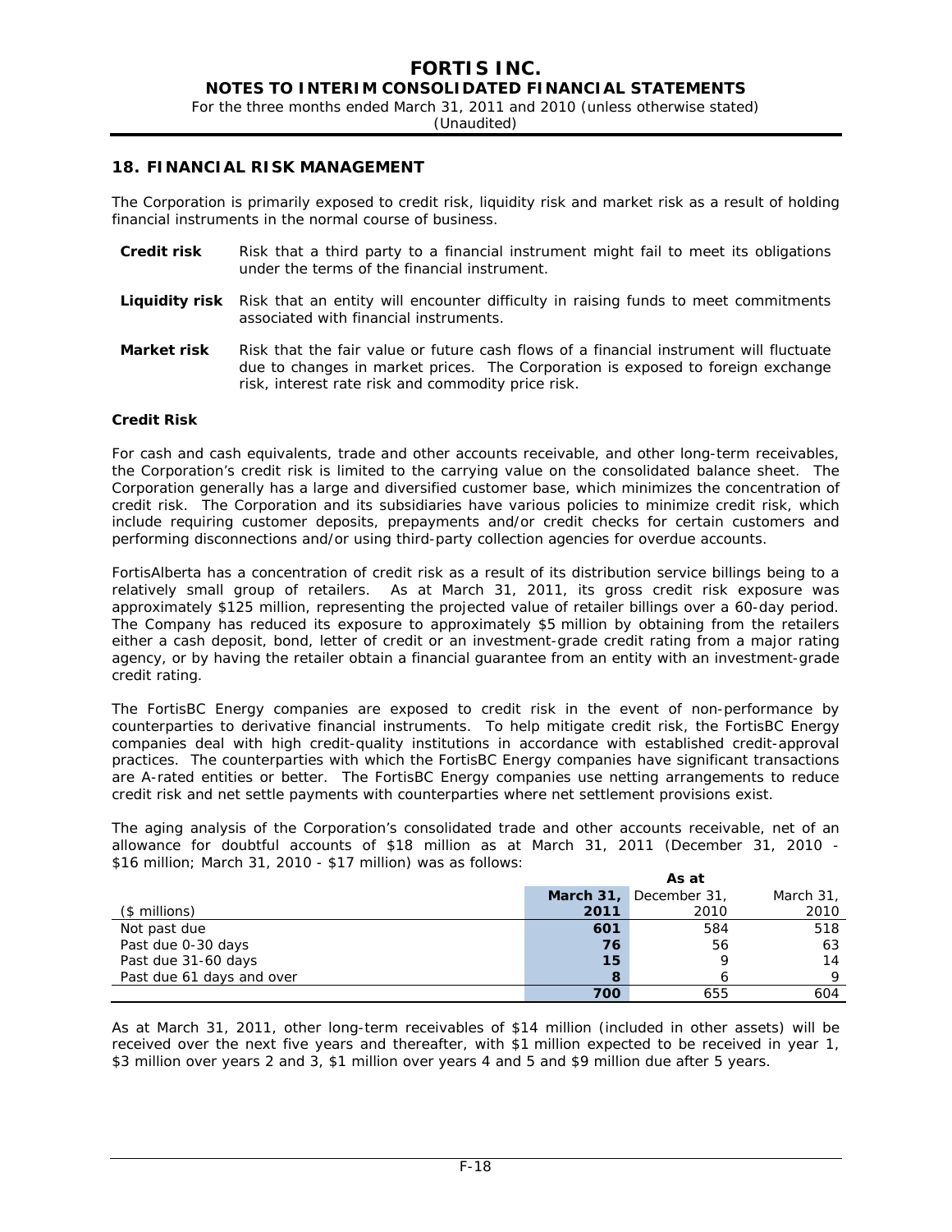## 18. FINANCIAL RISK MANAGEMENT

The Corporation is primarily exposed to credit risk, liquidity risk and market risk as a result of holding financial instruments in the normal course of business.

**Credit risk** Risk that a third party to a financial instrument might fail to meet its obligations under the terms of the financial instrument.

**Liquidity risk** Risk that an entity will encounter difficulty in raising funds to meet commitments associated with financial instruments.

**Market risk** Risk that the fair value or future cash flows of a financial instrument will fluctuate due to changes in market prices. The Corporation is exposed to foreign exchange risk, interest rate risk and commodity price risk.

**Credit Risk**

For cash and cash equivalents, trade and other accounts receivable, and other long-term receivables, the Corporation's credit risk is limited to the carrying value on the consolidated balance sheet. The Corporation generally has a large and diversified customer base, which minimizes the concentration of credit risk. The Corporation and its subsidiaries have various policies to minimize credit risk, which include requiring customer deposits, prepayments and/or credit checks for certain customers and performing disconnections and/or using third-party collection agencies for overdue accounts.

FortisAlberta has a concentration of credit risk as a result of its distribution service billings being to a relatively small group of retailers. As at March 31, 2011, its gross credit risk exposure was approximately $125 million, representing the projected value of retailer billings over a 60-day period. The Company has reduced its exposure to approximately $5 million by obtaining from the retailers either a cash deposit, bond, letter of credit or an investment-grade credit rating from a major rating agency, or by having the retailer obtain a financial guarantee from an entity with an investment-grade credit rating.

The FortisBC Energy companies are exposed to credit risk in the event of non-performance by counterparties to derivative financial instruments. To help mitigate credit risk, the FortisBC Energy companies deal with high credit-quality institutions in accordance with established credit-approval practices. The counterparties with which the FortisBC Energy companies have significant transactions are A-rated entities or better. The FortisBC Energy companies use netting arrangements to reduce credit risk and net settle payments with counterparties where net settlement provisions exist.

The aging analysis of the Corporation's consolidated trade and other accounts receivable, net of an allowance for doubtful accounts of $18 million as at March 31, 2011 (December 31, 2010 - $16 million; March 31, 2010 - $17 million) was as follows:

| | As at | | |
|---|---|---|---|
| ($ millions) | **March 31, 2011** | December 31, 2010 | March 31, 2010 |
| Not past due | **601** | 584 | 518 |
| Past due 0-30 days | **76** | 56 | 63 |
| Past due 31-60 days | **15** | 9 | 14 |
| Past due 61 days and over | **8** | 6 | 9 |
| | **700** | 655 | 604 |

As at March 31, 2011, other long-term receivables of $14 million (included in other assets) will be received over the next five years and thereafter, with $1 million expected to be received in year 1, $3 million over years 2 and 3, $1 million over years 4 and 5 and $9 million due after 5 years.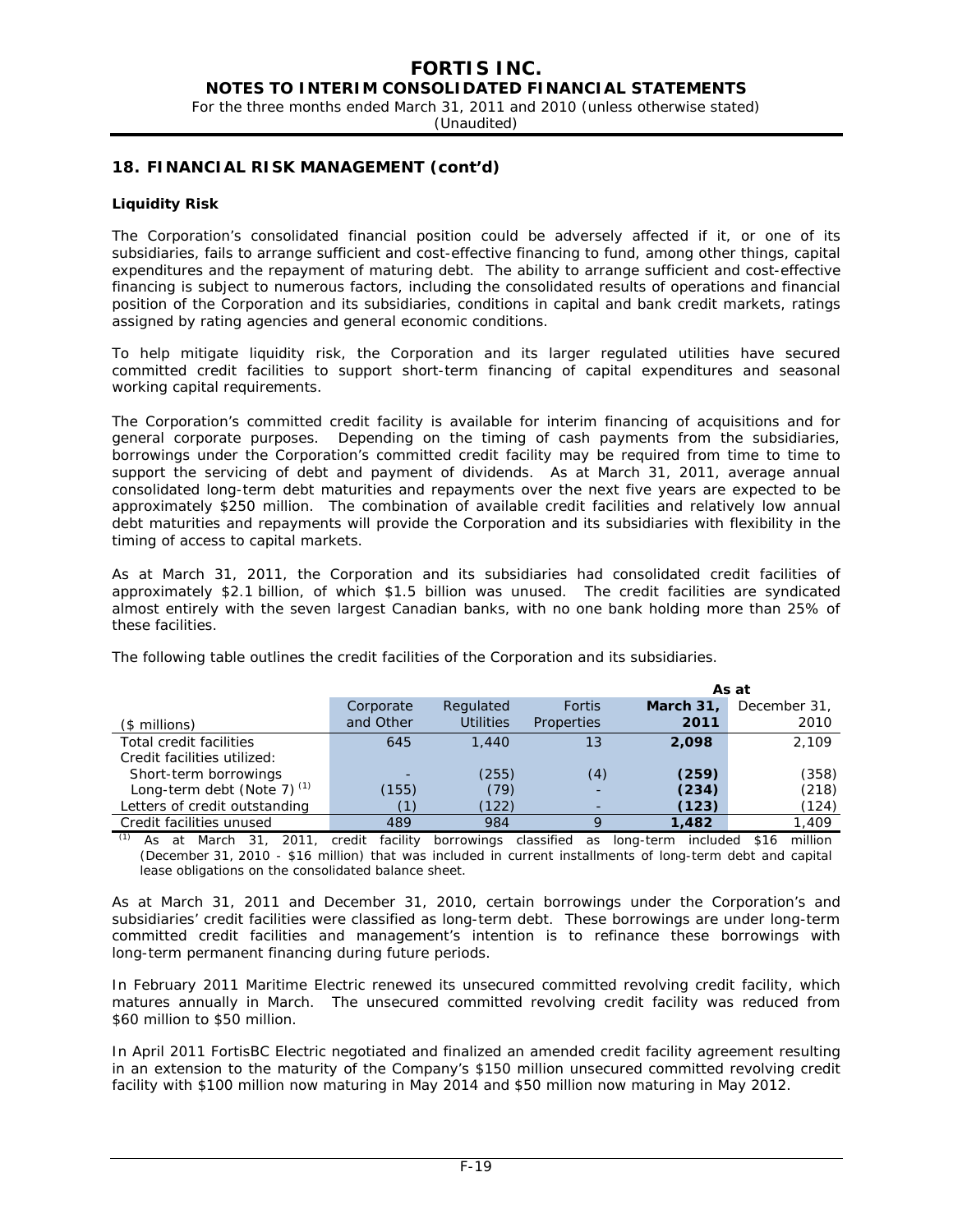## 18. FINANCIAL RISK MANAGEMENT (cont'd)

### Liquidity Risk

The Corporation's consolidated financial position could be adversely affected if it, or one of its subsidiaries, fails to arrange sufficient and cost-effective financing to fund, among other things, capital expenditures and the repayment of maturing debt. The ability to arrange sufficient and cost-effective financing is subject to numerous factors, including the consolidated results of operations and financial position of the Corporation and its subsidiaries, conditions in capital and bank credit markets, ratings assigned by rating agencies and general economic conditions.

To help mitigate liquidity risk, the Corporation and its larger regulated utilities have secured committed credit facilities to support short-term financing of capital expenditures and seasonal working capital requirements.

The Corporation's committed credit facility is available for interim financing of acquisitions and for general corporate purposes. Depending on the timing of cash payments from the subsidiaries, borrowings under the Corporation's committed credit facility may be required from time to time to support the servicing of debt and payment of dividends. As at March 31, 2011, average annual consolidated long-term debt maturities and repayments over the next five years are expected to be approximately $250 million. The combination of available credit facilities and relatively low annual debt maturities and repayments will provide the Corporation and its subsidiaries with flexibility in the timing of access to capital markets.

As at March 31, 2011, the Corporation and its subsidiaries had consolidated credit facilities of approximately $2.1 billion, of which $1.5 billion was unused. The credit facilities are syndicated almost entirely with the seven largest Canadian banks, with no one bank holding more than 25% of these facilities.

The following table outlines the credit facilities of the Corporation and its subsidiaries.

| | | | | As at | |
|---|---|---|---|---|---|
| ($ millions) | Corporate and Other | Regulated Utilities | Fortis Properties | **March 31, 2011** | December 31, 2010 |
| Total credit facilities | 645 | 1,440 | 13 | **2,098** | 2,109 |
| Credit facilities utilized: | | | | | |
| Short-term borrowings | - | (255) | (4) | **(259)** | (358) |
| Long-term debt (Note 7) [(1)] | (155) | (79) | - | **(234)** | (218) |
| Letters of credit outstanding | (1) | (122) | - | **(123)** | (124) |
| Credit facilities unused | 489 | 984 | 9 | **1,482** | 1,409 |

(1) As at March 31, 2011, credit facility borrowings classified as long-term included $16 million (December 31, 2010 - $16 million) that was included in current installments of long-term debt and capital lease obligations on the consolidated balance sheet.

As at March 31, 2011 and December 31, 2010, certain borrowings under the Corporation's and subsidiaries' credit facilities were classified as long-term debt. These borrowings are under long-term committed credit facilities and management's intention is to refinance these borrowings with long-term permanent financing during future periods.

In February 2011 Maritime Electric renewed its unsecured committed revolving credit facility, which matures annually in March. The unsecured committed revolving credit facility was reduced from $60 million to $50 million.

In April 2011 FortisBC Electric negotiated and finalized an amended credit facility agreement resulting in an extension to the maturity of the Company's $150 million unsecured committed revolving credit facility with $100 million now maturing in May 2014 and $50 million now maturing in May 2012.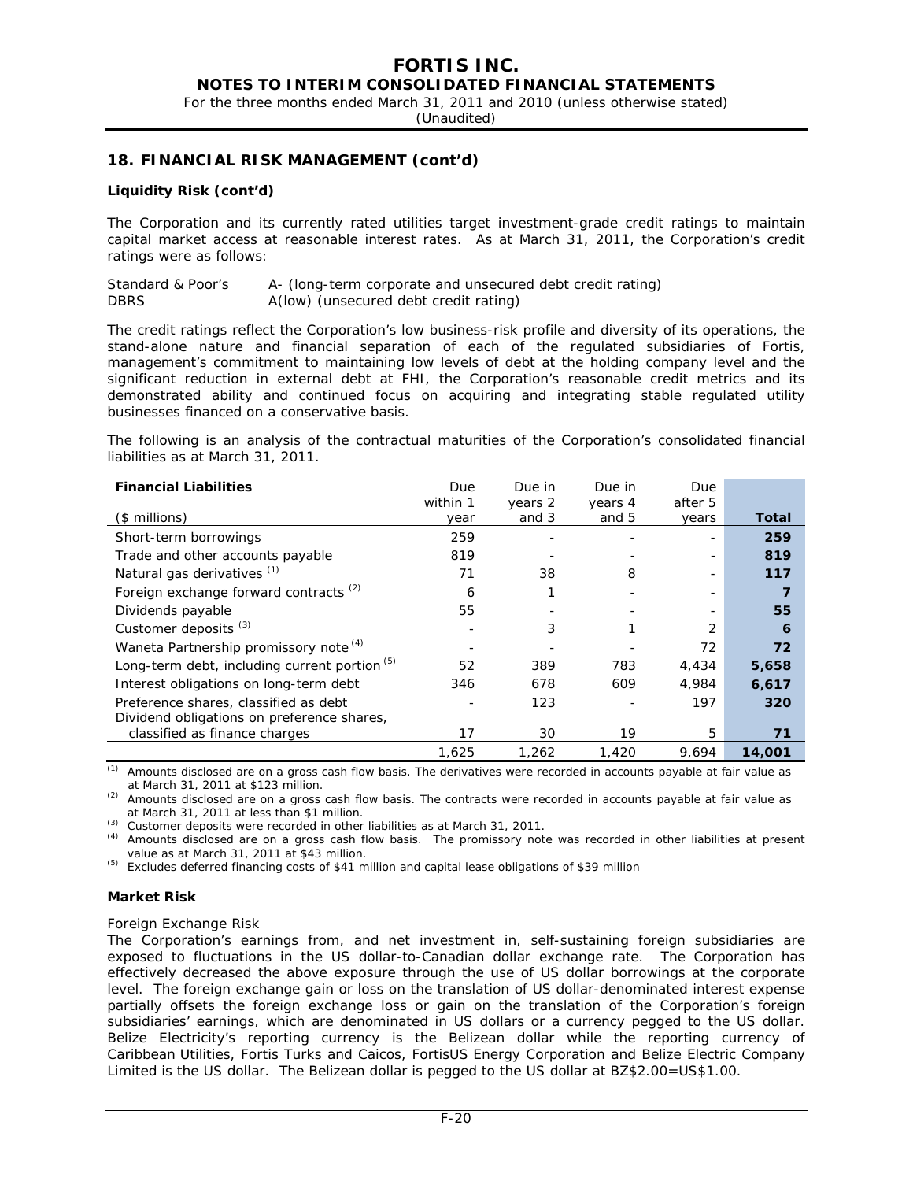## 18. FINANCIAL RISK MANAGEMENT (cont'd)

**Liquidity Risk (cont'd)**

The Corporation and its currently rated utilities target investment-grade credit ratings to maintain capital market access at reasonable interest rates. As at March 31, 2011, the Corporation's credit ratings were as follows:

Standard & Poor's A- (long-term corporate and unsecured debt credit rating)
DBRS A(low) (unsecured debt credit rating)

The credit ratings reflect the Corporation's low business-risk profile and diversity of its operations, the stand-alone nature and financial separation of each of the regulated subsidiaries of Fortis, management's commitment to maintaining low levels of debt at the holding company level and the significant reduction in external debt at FHI, the Corporation's reasonable credit metrics and its demonstrated ability and continued focus on acquiring and integrating stable regulated utility businesses financed on a conservative basis.

The following is an analysis of the contractual maturities of the Corporation's consolidated financial liabilities as at March 31, 2011.

| **Financial Liabilities** ($ millions) | Due within 1 year | Due in years 2 and 3 | Due in years 4 and 5 | Due after 5 years | **Total** |
|---|---|---|---|---|---|
| Short-term borrowings | 259 | - | - | - | **259** |
| Trade and other accounts payable | 819 | - | - | - | **819** |
| Natural gas derivatives [(1)] | 71 | 38 | 8 | - | **117** |
| Foreign exchange forward contracts [(2)] | 6 | 1 | - | - | **7** |
| Dividends payable | 55 | - | - | - | **55** |
| Customer deposits [(3)] | - | 3 | 1 | 2 | **6** |
| Waneta Partnership promissory note [(4)] | - | - | - | 72 | **72** |
| Long-term debt, including current portion [(5)] | 52 | 389 | 783 | 4,434 | **5,658** |
| Interest obligations on long-term debt | 346 | 678 | 609 | 4,984 | **6,617** |
| Preference shares, classified as debt | - | 123 | - | 197 | **320** |
| Dividend obligations on preference shares, classified as finance charges | 17 | 30 | 19 | 5 | **71** |
| | 1,625 | 1,262 | 1,420 | 9,694 | **14,001** |

(1) Amounts disclosed are on a gross cash flow basis. The derivatives were recorded in accounts payable at fair value as at March 31, 2011 at $123 million.
(2) Amounts disclosed are on a gross cash flow basis. The contracts were recorded in accounts payable at fair value as at March 31, 2011 at less than $1 million.
(3) Customer deposits were recorded in other liabilities as at March 31, 2011.
(4) Amounts disclosed are on a gross cash flow basis. The promissory note was recorded in other liabilities at present value as at March 31, 2011 at $43 million.
(5) Excludes deferred financing costs of $41 million and capital lease obligations of $39 million

**Market Risk**

*Foreign Exchange Risk*
The Corporation's earnings from, and net investment in, self-sustaining foreign subsidiaries are exposed to fluctuations in the US dollar-to-Canadian dollar exchange rate. The Corporation has effectively decreased the above exposure through the use of US dollar borrowings at the corporate level. The foreign exchange gain or loss on the translation of US dollar-denominated interest expense partially offsets the foreign exchange loss or gain on the translation of the Corporation's foreign subsidiaries' earnings, which are denominated in US dollars or a currency pegged to the US dollar. Belize Electricity's reporting currency is the Belizean dollar while the reporting currency of Caribbean Utilities, Fortis Turks and Caicos, FortisUS Energy Corporation and Belize Electric Company Limited is the US dollar. The Belizean dollar is pegged to the US dollar at BZ$2.00=US$1.00.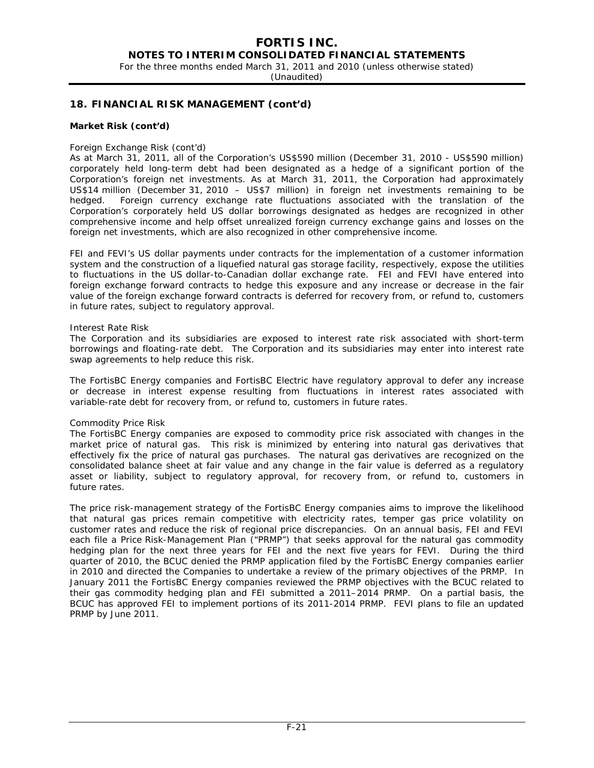## 18. FINANCIAL RISK MANAGEMENT (cont'd)

**Market Risk (cont'd)**

Foreign Exchange Risk (cont'd)

As at March 31, 2011, all of the Corporation's US$590 million (December 31, 2010 - US$590 million) corporately held long-term debt had been designated as a hedge of a significant portion of the Corporation's foreign net investments. As at March 31, 2011, the Corporation had approximately US$14 million (December 31, 2010 – US$7 million) in foreign net investments remaining to be hedged. Foreign currency exchange rate fluctuations associated with the translation of the Corporation's corporately held US dollar borrowings designated as hedges are recognized in other comprehensive income and help offset unrealized foreign currency exchange gains and losses on the foreign net investments, which are also recognized in other comprehensive income.

FEI and FEVI's US dollar payments under contracts for the implementation of a customer information system and the construction of a liquefied natural gas storage facility, respectively, expose the utilities to fluctuations in the US dollar-to-Canadian dollar exchange rate. FEI and FEVI have entered into foreign exchange forward contracts to hedge this exposure and any increase or decrease in the fair value of the foreign exchange forward contracts is deferred for recovery from, or refund to, customers in future rates, subject to regulatory approval.

Interest Rate Risk

The Corporation and its subsidiaries are exposed to interest rate risk associated with short-term borrowings and floating-rate debt. The Corporation and its subsidiaries may enter into interest rate swap agreements to help reduce this risk.

The FortisBC Energy companies and FortisBC Electric have regulatory approval to defer any increase or decrease in interest expense resulting from fluctuations in interest rates associated with variable-rate debt for recovery from, or refund to, customers in future rates.

Commodity Price Risk

The FortisBC Energy companies are exposed to commodity price risk associated with changes in the market price of natural gas. This risk is minimized by entering into natural gas derivatives that effectively fix the price of natural gas purchases. The natural gas derivatives are recognized on the consolidated balance sheet at fair value and any change in the fair value is deferred as a regulatory asset or liability, subject to regulatory approval, for recovery from, or refund to, customers in future rates.

The price risk-management strategy of the FortisBC Energy companies aims to improve the likelihood that natural gas prices remain competitive with electricity rates, temper gas price volatility on customer rates and reduce the risk of regional price discrepancies. On an annual basis, FEI and FEVI each file a Price Risk-Management Plan ("PRMP") that seeks approval for the natural gas commodity hedging plan for the next three years for FEI and the next five years for FEVI. During the third quarter of 2010, the BCUC denied the PRMP application filed by the FortisBC Energy companies earlier in 2010 and directed the Companies to undertake a review of the primary objectives of the PRMP. In January 2011 the FortisBC Energy companies reviewed the PRMP objectives with the BCUC related to their gas commodity hedging plan and FEI submitted a 2011–2014 PRMP. On a partial basis, the BCUC has approved FEI to implement portions of its 2011-2014 PRMP. FEVI plans to file an updated PRMP by June 2011.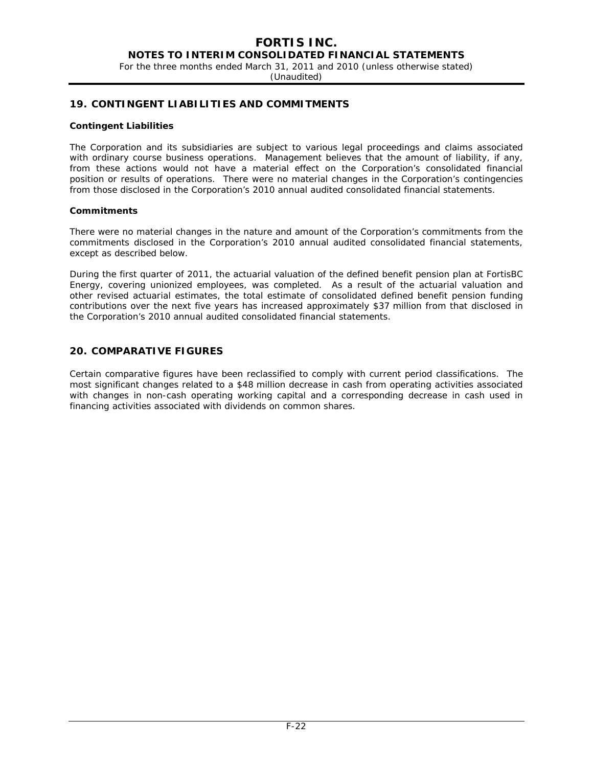## 19. CONTINGENT LIABILITIES AND COMMITMENTS

### Contingent Liabilities

The Corporation and its subsidiaries are subject to various legal proceedings and claims associated with ordinary course business operations. Management believes that the amount of liability, if any, from these actions would not have a material effect on the Corporation's consolidated financial position or results of operations. There were no material changes in the Corporation's contingencies from those disclosed in the Corporation's 2010 annual audited consolidated financial statements.

### Commitments

There were no material changes in the nature and amount of the Corporation's commitments from the commitments disclosed in the Corporation's 2010 annual audited consolidated financial statements, except as described below.

During the first quarter of 2011, the actuarial valuation of the defined benefit pension plan at FortisBC Energy, covering unionized employees, was completed. As a result of the actuarial valuation and other revised actuarial estimates, the total estimate of consolidated defined benefit pension funding contributions over the next five years has increased approximately $37 million from that disclosed in the Corporation's 2010 annual audited consolidated financial statements.

## 20. COMPARATIVE FIGURES

Certain comparative figures have been reclassified to comply with current period classifications. The most significant changes related to a $48 million decrease in cash from operating activities associated with changes in non-cash operating working capital and a corresponding decrease in cash used in financing activities associated with dividends on common shares.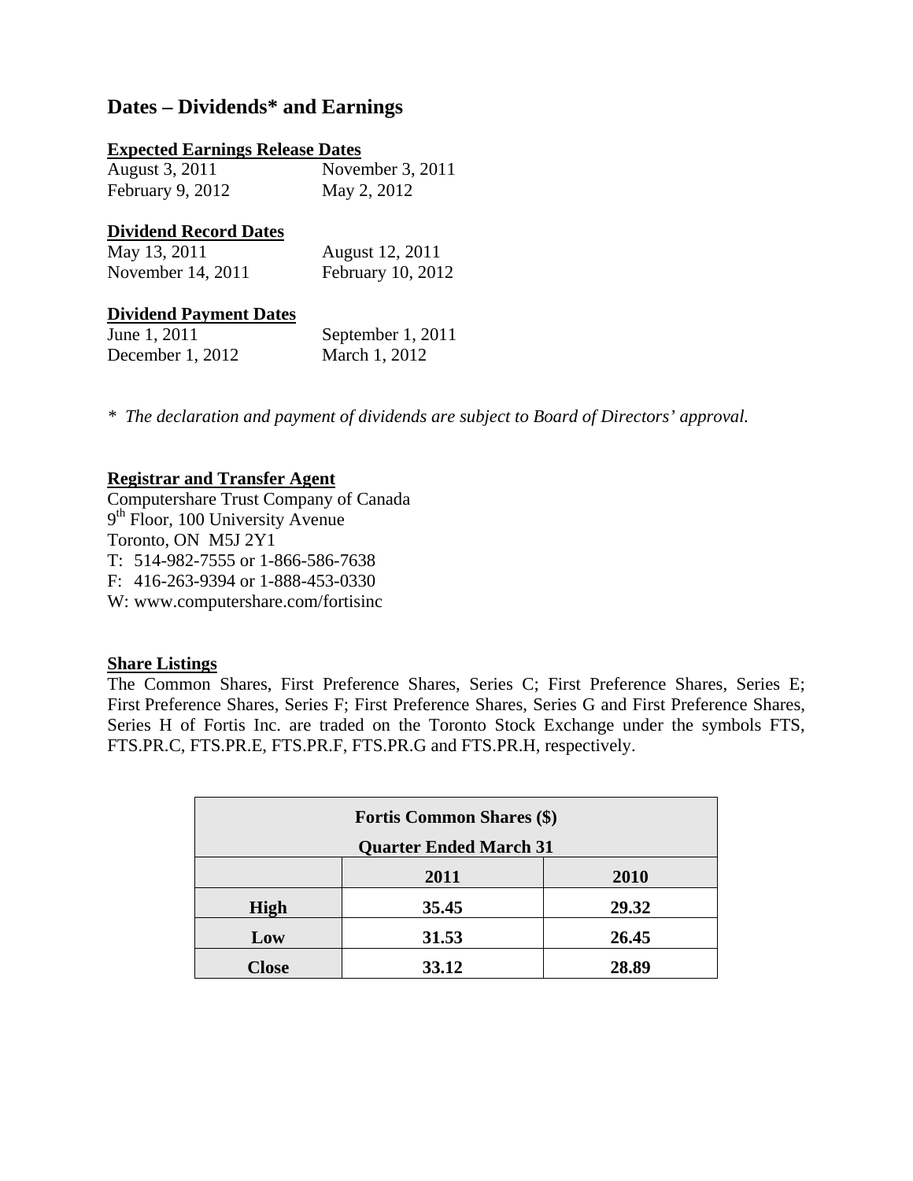## Dates – Dividends* and Earnings

**Expected Earnings Release Dates**

| | |
|---|---|
| August 3, 2011 | November 3, 2011 |
| February 9, 2012 | May 2, 2012 |

**Dividend Record Dates**

| | |
|---|---|
| May 13, 2011 | August 12, 2011 |
| November 14, 2011 | February 10, 2012 |

**Dividend Payment Dates**

| | |
|---|---|
| June 1, 2011 | September 1, 2011 |
| December 1, 2012 | March 1, 2012 |

*\* The declaration and payment of dividends are subject to Board of Directors' approval.*

**Registrar and Transfer Agent**

Computershare Trust Company of Canada
9th Floor, 100 University Avenue
Toronto, ON M5J 2Y1
T: 514-982-7555 or 1-866-586-7638
F: 416-263-9394 or 1-888-453-0330
W: www.computershare.com/fortisinc

**Share Listings**

The Common Shares, First Preference Shares, Series C; First Preference Shares, Series E; First Preference Shares, Series F; First Preference Shares, Series G and First Preference Shares, Series H of Fortis Inc. are traded on the Toronto Stock Exchange under the symbols FTS, FTS.PR.C, FTS.PR.E, FTS.PR.F, FTS.PR.G and FTS.PR.H, respectively.

| Fortis Common Shares ($) Quarter Ended March 31 | | |
|---|---|---|
| | **2011** | **2010** |
| **High** | **35.45** | **29.32** |
| **Low** | **31.53** | **26.45** |
| **Close** | **33.12** | **28.89** |